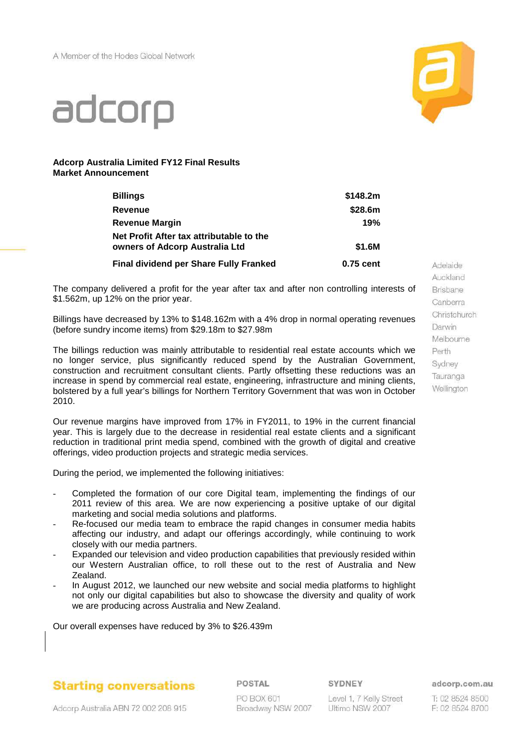A Member of the Hodes Global Network

# adcorp

**Adcorp Australia Limited FY12 Final Results**
**Market Announcement**

| | |
|---|---|
| **Billings** | **$148.2m** |
| **Revenue** | **$28.6m** |
| **Revenue Margin** | **19%** |
| **Net Profit After tax attributable to the owners of Adcorp Australia Ltd** | **$1.6M** |
| **Final dividend per Share Fully Franked** | **0.75 cent** |

Adelaide
Auckland
Brisbane
Canberra
Christchurch
Darwin
Melbourne
Perth
Sydney
Tauranga
Wellington

The company delivered a profit for the year after tax and after non controlling interests of $1.562m, up 12% on the prior year.

Billings have decreased by 13% to $148.162m with a 4% drop in normal operating revenues (before sundry income items) from $29.18m to $27.98m

The billings reduction was mainly attributable to residential real estate accounts which we no longer service, plus significantly reduced spend by the Australian Government, construction and recruitment consultant clients. Partly offsetting these reductions was an increase in spend by commercial real estate, engineering, infrastructure and mining clients, bolstered by a full year's billings for Northern Territory Government that was won in October 2010.

Our revenue margins have improved from 17% in FY2011, to 19% in the current financial year. This is largely due to the decrease in residential real estate clients and a significant reduction in traditional print media spend, combined with the growth of digital and creative offerings, video production projects and strategic media services.

During the period, we implemented the following initiatives:

- Completed the formation of our core Digital team, implementing the findings of our 2011 review of this area. We are now experiencing a positive uptake of our digital marketing and social media solutions and platforms.
- Re-focused our media team to embrace the rapid changes in consumer media habits affecting our industry, and adapt our offerings accordingly, while continuing to work closely with our media partners.
- Expanded our television and video production capabilities that previously resided within our Western Australian office, to roll these out to the rest of Australia and New Zealand.
- In August 2012, we launched our new website and social media platforms to highlight not only our digital capabilities but also to showcase the diversity and quality of work we are producing across Australia and New Zealand.

Our overall expenses have reduced by 3% to $26.439m

**Starting conversations**

Adcorp Australia ABN 72 002 208 915

**POSTAL**
PO BOX 601
Broadway NSW 2007

**SYDNEY**
Level 1, 7 Kelly Street
Ultimo NSW 2007

**adcorp.com.au**
T: 02 8524 8500
F: 02 8524 8700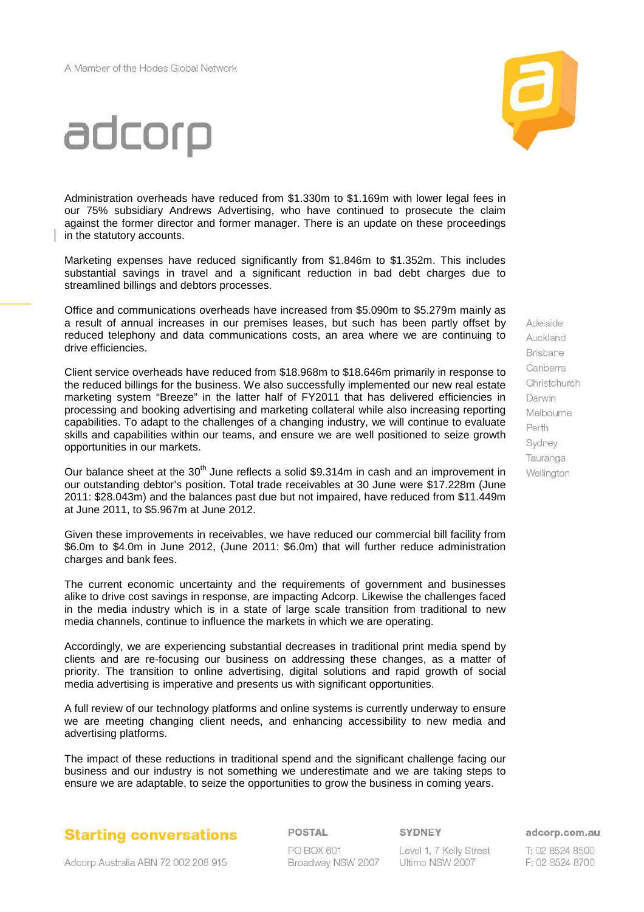Administration overheads have reduced from $1.330m to $1.169m with lower legal fees in our 75% subsidiary Andrews Advertising, who have continued to prosecute the claim against the former director and former manager. There is an update on these proceedings in the statutory accounts.

Marketing expenses have reduced significantly from $1.846m to $1.352m. This includes substantial savings in travel and a significant reduction in bad debt charges due to streamlined billings and debtors processes.

Office and communications overheads have increased from $5.090m to $5.279m mainly as a result of annual increases in our premises leases, but such has been partly offset by reduced telephony and data communications costs, an area where we are continuing to drive efficiencies.

Client service overheads have reduced from $18.968m to $18.646m primarily in response to the reduced billings for the business. We also successfully implemented our new real estate marketing system "Breeze" in the latter half of FY2011 that has delivered efficiencies in processing and booking advertising and marketing collateral while also increasing reporting capabilities. To adapt to the challenges of a changing industry, we will continue to evaluate skills and capabilities within our teams, and ensure we are well positioned to seize growth opportunities in our markets.

Our balance sheet at the 30th June reflects a solid $9.314m in cash and an improvement in our outstanding debtor's position. Total trade receivables at 30 June were $17.228m (June 2011: $28.043m) and the balances past due but not impaired, have reduced from $11.449m at June 2011, to $5.967m at June 2012.

Given these improvements in receivables, we have reduced our commercial bill facility from $6.0m to $4.0m in June 2012, (June 2011: $6.0m) that will further reduce administration charges and bank fees.

The current economic uncertainty and the requirements of government and businesses alike to drive cost savings in response, are impacting Adcorp. Likewise the challenges faced in the media industry which is in a state of large scale transition from traditional to new media channels, continue to influence the markets in which we are operating.

Accordingly, we are experiencing substantial decreases in traditional print media spend by clients and are re-focusing our business on addressing these changes, as a matter of priority. The transition to online advertising, digital solutions and rapid growth of social media advertising is imperative and presents us with significant opportunities.

A full review of our technology platforms and online systems is currently underway to ensure we are meeting changing client needs, and enhancing accessibility to new media and advertising platforms.

The impact of these reductions in traditional spend and the significant challenge facing our business and our industry is not something we underestimate and we are taking steps to ensure we are adaptable, to seize the opportunities to grow the business in coming years.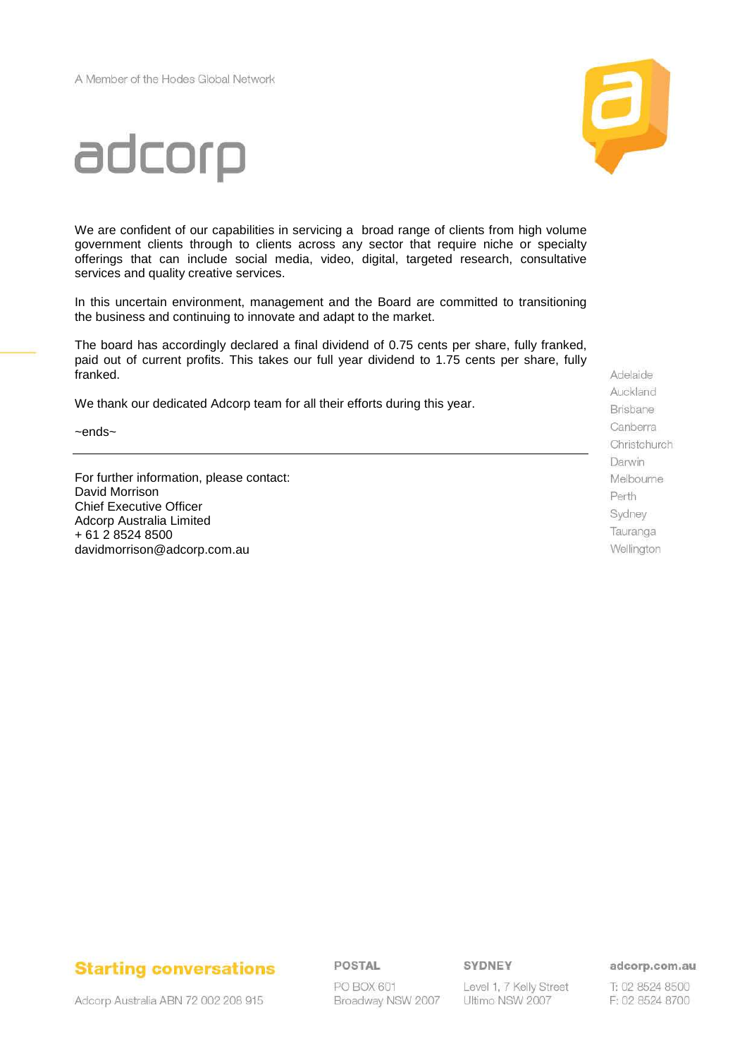We are confident of our capabilities in servicing a broad range of clients from high volume government clients through to clients across any sector that require niche or specialty offerings that can include social media, video, digital, targeted research, consultative services and quality creative services.

In this uncertain environment, management and the Board are committed to transitioning the business and continuing to innovate and adapt to the market.

The board has accordingly declared a final dividend of 0.75 cents per share, fully franked, paid out of current profits. This takes our full year dividend to 1.75 cents per share, fully franked.

We thank our dedicated Adcorp team for all their efforts during this year.

~ends~

---

For further information, please contact:
David Morrison
Chief Executive Officer
Adcorp Australia Limited
+ 61 2 8524 8500
davidmorrison@adcorp.com.au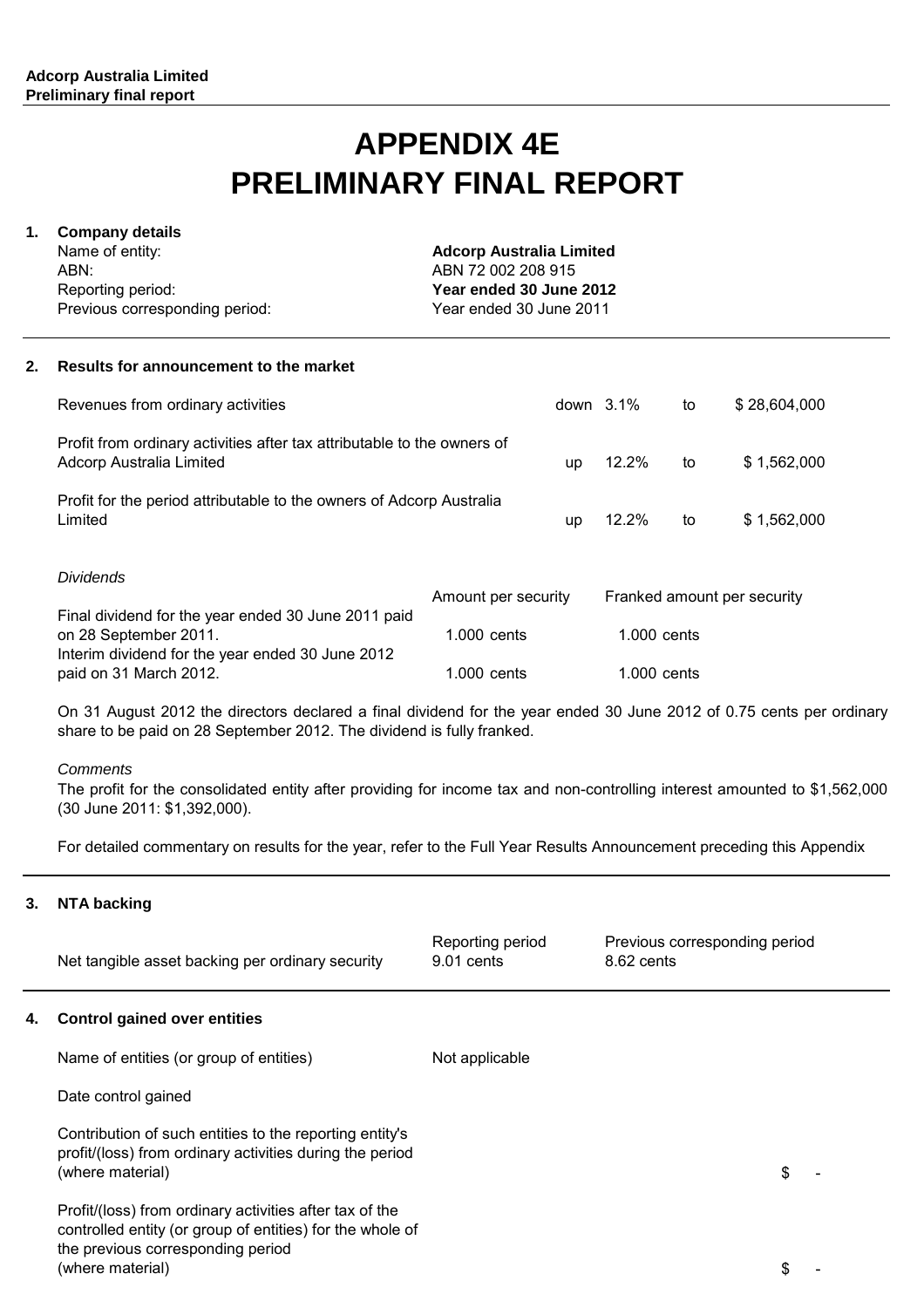# APPENDIX 4E
# PRELIMINARY FINAL REPORT

## 1. Company details

| | |
|---|---|
| Name of entity: | **Adcorp Australia Limited** |
| ABN: | ABN 72 002 208 915 |
| Reporting period: | **Year ended 30 June 2012** |
| Previous corresponding period: | Year ended 30 June 2011 |

## 2. Results for announcement to the market

| | | | | |
|---|---|---|---|---|
| Revenues from ordinary activities | down | 3.1% | to | $ 28,604,000 |
| Profit from ordinary activities after tax attributable to the owners of Adcorp Australia Limited | up | 12.2% | to | $ 1,562,000 |
| Profit for the period attributable to the owners of Adcorp Australia Limited | up | 12.2% | to | $ 1,562,000 |

*Dividends*

| | Amount per security | Franked amount per security |
|---|---|---|
| Final dividend for the year ended 30 June 2011 paid on 28 September 2011. | 1.000 cents | 1.000 cents |
| Interim dividend for the year ended 30 June 2012 paid on 31 March 2012. | 1.000 cents | 1.000 cents |

On 31 August 2012 the directors declared a final dividend for the year ended 30 June 2012 of 0.75 cents per ordinary share to be paid on 28 September 2012. The dividend is fully franked.

*Comments*

The profit for the consolidated entity after providing for income tax and non-controlling interest amounted to $1,562,000 (30 June 2011: $1,392,000).

For detailed commentary on results for the year, refer to the Full Year Results Announcement preceding this Appendix

## 3. NTA backing

| | Reporting period | Previous corresponding period |
|---|---|---|
| Net tangible asset backing per ordinary security | 9.01 cents | 8.62 cents |

## 4. Control gained over entities

| | | |
|---|---|---|
| Name of entities (or group of entities) | Not applicable | |
| Date control gained | | |
| Contribution of such entities to the reporting entity's profit/(loss) from ordinary activities during the period (where material) | | $ - |
| Profit/(loss) from ordinary activities after tax of the controlled entity (or group of entities) for the whole of the previous corresponding period (where material) | | $ - |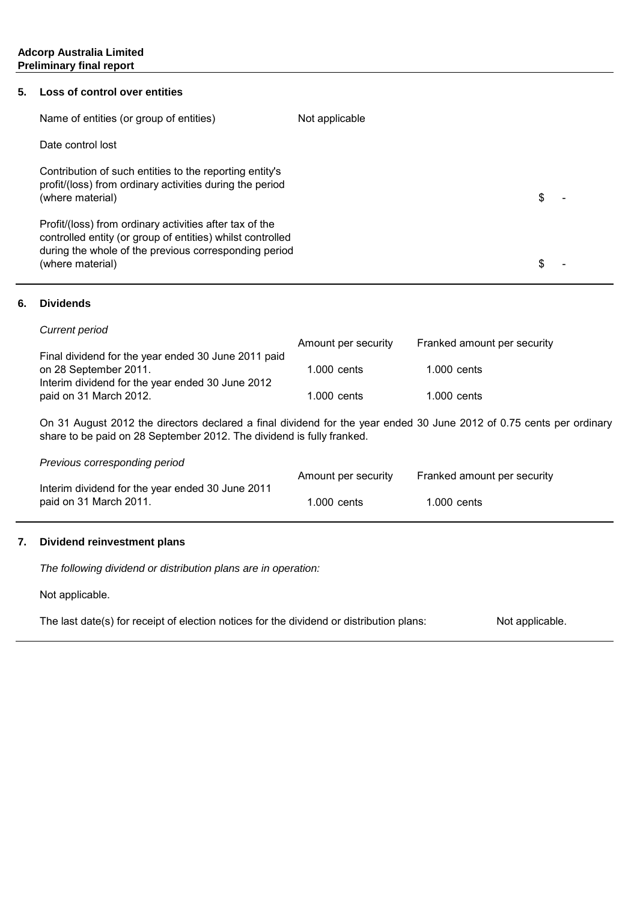## 5. Loss of control over entities

| | | |
|---|---|---|
| Name of entities (or group of entities) | Not applicable | |
| Date control lost | | |
| Contribution of such entities to the reporting entity's profit/(loss) from ordinary activities during the period (where material) | | $ - |
| Profit/(loss) from ordinary activities after tax of the controlled entity (or group of entities) whilst controlled during the whole of the previous corresponding period (where material) | | $ - |

## 6. Dividends

*Current period*

| | Amount per security | Franked amount per security |
|---|---|---|
| Final dividend for the year ended 30 June 2011 paid on 28 September 2011. | 1.000 cents | 1.000 cents |
| Interim dividend for the year ended 30 June 2012 paid on 31 March 2012. | 1.000 cents | 1.000 cents |

On 31 August 2012 the directors declared a final dividend for the year ended 30 June 2012 of 0.75 cents per ordinary share to be paid on 28 September 2012. The dividend is fully franked.

*Previous corresponding period*

| | Amount per security | Franked amount per security |
|---|---|---|
| Interim dividend for the year ended 30 June 2011 paid on 31 March 2011. | 1.000 cents | 1.000 cents |

## 7. Dividend reinvestment plans

*The following dividend or distribution plans are in operation:*

Not applicable.

The last date(s) for receipt of election notices for the dividend or distribution plans: Not applicable.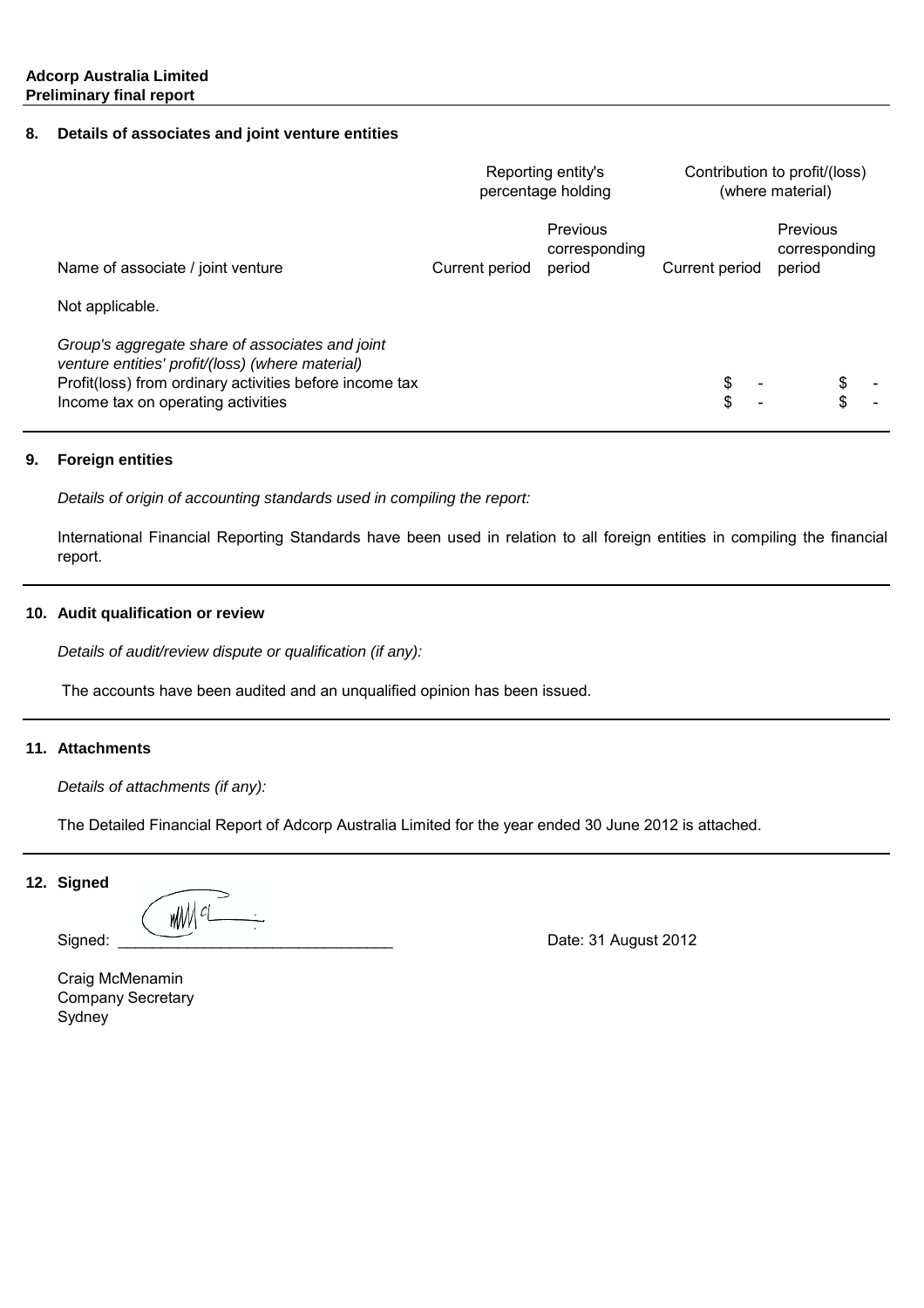## 8. Details of associates and joint venture entities

| Name of associate / joint venture | Reporting entity's percentage holding | | Contribution to profit/(loss) (where material) | |
|---|---|---|---|---|
| | Current period | Previous corresponding period | Current period | Previous corresponding period |
| Not applicable. | | | | |
| *Group's aggregate share of associates and joint venture entities' profit/(loss) (where material)* | | | | |
| Profit(loss) from ordinary activities before income tax | | | $ - | $ - |
| Income tax on operating activities | | | $ - | $ - |

## 9. Foreign entities

*Details of origin of accounting standards used in compiling the report:*

International Financial Reporting Standards have been used in relation to all foreign entities in compiling the financial report.

## 10. Audit qualification or review

*Details of audit/review dispute or qualification (if any):*

The accounts have been audited and an unqualified opinion has been issued.

## 11. Attachments

*Details of attachments (if any):*

The Detailed Financial Report of Adcorp Australia Limited for the year ended 30 June 2012 is attached.

## 12. Signed

Signed: ______________________________ Date: 31 August 2012

Craig McMenamin
Company Secretary
Sydney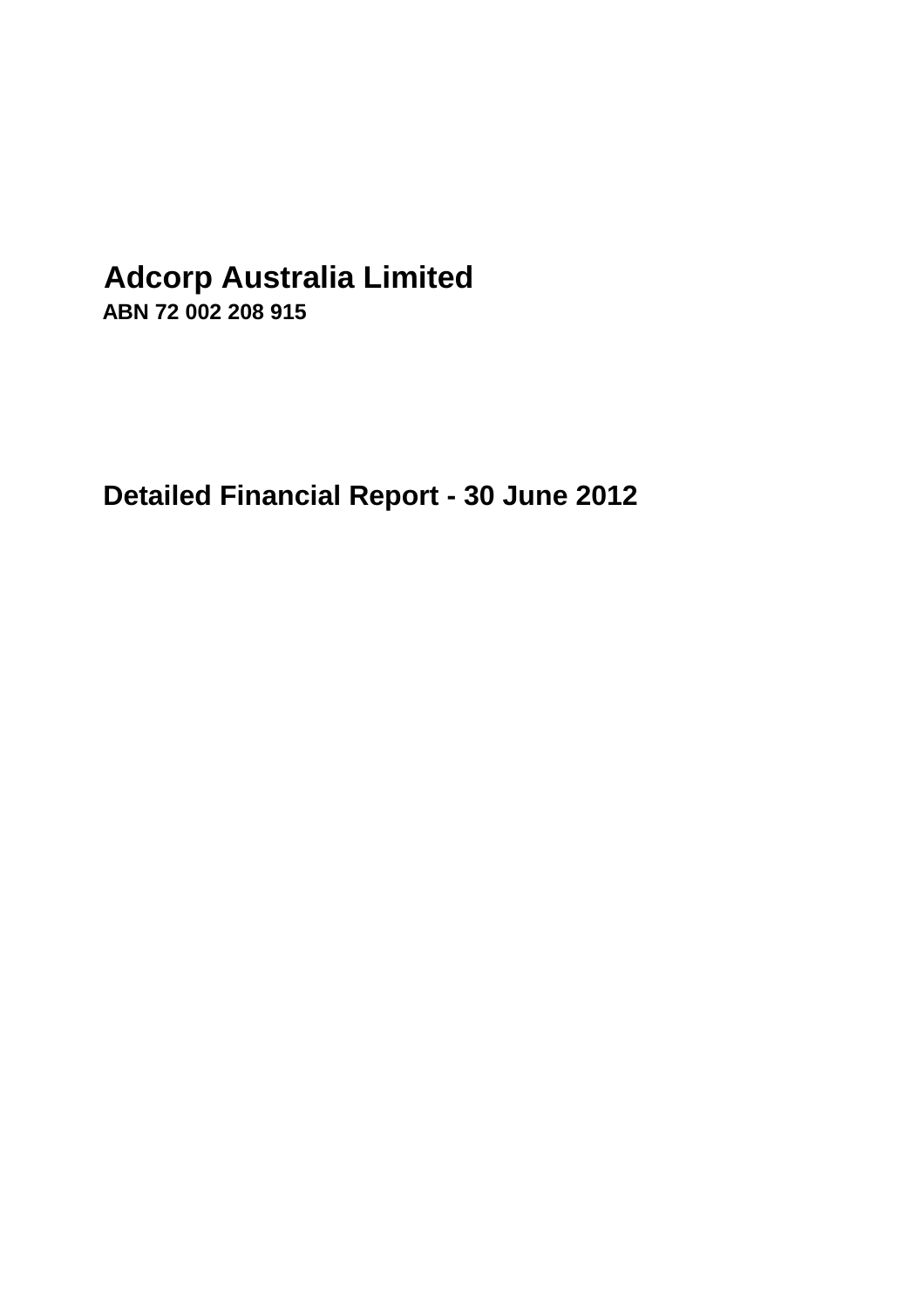# Adcorp Australia Limited

**ABN 72 002 208 915**

## Detailed Financial Report - 30 June 2012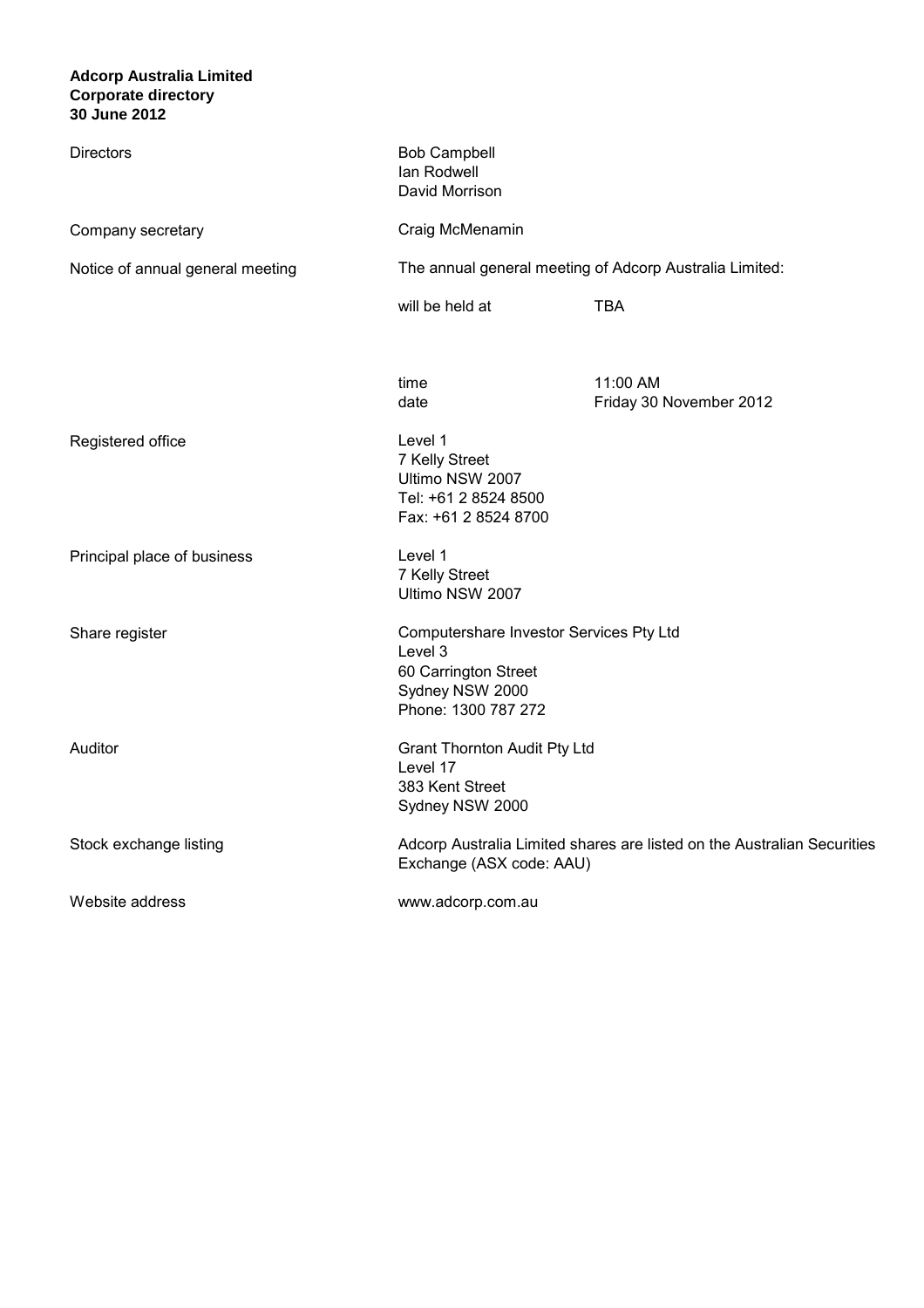**Adcorp Australia Limited**
**Corporate directory**
**30 June 2012**

| | | |
|---|---|---|
| Directors | Bob Campbell<br>Ian Rodwell<br>David Morrison | |
| Company secretary | Craig McMenamin | |
| Notice of annual general meeting | The annual general meeting of Adcorp Australia Limited: | |
| | will be held at | TBA |
| | time<br>date | 11:00 AM<br>Friday 30 November 2012 |
| Registered office | Level 1<br>7 Kelly Street<br>Ultimo NSW 2007<br>Tel: +61 2 8524 8500<br>Fax: +61 2 8524 8700 | |
| Principal place of business | Level 1<br>7 Kelly Street<br>Ultimo NSW 2007 | |
| Share register | Computershare Investor Services Pty Ltd<br>Level 3<br>60 Carrington Street<br>Sydney NSW 2000<br>Phone: 1300 787 272 | |
| Auditor | Grant Thornton Audit Pty Ltd<br>Level 17<br>383 Kent Street<br>Sydney NSW 2000 | |
| Stock exchange listing | Adcorp Australia Limited shares are listed on the Australian Securities Exchange (ASX code: AAU) | |
| Website address | www.adcorp.com.au | |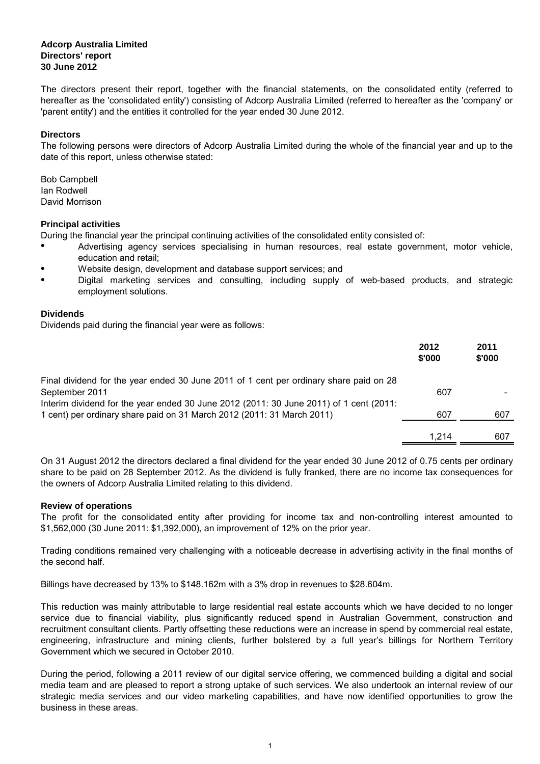**Adcorp Australia Limited**
**Directors' report**
**30 June 2012**

The directors present their report, together with the financial statements, on the consolidated entity (referred to hereafter as the 'consolidated entity') consisting of Adcorp Australia Limited (referred to hereafter as the 'company' or 'parent entity') and the entities it controlled for the year ended 30 June 2012.

**Directors**

The following persons were directors of Adcorp Australia Limited during the whole of the financial year and up to the date of this report, unless otherwise stated:

Bob Campbell
Ian Rodwell
David Morrison

**Principal activities**

During the financial year the principal continuing activities of the consolidated entity consisted of:

- Advertising agency services specialising in human resources, real estate government, motor vehicle, education and retail;
- Website design, development and database support services; and
- Digital marketing services and consulting, including supply of web-based products, and strategic employment solutions.

**Dividends**

Dividends paid during the financial year were as follows:

| | 2012 $'000 | 2011 $'000 |
|---|---|---|
| Final dividend for the year ended 30 June 2011 of 1 cent per ordinary share paid on 28 September 2011 | 607 | - |
| Interim dividend for the year ended 30 June 2012 (2011: 30 June 2011) of 1 cent (2011: 1 cent) per ordinary share paid on 31 March 2012 (2011: 31 March 2011) | 607 | 607 |
| | 1,214 | 607 |

On 31 August 2012 the directors declared a final dividend for the year ended 30 June 2012 of 0.75 cents per ordinary share to be paid on 28 September 2012. As the dividend is fully franked, there are no income tax consequences for the owners of Adcorp Australia Limited relating to this dividend.

**Review of operations**

The profit for the consolidated entity after providing for income tax and non-controlling interest amounted to $1,562,000 (30 June 2011: $1,392,000), an improvement of 12% on the prior year.

Trading conditions remained very challenging with a noticeable decrease in advertising activity in the final months of the second half.

Billings have decreased by 13% to $148.162m with a 3% drop in revenues to $28.604m.

This reduction was mainly attributable to large residential real estate accounts which we have decided to no longer service due to financial viability, plus significantly reduced spend in Australian Government, construction and recruitment consultant clients. Partly offsetting these reductions were an increase in spend by commercial real estate, engineering, infrastructure and mining clients, further bolstered by a full year's billings for Northern Territory Government which we secured in October 2010.

During the period, following a 2011 review of our digital service offering, we commenced building a digital and social media team and are pleased to report a strong uptake of such services. We also undertook an internal review of our strategic media services and our video marketing capabilities, and have now identified opportunities to grow the business in these areas.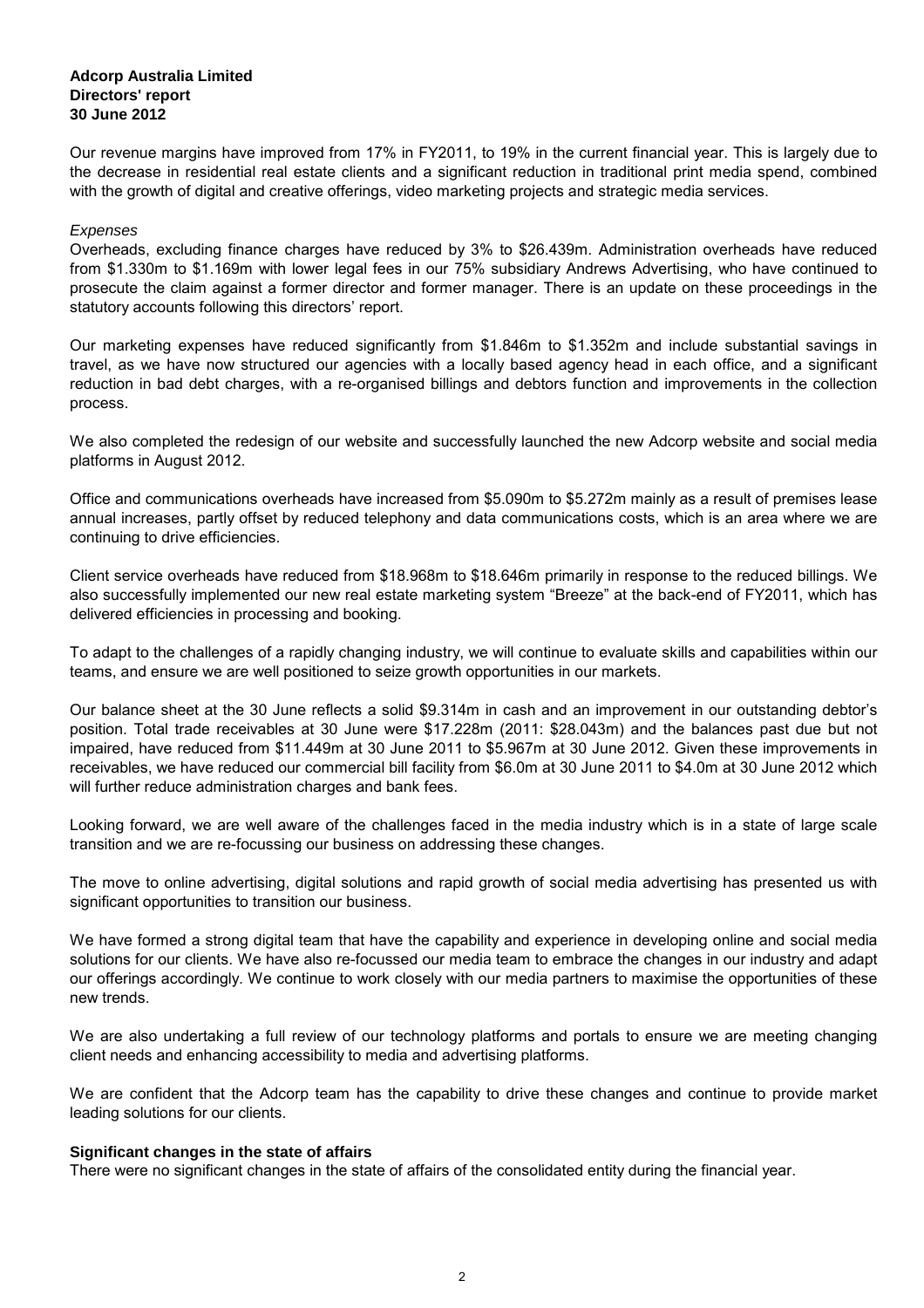**Adcorp Australia Limited**
**Directors' report**
**30 June 2012**

Our revenue margins have improved from 17% in FY2011, to 19% in the current financial year. This is largely due to the decrease in residential real estate clients and a significant reduction in traditional print media spend, combined with the growth of digital and creative offerings, video marketing projects and strategic media services.

*Expenses*

Overheads, excluding finance charges have reduced by 3% to $26.439m. Administration overheads have reduced from $1.330m to $1.169m with lower legal fees in our 75% subsidiary Andrews Advertising, who have continued to prosecute the claim against a former director and former manager. There is an update on these proceedings in the statutory accounts following this directors' report.

Our marketing expenses have reduced significantly from $1.846m to $1.352m and include substantial savings in travel, as we have now structured our agencies with a locally based agency head in each office, and a significant reduction in bad debt charges, with a re-organised billings and debtors function and improvements in the collection process.

We also completed the redesign of our website and successfully launched the new Adcorp website and social media platforms in August 2012.

Office and communications overheads have increased from $5.090m to $5.272m mainly as a result of premises lease annual increases, partly offset by reduced telephony and data communications costs, which is an area where we are continuing to drive efficiencies.

Client service overheads have reduced from $18.968m to $18.646m primarily in response to the reduced billings. We also successfully implemented our new real estate marketing system "Breeze" at the back-end of FY2011, which has delivered efficiencies in processing and booking.

To adapt to the challenges of a rapidly changing industry, we will continue to evaluate skills and capabilities within our teams, and ensure we are well positioned to seize growth opportunities in our markets.

Our balance sheet at the 30 June reflects a solid $9.314m in cash and an improvement in our outstanding debtor's position. Total trade receivables at 30 June were $17.228m (2011: $28.043m) and the balances past due but not impaired, have reduced from $11.449m at 30 June 2011 to $5.967m at 30 June 2012. Given these improvements in receivables, we have reduced our commercial bill facility from $6.0m at 30 June 2011 to $4.0m at 30 June 2012 which will further reduce administration charges and bank fees.

Looking forward, we are well aware of the challenges faced in the media industry which is in a state of large scale transition and we are re-focussing our business on addressing these changes.

The move to online advertising, digital solutions and rapid growth of social media advertising has presented us with significant opportunities to transition our business.

We have formed a strong digital team that have the capability and experience in developing online and social media solutions for our clients. We have also re-focussed our media team to embrace the changes in our industry and adapt our offerings accordingly. We continue to work closely with our media partners to maximise the opportunities of these new trends.

We are also undertaking a full review of our technology platforms and portals to ensure we are meeting changing client needs and enhancing accessibility to media and advertising platforms.

We are confident that the Adcorp team has the capability to drive these changes and continue to provide market leading solutions for our clients.

**Significant changes in the state of affairs**

There were no significant changes in the state of affairs of the consolidated entity during the financial year.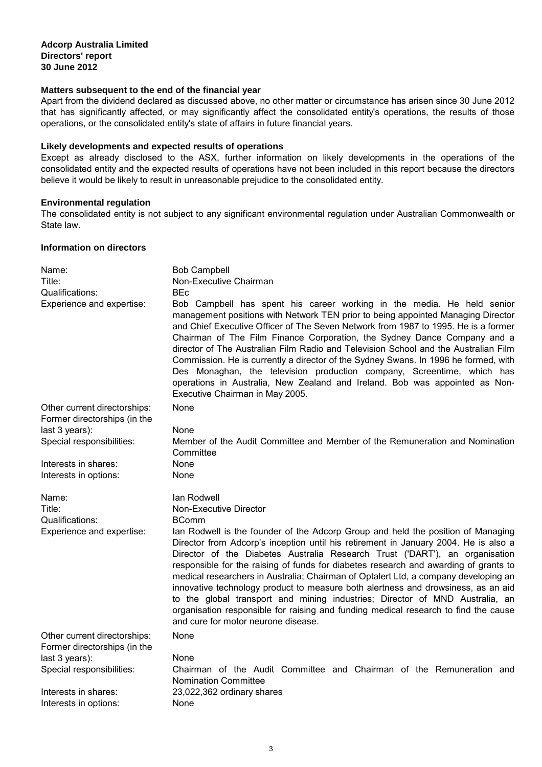**Adcorp Australia Limited**
**Directors' report**
**30 June 2012**

## Matters subsequent to the end of the financial year

Apart from the dividend declared as discussed above, no other matter or circumstance has arisen since 30 June 2012 that has significantly affected, or may significantly affect the consolidated entity's operations, the results of those operations, or the consolidated entity's state of affairs in future financial years.

## Likely developments and expected results of operations

Except as already disclosed to the ASX, further information on likely developments in the operations of the consolidated entity and the expected results of operations have not been included in this report because the directors believe it would be likely to result in unreasonable prejudice to the consolidated entity.

## Environmental regulation

The consolidated entity is not subject to any significant environmental regulation under Australian Commonwealth or State law.

## Information on directors

| | |
|---|---|
| Name: | Bob Campbell |
| Title: | Non-Executive Chairman |
| Qualifications: | BEc |
| Experience and expertise: | Bob Campbell has spent his career working in the media. He held senior management positions with Network TEN prior to being appointed Managing Director and Chief Executive Officer of The Seven Network from 1987 to 1995. He is a former Chairman of The Film Finance Corporation, the Sydney Dance Company and a director of The Australian Film Radio and Television School and the Australian Film Commission. He is currently a director of the Sydney Swans. In 1996 he formed, with Des Monaghan, the television production company, Screentime, which has operations in Australia, New Zealand and Ireland. Bob was appointed as Non-Executive Chairman in May 2005. |
| Other current directorships: | None |
| Former directorships (in the last 3 years): | None |
| Special responsibilities: | Member of the Audit Committee and Member of the Remuneration and Nomination Committee |
| Interests in shares: | None |
| Interests in options: | None |

| | |
|---|---|
| Name: | Ian Rodwell |
| Title: | Non-Executive Director |
| Qualifications: | BComm |
| Experience and expertise: | Ian Rodwell is the founder of the Adcorp Group and held the position of Managing Director from Adcorp's inception until his retirement in January 2004. He is also a Director of the Diabetes Australia Research Trust ('DART'), an organisation responsible for the raising of funds for diabetes research and awarding of grants to medical researchers in Australia; Chairman of Optalert Ltd, a company developing an innovative technology product to measure both alertness and drowsiness, as an aid to the global transport and mining industries; Director of MND Australia, an organisation responsible for raising and funding medical research to find the cause and cure for motor neurone disease. |
| Other current directorships: | None |
| Former directorships (in the last 3 years): | None |
| Special responsibilities: | Chairman of the Audit Committee and Chairman of the Remuneration and Nomination Committee |
| Interests in shares: | 23,022,362 ordinary shares |
| Interests in options: | None |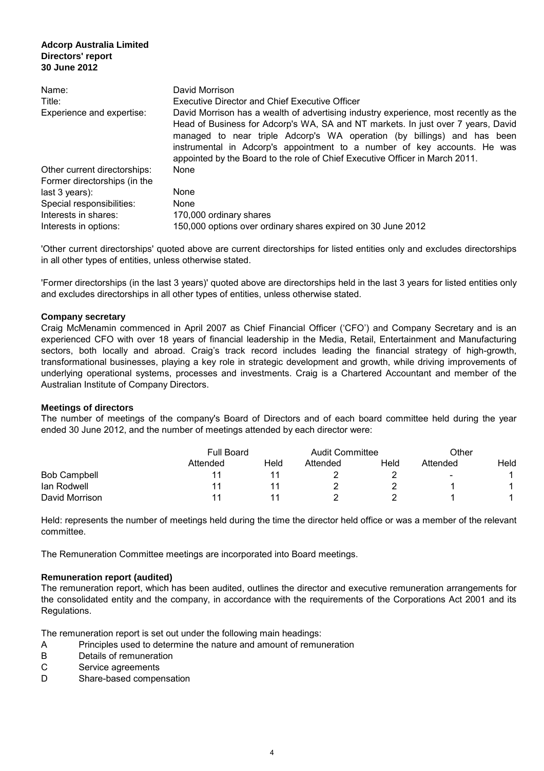**Adcorp Australia Limited**
**Directors' report**
**30 June 2012**

| | |
|---|---|
| Name: | David Morrison |
| Title: | Executive Director and Chief Executive Officer |
| Experience and expertise: | David Morrison has a wealth of advertising industry experience, most recently as the Head of Business for Adcorp's WA, SA and NT markets. In just over 7 years, David managed to near triple Adcorp's WA operation (by billings) and has been instrumental in Adcorp's appointment to a number of key accounts. He was appointed by the Board to the role of Chief Executive Officer in March 2011. |
| Other current directorships: | None |
| Former directorships (in the last 3 years): | None |
| Special responsibilities: | None |
| Interests in shares: | 170,000 ordinary shares |
| Interests in options: | 150,000 options over ordinary shares expired on 30 June 2012 |

'Other current directorships' quoted above are current directorships for listed entities only and excludes directorships in all other types of entities, unless otherwise stated.

'Former directorships (in the last 3 years)' quoted above are directorships held in the last 3 years for listed entities only and excludes directorships in all other types of entities, unless otherwise stated.

## Company secretary

Craig McMenamin commenced in April 2007 as Chief Financial Officer ('CFO') and Company Secretary and is an experienced CFO with over 18 years of financial leadership in the Media, Retail, Entertainment and Manufacturing sectors, both locally and abroad. Craig's track record includes leading the financial strategy of high-growth, transformational businesses, playing a key role in strategic development and growth, while driving improvements of underlying operational systems, processes and investments. Craig is a Chartered Accountant and member of the Australian Institute of Company Directors.

## Meetings of directors

The number of meetings of the company's Board of Directors and of each board committee held during the year ended 30 June 2012, and the number of meetings attended by each director were:

| | Full Board | | Audit Committee | | Other | |
|---|---|---|---|---|---|---|
| | Attended | Held | Attended | Held | Attended | Held |
| Bob Campbell | 11 | 11 | 2 | 2 | - | 1 |
| Ian Rodwell | 11 | 11 | 2 | 2 | 1 | 1 |
| David Morrison | 11 | 11 | 2 | 2 | 1 | 1 |

Held: represents the number of meetings held during the time the director held office or was a member of the relevant committee.

The Remuneration Committee meetings are incorporated into Board meetings.

## Remuneration report (audited)

The remuneration report, which has been audited, outlines the director and executive remuneration arrangements for the consolidated entity and the company, in accordance with the requirements of the Corporations Act 2001 and its Regulations.

The remuneration report is set out under the following main headings:

A Principles used to determine the nature and amount of remuneration
B Details of remuneration
C Service agreements
D Share-based compensation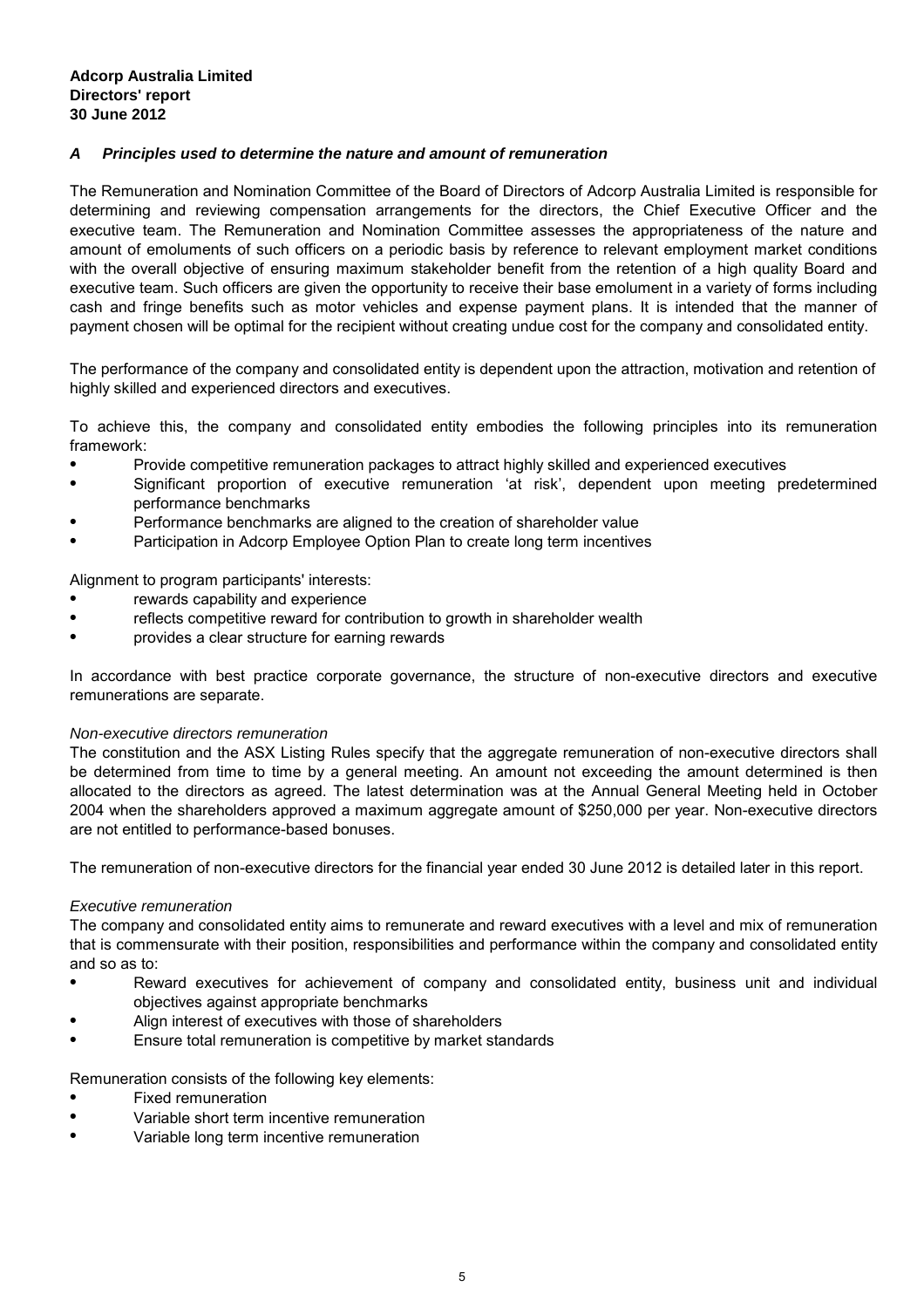### *A Principles used to determine the nature and amount of remuneration*

The Remuneration and Nomination Committee of the Board of Directors of Adcorp Australia Limited is responsible for determining and reviewing compensation arrangements for the directors, the Chief Executive Officer and the executive team. The Remuneration and Nomination Committee assesses the appropriateness of the nature and amount of emoluments of such officers on a periodic basis by reference to relevant employment market conditions with the overall objective of ensuring maximum stakeholder benefit from the retention of a high quality Board and executive team. Such officers are given the opportunity to receive their base emolument in a variety of forms including cash and fringe benefits such as motor vehicles and expense payment plans. It is intended that the manner of payment chosen will be optimal for the recipient without creating undue cost for the company and consolidated entity.

The performance of the company and consolidated entity is dependent upon the attraction, motivation and retention of highly skilled and experienced directors and executives.

To achieve this, the company and consolidated entity embodies the following principles into its remuneration framework:

- Provide competitive remuneration packages to attract highly skilled and experienced executives
- Significant proportion of executive remuneration 'at risk', dependent upon meeting predetermined performance benchmarks
- Performance benchmarks are aligned to the creation of shareholder value
- Participation in Adcorp Employee Option Plan to create long term incentives

Alignment to program participants' interests:

- rewards capability and experience
- reflects competitive reward for contribution to growth in shareholder wealth
- provides a clear structure for earning rewards

In accordance with best practice corporate governance, the structure of non-executive directors and executive remunerations are separate.

*Non-executive directors remuneration*

The constitution and the ASX Listing Rules specify that the aggregate remuneration of non-executive directors shall be determined from time to time by a general meeting. An amount not exceeding the amount determined is then allocated to the directors as agreed. The latest determination was at the Annual General Meeting held in October 2004 when the shareholders approved a maximum aggregate amount of $250,000 per year. Non-executive directors are not entitled to performance-based bonuses.

The remuneration of non-executive directors for the financial year ended 30 June 2012 is detailed later in this report.

*Executive remuneration*

The company and consolidated entity aims to remunerate and reward executives with a level and mix of remuneration that is commensurate with their position, responsibilities and performance within the company and consolidated entity and so as to:

- Reward executives for achievement of company and consolidated entity, business unit and individual objectives against appropriate benchmarks
- Align interest of executives with those of shareholders
- Ensure total remuneration is competitive by market standards

Remuneration consists of the following key elements:

- Fixed remuneration
- Variable short term incentive remuneration
- Variable long term incentive remuneration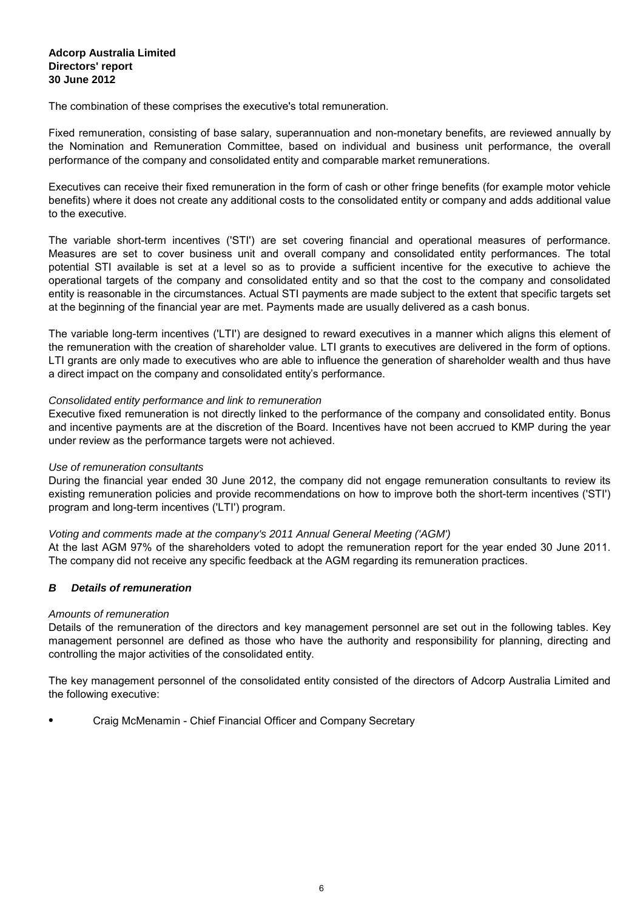The combination of these comprises the executive's total remuneration.

Fixed remuneration, consisting of base salary, superannuation and non-monetary benefits, are reviewed annually by the Nomination and Remuneration Committee, based on individual and business unit performance, the overall performance of the company and consolidated entity and comparable market remunerations.

Executives can receive their fixed remuneration in the form of cash or other fringe benefits (for example motor vehicle benefits) where it does not create any additional costs to the consolidated entity or company and adds additional value to the executive.

The variable short-term incentives ('STI') are set covering financial and operational measures of performance. Measures are set to cover business unit and overall company and consolidated entity performances. The total potential STI available is set at a level so as to provide a sufficient incentive for the executive to achieve the operational targets of the company and consolidated entity and so that the cost to the company and consolidated entity is reasonable in the circumstances. Actual STI payments are made subject to the extent that specific targets set at the beginning of the financial year are met. Payments made are usually delivered as a cash bonus.

The variable long-term incentives ('LTI') are designed to reward executives in a manner which aligns this element of the remuneration with the creation of shareholder value. LTI grants to executives are delivered in the form of options. LTI grants are only made to executives who are able to influence the generation of shareholder wealth and thus have a direct impact on the company and consolidated entity's performance.

*Consolidated entity performance and link to remuneration*

Executive fixed remuneration is not directly linked to the performance of the company and consolidated entity. Bonus and incentive payments are at the discretion of the Board. Incentives have not been accrued to KMP during the year under review as the performance targets were not achieved.

*Use of remuneration consultants*

During the financial year ended 30 June 2012, the company did not engage remuneration consultants to review its existing remuneration policies and provide recommendations on how to improve both the short-term incentives ('STI') program and long-term incentives ('LTI') program.

*Voting and comments made at the company's 2011 Annual General Meeting ('AGM')*

At the last AGM 97% of the shareholders voted to adopt the remuneration report for the year ended 30 June 2011. The company did not receive any specific feedback at the AGM regarding its remuneration practices.

### *B Details of remuneration*

*Amounts of remuneration*

Details of the remuneration of the directors and key management personnel are set out in the following tables. Key management personnel are defined as those who have the authority and responsibility for planning, directing and controlling the major activities of the consolidated entity.

The key management personnel of the consolidated entity consisted of the directors of Adcorp Australia Limited and the following executive:

- Craig McMenamin - Chief Financial Officer and Company Secretary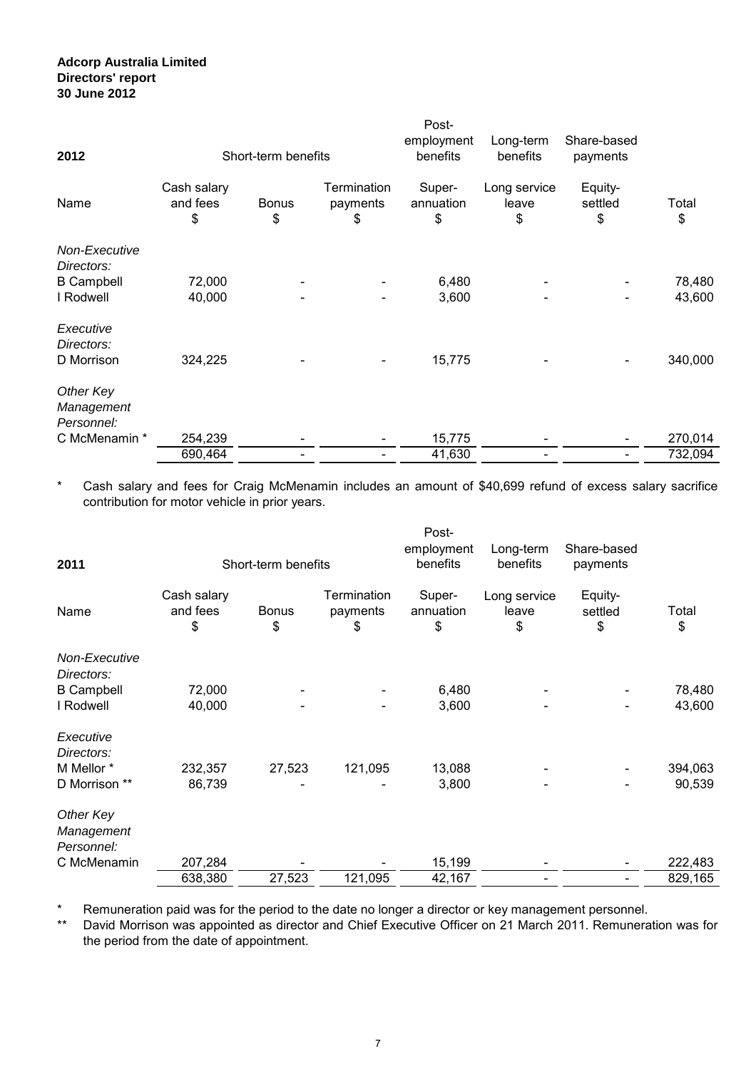**Adcorp Australia Limited**
**Directors' report**
**30 June 2012**

| 2012 | Short-term benefits | | | Post-employment benefits | Long-term benefits | Share-based payments | |
|---|---|---|---|---|---|---|---|
| Name | Cash salary and fees $ | Bonus $ | Termination payments $ | Super-annuation $ | Long service leave $ | Equity-settled $ | Total $ |
| *Non-Executive Directors:* | | | | | | | |
| B Campbell | 72,000 | - | - | 6,480 | - | - | 78,480 |
| I Rodwell | 40,000 | - | - | 3,600 | - | - | 43,600 |
| *Executive Directors:* | | | | | | | |
| D Morrison | 324,225 | - | - | 15,775 | - | - | 340,000 |
| *Other Key Management Personnel:* | | | | | | | |
| C McMenamin * | 254,239 | - | - | 15,775 | - | - | 270,014 |
| | 690,464 | - | - | 41,630 | - | - | 732,094 |

\* Cash salary and fees for Craig McMenamin includes an amount of $40,699 refund of excess salary sacrifice contribution for motor vehicle in prior years.

| 2011 | Short-term benefits | | | Post-employment benefits | Long-term benefits | Share-based payments | |
|---|---|---|---|---|---|---|---|
| Name | Cash salary and fees $ | Bonus $ | Termination payments $ | Super-annuation $ | Long service leave $ | Equity-settled $ | Total $ |
| *Non-Executive Directors:* | | | | | | | |
| B Campbell | 72,000 | - | - | 6,480 | - | - | 78,480 |
| I Rodwell | 40,000 | - | - | 3,600 | - | - | 43,600 |
| *Executive Directors:* | | | | | | | |
| M Mellor * | 232,357 | 27,523 | 121,095 | 13,088 | - | - | 394,063 |
| D Morrison ** | 86,739 | - | - | 3,800 | - | - | 90,539 |
| *Other Key Management Personnel:* | | | | | | | |
| C McMenamin | 207,284 | - | - | 15,199 | - | - | 222,483 |
| | 638,380 | 27,523 | 121,095 | 42,167 | - | - | 829,165 |

\* Remuneration paid was for the period to the date no longer a director or key management personnel.

\** David Morrison was appointed as director and Chief Executive Officer on 21 March 2011. Remuneration was for the period from the date of appointment.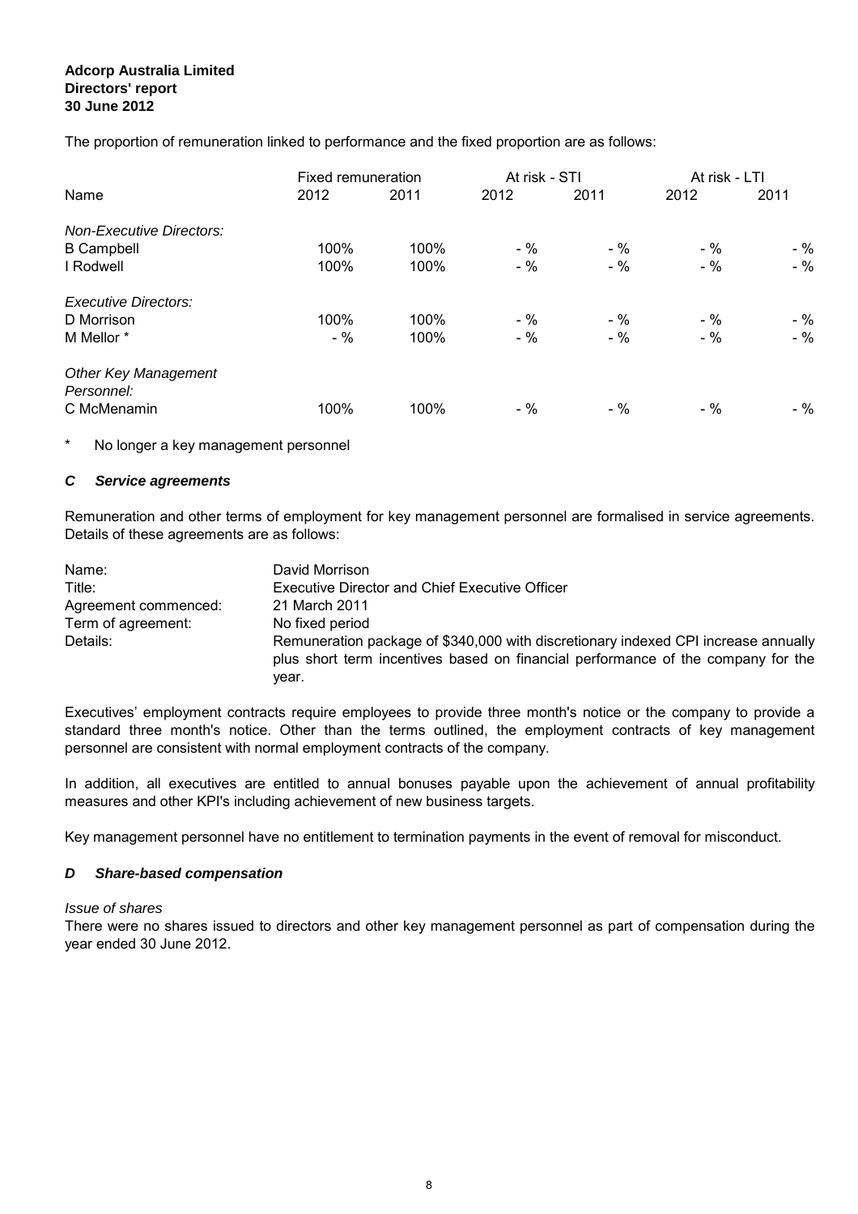The proportion of remuneration linked to performance and the fixed proportion are as follows:

| Name | Fixed remuneration | | At risk - STI | | At risk - LTI | |
|---|---|---|---|---|---|---|
| | 2012 | 2011 | 2012 | 2011 | 2012 | 2011 |
| *Non-Executive Directors:* | | | | | | |
| B Campbell | 100% | 100% | - % | - % | - % | - % |
| I Rodwell | 100% | 100% | - % | - % | - % | - % |
| *Executive Directors:* | | | | | | |
| D Morrison | 100% | 100% | - % | - % | - % | - % |
| M Mellor * | - % | 100% | - % | - % | - % | - % |
| *Other Key Management Personnel:* | | | | | | |
| C McMenamin | 100% | 100% | - % | - % | - % | - % |

\* No longer a key management personnel

### *C Service agreements*

Remuneration and other terms of employment for key management personnel are formalised in service agreements. Details of these agreements are as follows:

| | |
|---|---|
| Name: | David Morrison |
| Title: | Executive Director and Chief Executive Officer |
| Agreement commenced: | 21 March 2011 |
| Term of agreement: | No fixed period |
| Details: | Remuneration package of $340,000 with discretionary indexed CPI increase annually plus short term incentives based on financial performance of the company for the year. |

Executives' employment contracts require employees to provide three month's notice or the company to provide a standard three month's notice. Other than the terms outlined, the employment contracts of key management personnel are consistent with normal employment contracts of the company.

In addition, all executives are entitled to annual bonuses payable upon the achievement of annual profitability measures and other KPI's including achievement of new business targets.

Key management personnel have no entitlement to termination payments in the event of removal for misconduct.

### *D Share-based compensation*

*Issue of shares*

There were no shares issued to directors and other key management personnel as part of compensation during the year ended 30 June 2012.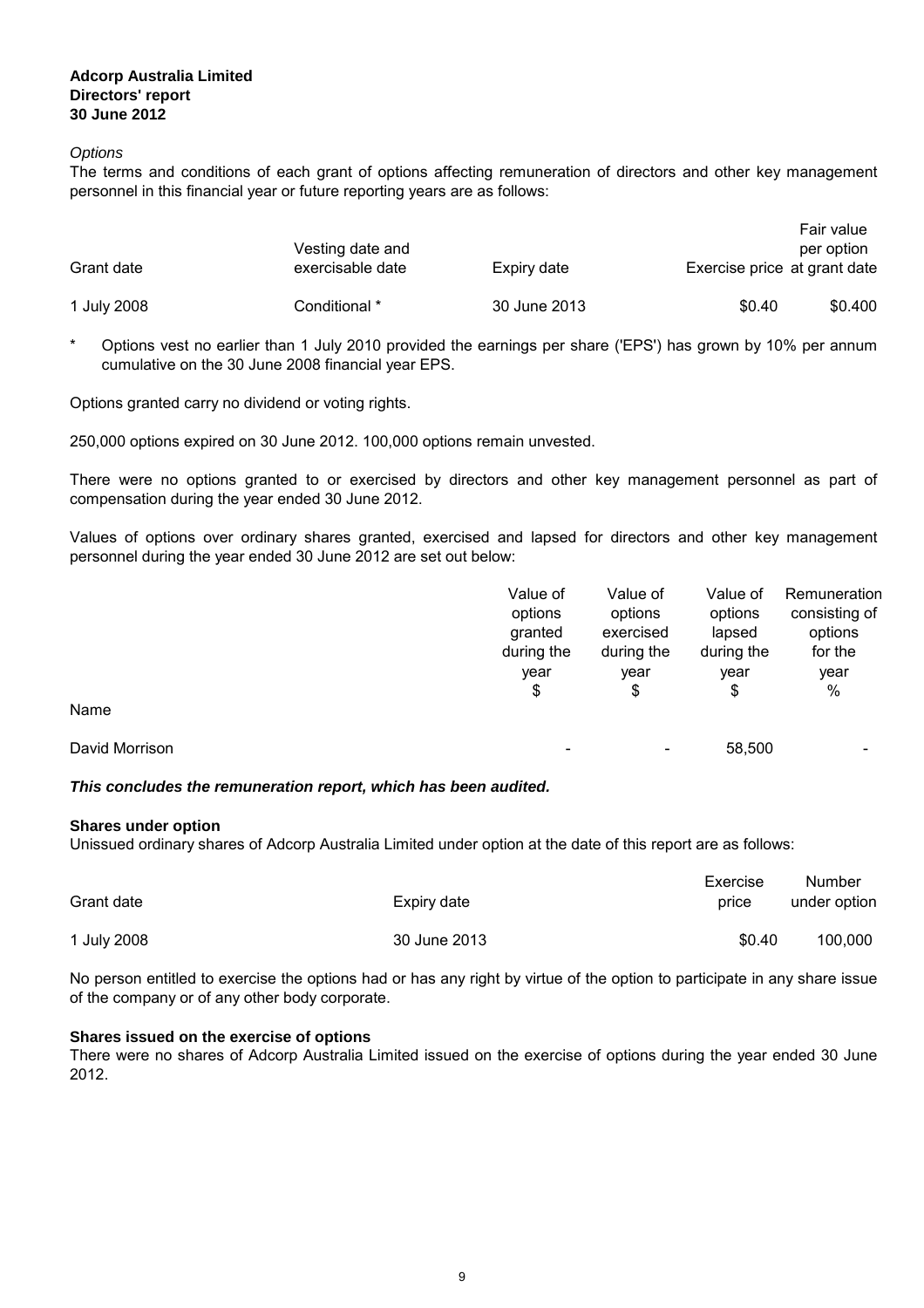**Adcorp Australia Limited**
**Directors' report**
**30 June 2012**

*Options*

The terms and conditions of each grant of options affecting remuneration of directors and other key management personnel in this financial year or future reporting years are as follows:

| Grant date | Vesting date and exercisable date | Expiry date | Exercise price | Fair value per option at grant date |
|---|---|---|---|---|
| 1 July 2008 | Conditional * | 30 June 2013 | $0.40 | $0.400 |

\* Options vest no earlier than 1 July 2010 provided the earnings per share ('EPS') has grown by 10% per annum cumulative on the 30 June 2008 financial year EPS.

Options granted carry no dividend or voting rights.

250,000 options expired on 30 June 2012. 100,000 options remain unvested.

There were no options granted to or exercised by directors and other key management personnel as part of compensation during the year ended 30 June 2012.

Values of options over ordinary shares granted, exercised and lapsed for directors and other key management personnel during the year ended 30 June 2012 are set out below:

| Name | Value of options granted during the year $ | Value of options exercised during the year $ | Value of options lapsed during the year $ | Remuneration consisting of options for the year % |
|---|---|---|---|---|
| David Morrison | - | - | 58,500 | - |

***This concludes the remuneration report, which has been audited.***

**Shares under option**

Unissued ordinary shares of Adcorp Australia Limited under option at the date of this report are as follows:

| Grant date | Expiry date | Exercise price | Number under option |
|---|---|---|---|
| 1 July 2008 | 30 June 2013 | $0.40 | 100,000 |

No person entitled to exercise the options had or has any right by virtue of the option to participate in any share issue of the company or of any other body corporate.

**Shares issued on the exercise of options**

There were no shares of Adcorp Australia Limited issued on the exercise of options during the year ended 30 June 2012.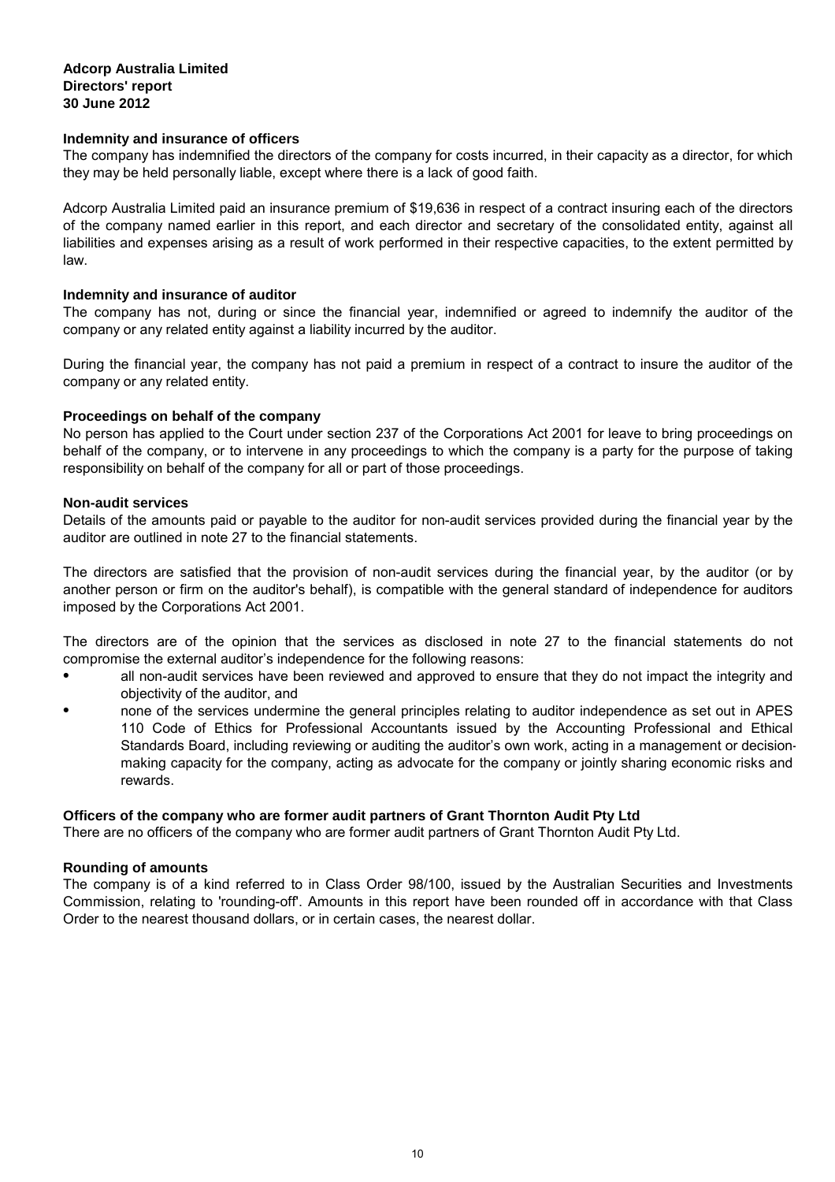**Adcorp Australia Limited**
**Directors' report**
**30 June 2012**

**Indemnity and insurance of officers**

The company has indemnified the directors of the company for costs incurred, in their capacity as a director, for which they may be held personally liable, except where there is a lack of good faith.

Adcorp Australia Limited paid an insurance premium of $19,636 in respect of a contract insuring each of the directors of the company named earlier in this report, and each director and secretary of the consolidated entity, against all liabilities and expenses arising as a result of work performed in their respective capacities, to the extent permitted by law.

**Indemnity and insurance of auditor**

The company has not, during or since the financial year, indemnified or agreed to indemnify the auditor of the company or any related entity against a liability incurred by the auditor.

During the financial year, the company has not paid a premium in respect of a contract to insure the auditor of the company or any related entity.

**Proceedings on behalf of the company**

No person has applied to the Court under section 237 of the Corporations Act 2001 for leave to bring proceedings on behalf of the company, or to intervene in any proceedings to which the company is a party for the purpose of taking responsibility on behalf of the company for all or part of those proceedings.

**Non-audit services**

Details of the amounts paid or payable to the auditor for non-audit services provided during the financial year by the auditor are outlined in note 27 to the financial statements.

The directors are satisfied that the provision of non-audit services during the financial year, by the auditor (or by another person or firm on the auditor's behalf), is compatible with the general standard of independence for auditors imposed by the Corporations Act 2001.

The directors are of the opinion that the services as disclosed in note 27 to the financial statements do not compromise the external auditor's independence for the following reasons:

- all non-audit services have been reviewed and approved to ensure that they do not impact the integrity and objectivity of the auditor, and
- none of the services undermine the general principles relating to auditor independence as set out in APES 110 Code of Ethics for Professional Accountants issued by the Accounting Professional and Ethical Standards Board, including reviewing or auditing the auditor's own work, acting in a management or decision-making capacity for the company, acting as advocate for the company or jointly sharing economic risks and rewards.

**Officers of the company who are former audit partners of Grant Thornton Audit Pty Ltd**

There are no officers of the company who are former audit partners of Grant Thornton Audit Pty Ltd.

**Rounding of amounts**

The company is of a kind referred to in Class Order 98/100, issued by the Australian Securities and Investments Commission, relating to 'rounding-off'. Amounts in this report have been rounded off in accordance with that Class Order to the nearest thousand dollars, or in certain cases, the nearest dollar.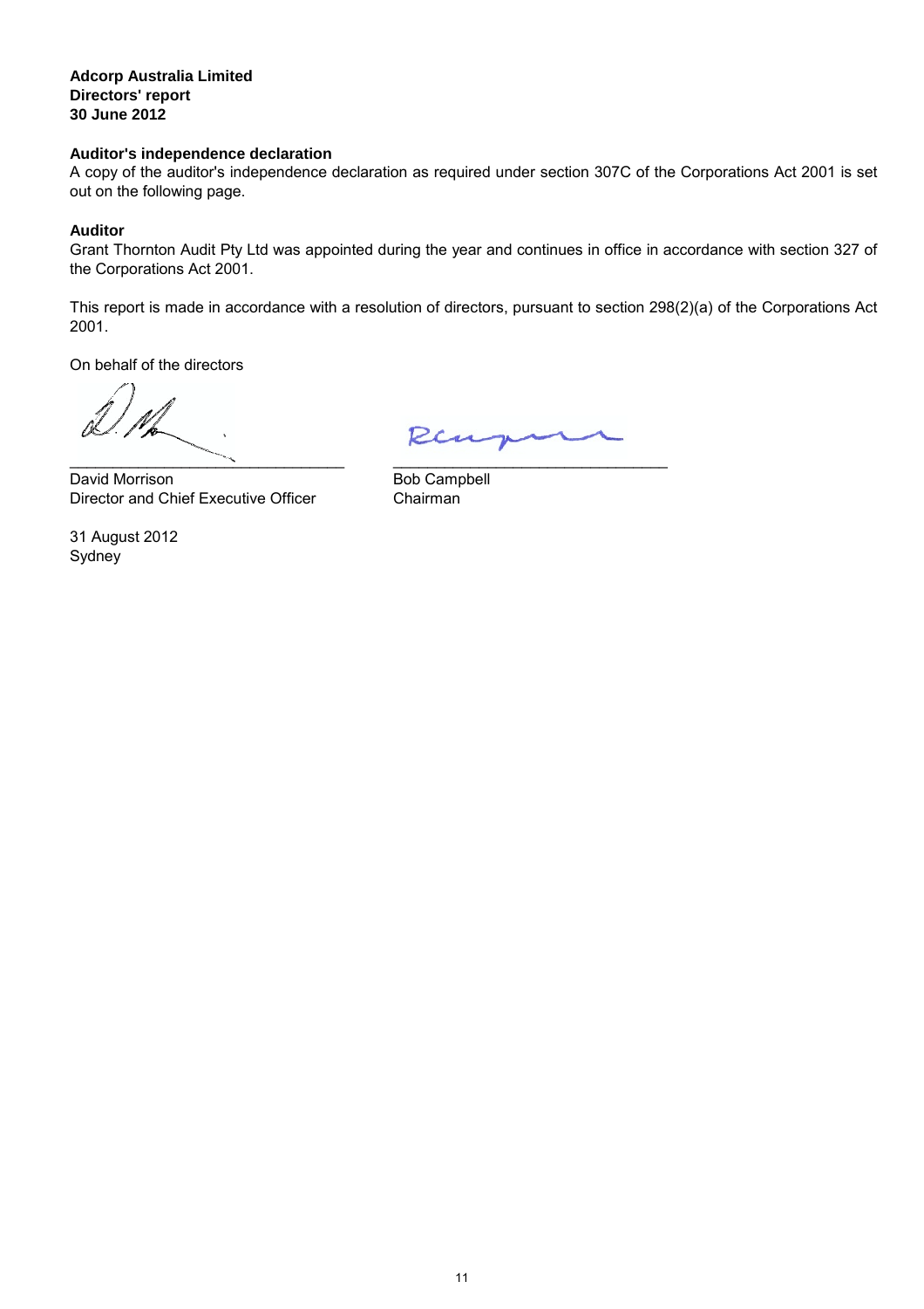**Adcorp Australia Limited**
**Directors' report**
**30 June 2012**

**Auditor's independence declaration**

A copy of the auditor's independence declaration as required under section 307C of the Corporations Act 2001 is set out on the following page.

**Auditor**

Grant Thornton Audit Pty Ltd was appointed during the year and continues in office in accordance with section 327 of the Corporations Act 2001.

This report is made in accordance with a resolution of directors, pursuant to section 298(2)(a) of the Corporations Act 2001.

On behalf of the directors

\_\_\_\_\_\_\_\_\_\_\_\_\_\_\_\_\_\_\_\_\_\_\_\_\_\_\_\_\_\_\_\_
David Morrison
Director and Chief Executive Officer

\_\_\_\_\_\_\_\_\_\_\_\_\_\_\_\_\_\_\_\_\_\_\_\_\_\_\_\_\_\_\_\_
Bob Campbell
Chairman

31 August 2012
Sydney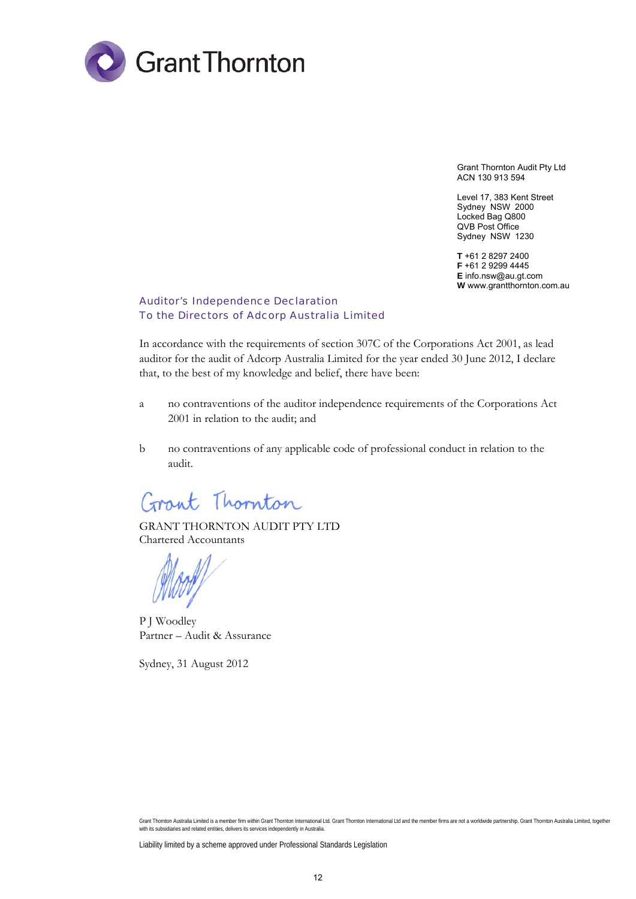Grant Thornton

Grant Thornton Audit Pty Ltd
ACN 130 913 594

Level 17, 383 Kent Street
Sydney NSW 2000
Locked Bag Q800
QVB Post Office
Sydney NSW 1230

**T** +61 2 8297 2400
**F** +61 2 9299 4445
**E** info.nsw@au.gt.com
**W** www.grantthornton.com.au

## Auditor's Independence Declaration
## To the Directors of Adcorp Australia Limited

In accordance with the requirements of section 307C of the Corporations Act 2001, as lead auditor for the audit of Adcorp Australia Limited for the year ended 30 June 2012, I declare that, to the best of my knowledge and belief, there have been:

a no contraventions of the auditor independence requirements of the Corporations Act 2001 in relation to the audit; and

b no contraventions of any applicable code of professional conduct in relation to the audit.

Grant Thornton

GRANT THORNTON AUDIT PTY LTD
Chartered Accountants

P J Woodley
Partner – Audit & Assurance

Sydney, 31 August 2012

Grant Thornton Australia Limited is a member firm within Grant Thornton International Ltd. Grant Thornton International Ltd and the member firms are not a worldwide partnership. Grant Thornton Australia Limited, together with its subsidiaries and related entities, delivers its services independently in Australia.

Liability limited by a scheme approved under Professional Standards Legislation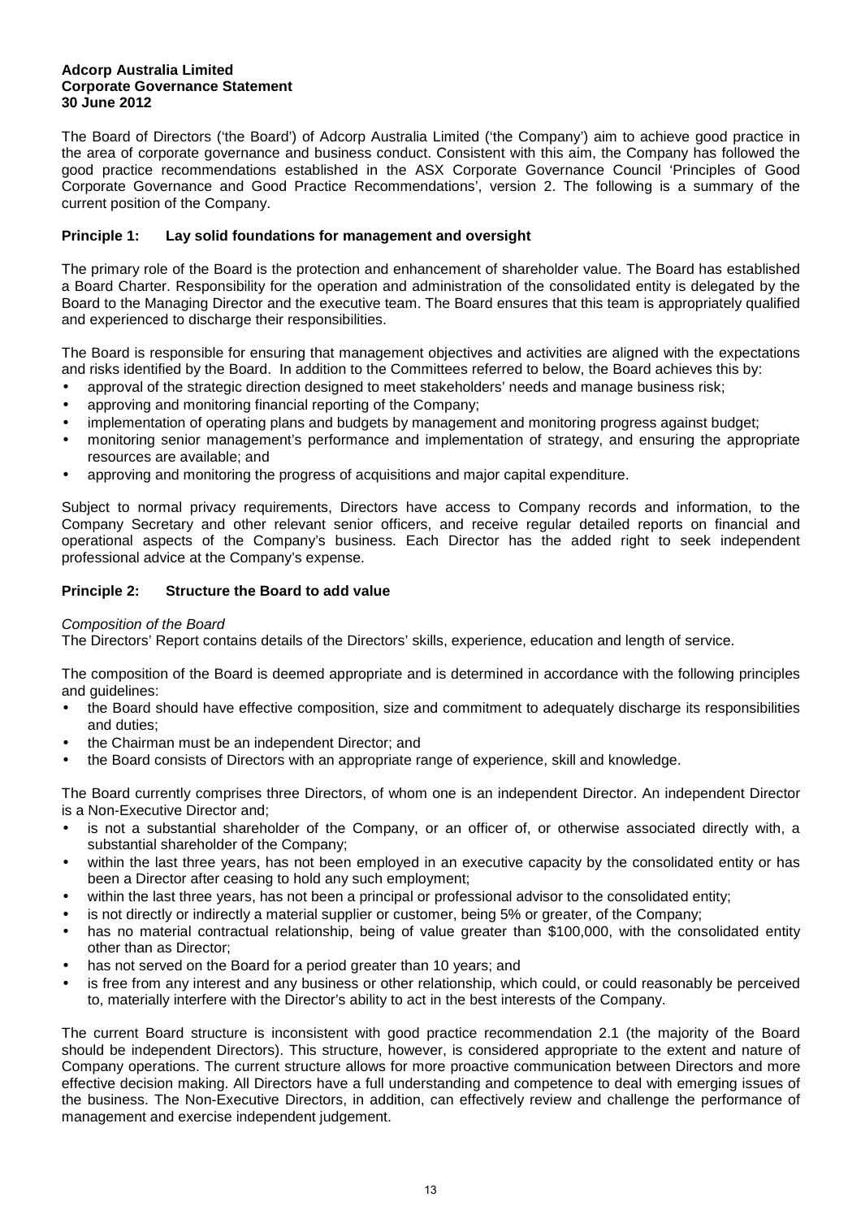**Adcorp Australia Limited**
**Corporate Governance Statement**
**30 June 2012**

The Board of Directors ('the Board') of Adcorp Australia Limited ('the Company') aim to achieve good practice in the area of corporate governance and business conduct. Consistent with this aim, the Company has followed the good practice recommendations established in the ASX Corporate Governance Council 'Principles of Good Corporate Governance and Good Practice Recommendations', version 2. The following is a summary of the current position of the Company.

## Principle 1: Lay solid foundations for management and oversight

The primary role of the Board is the protection and enhancement of shareholder value. The Board has established a Board Charter. Responsibility for the operation and administration of the consolidated entity is delegated by the Board to the Managing Director and the executive team. The Board ensures that this team is appropriately qualified and experienced to discharge their responsibilities.

The Board is responsible for ensuring that management objectives and activities are aligned with the expectations and risks identified by the Board. In addition to the Committees referred to below, the Board achieves this by:

- approval of the strategic direction designed to meet stakeholders' needs and manage business risk;
- approving and monitoring financial reporting of the Company;
- implementation of operating plans and budgets by management and monitoring progress against budget;
- monitoring senior management's performance and implementation of strategy, and ensuring the appropriate resources are available; and
- approving and monitoring the progress of acquisitions and major capital expenditure.

Subject to normal privacy requirements, Directors have access to Company records and information, to the Company Secretary and other relevant senior officers, and receive regular detailed reports on financial and operational aspects of the Company's business. Each Director has the added right to seek independent professional advice at the Company's expense.

## Principle 2: Structure the Board to add value

*Composition of the Board*

The Directors' Report contains details of the Directors' skills, experience, education and length of service.

The composition of the Board is deemed appropriate and is determined in accordance with the following principles and guidelines:

- the Board should have effective composition, size and commitment to adequately discharge its responsibilities and duties;
- the Chairman must be an independent Director; and
- the Board consists of Directors with an appropriate range of experience, skill and knowledge.

The Board currently comprises three Directors, of whom one is an independent Director. An independent Director is a Non-Executive Director and;

- is not a substantial shareholder of the Company, or an officer of, or otherwise associated directly with, a substantial shareholder of the Company;
- within the last three years, has not been employed in an executive capacity by the consolidated entity or has been a Director after ceasing to hold any such employment;
- within the last three years, has not been a principal or professional advisor to the consolidated entity;
- is not directly or indirectly a material supplier or customer, being 5% or greater, of the Company;
- has no material contractual relationship, being of value greater than $100,000, with the consolidated entity other than as Director;
- has not served on the Board for a period greater than 10 years; and
- is free from any interest and any business or other relationship, which could, or could reasonably be perceived to, materially interfere with the Director's ability to act in the best interests of the Company.

The current Board structure is inconsistent with good practice recommendation 2.1 (the majority of the Board should be independent Directors). This structure, however, is considered appropriate to the extent and nature of Company operations. The current structure allows for more proactive communication between Directors and more effective decision making. All Directors have a full understanding and competence to deal with emerging issues of the business. The Non-Executive Directors, in addition, can effectively review and challenge the performance of management and exercise independent judgement.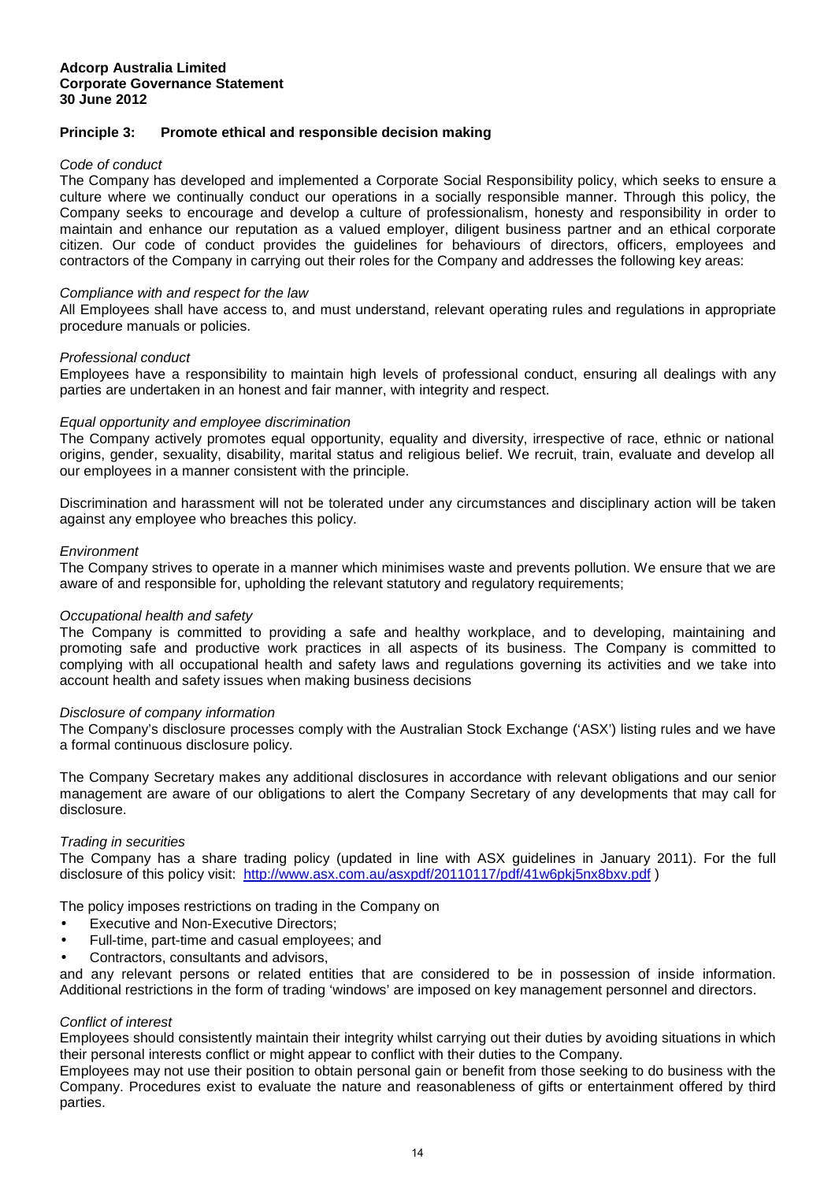**Adcorp Australia Limited**
**Corporate Governance Statement**
**30 June 2012**

## Principle 3: Promote ethical and responsible decision making

*Code of conduct*

The Company has developed and implemented a Corporate Social Responsibility policy, which seeks to ensure a culture where we continually conduct our operations in a socially responsible manner. Through this policy, the Company seeks to encourage and develop a culture of professionalism, honesty and responsibility in order to maintain and enhance our reputation as a valued employer, diligent business partner and an ethical corporate citizen. Our code of conduct provides the guidelines for behaviours of directors, officers, employees and contractors of the Company in carrying out their roles for the Company and addresses the following key areas:

*Compliance with and respect for the law*

All Employees shall have access to, and must understand, relevant operating rules and regulations in appropriate procedure manuals or policies.

*Professional conduct*

Employees have a responsibility to maintain high levels of professional conduct, ensuring all dealings with any parties are undertaken in an honest and fair manner, with integrity and respect.

*Equal opportunity and employee discrimination*

The Company actively promotes equal opportunity, equality and diversity, irrespective of race, ethnic or national origins, gender, sexuality, disability, marital status and religious belief. We recruit, train, evaluate and develop all our employees in a manner consistent with the principle.

Discrimination and harassment will not be tolerated under any circumstances and disciplinary action will be taken against any employee who breaches this policy.

*Environment*

The Company strives to operate in a manner which minimises waste and prevents pollution. We ensure that we are aware of and responsible for, upholding the relevant statutory and regulatory requirements;

*Occupational health and safety*

The Company is committed to providing a safe and healthy workplace, and to developing, maintaining and promoting safe and productive work practices in all aspects of its business. The Company is committed to complying with all occupational health and safety laws and regulations governing its activities and we take into account health and safety issues when making business decisions

*Disclosure of company information*

The Company's disclosure processes comply with the Australian Stock Exchange ('ASX') listing rules and we have a formal continuous disclosure policy.

The Company Secretary makes any additional disclosures in accordance with relevant obligations and our senior management are aware of our obligations to alert the Company Secretary of any developments that may call for disclosure.

*Trading in securities*

The Company has a share trading policy (updated in line with ASX guidelines in January 2011). For the full disclosure of this policy visit: http://www.asx.com.au/asxpdf/20110117/pdf/41w6pkj5nx8bxv.pdf )

The policy imposes restrictions on trading in the Company on

- Executive and Non-Executive Directors;
- Full-time, part-time and casual employees; and
- Contractors, consultants and advisors,

and any relevant persons or related entities that are considered to be in possession of inside information. Additional restrictions in the form of trading 'windows' are imposed on key management personnel and directors.

*Conflict of interest*

Employees should consistently maintain their integrity whilst carrying out their duties by avoiding situations in which their personal interests conflict or might appear to conflict with their duties to the Company.

Employees may not use their position to obtain personal gain or benefit from those seeking to do business with the Company. Procedures exist to evaluate the nature and reasonableness of gifts or entertainment offered by third parties.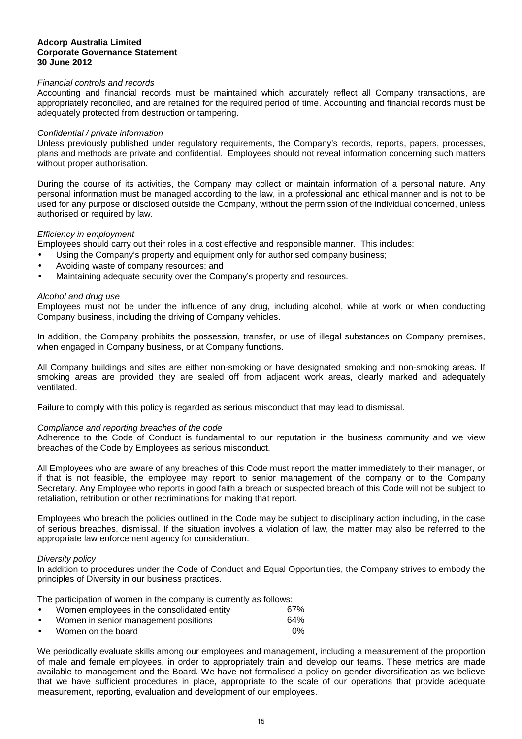*Financial controls and records*
Accounting and financial records must be maintained which accurately reflect all Company transactions, are appropriately reconciled, and are retained for the required period of time. Accounting and financial records must be adequately protected from destruction or tampering.

*Confidential / private information*
Unless previously published under regulatory requirements, the Company's records, reports, papers, processes, plans and methods are private and confidential. Employees should not reveal information concerning such matters without proper authorisation.

During the course of its activities, the Company may collect or maintain information of a personal nature. Any personal information must be managed according to the law, in a professional and ethical manner and is not to be used for any purpose or disclosed outside the Company, without the permission of the individual concerned, unless authorised or required by law.

*Efficiency in employment*
Employees should carry out their roles in a cost effective and responsible manner. This includes:

- Using the Company's property and equipment only for authorised company business;
- Avoiding waste of company resources; and
- Maintaining adequate security over the Company's property and resources.

*Alcohol and drug use*
Employees must not be under the influence of any drug, including alcohol, while at work or when conducting Company business, including the driving of Company vehicles.

In addition, the Company prohibits the possession, transfer, or use of illegal substances on Company premises, when engaged in Company business, or at Company functions.

All Company buildings and sites are either non-smoking or have designated smoking and non-smoking areas. If smoking areas are provided they are sealed off from adjacent work areas, clearly marked and adequately ventilated.

Failure to comply with this policy is regarded as serious misconduct that may lead to dismissal.

*Compliance and reporting breaches of the code*
Adherence to the Code of Conduct is fundamental to our reputation in the business community and we view breaches of the Code by Employees as serious misconduct.

All Employees who are aware of any breaches of this Code must report the matter immediately to their manager, or if that is not feasible, the employee may report to senior management of the company or to the Company Secretary. Any Employee who reports in good faith a breach or suspected breach of this Code will not be subject to retaliation, retribution or other recriminations for making that report.

Employees who breach the policies outlined in the Code may be subject to disciplinary action including, in the case of serious breaches, dismissal. If the situation involves a violation of law, the matter may also be referred to the appropriate law enforcement agency for consideration.

*Diversity policy*
In addition to procedures under the Code of Conduct and Equal Opportunities, the Company strives to embody the principles of Diversity in our business practices.

The participation of women in the company is currently as follows:

- Women employees in the consolidated entity 67%
- Women in senior management positions 64%
- Women on the board 0%

We periodically evaluate skills among our employees and management, including a measurement of the proportion of male and female employees, in order to appropriately train and develop our teams. These metrics are made available to management and the Board. We have not formalised a policy on gender diversification as we believe that we have sufficient procedures in place, appropriate to the scale of our operations that provide adequate measurement, reporting, evaluation and development of our employees.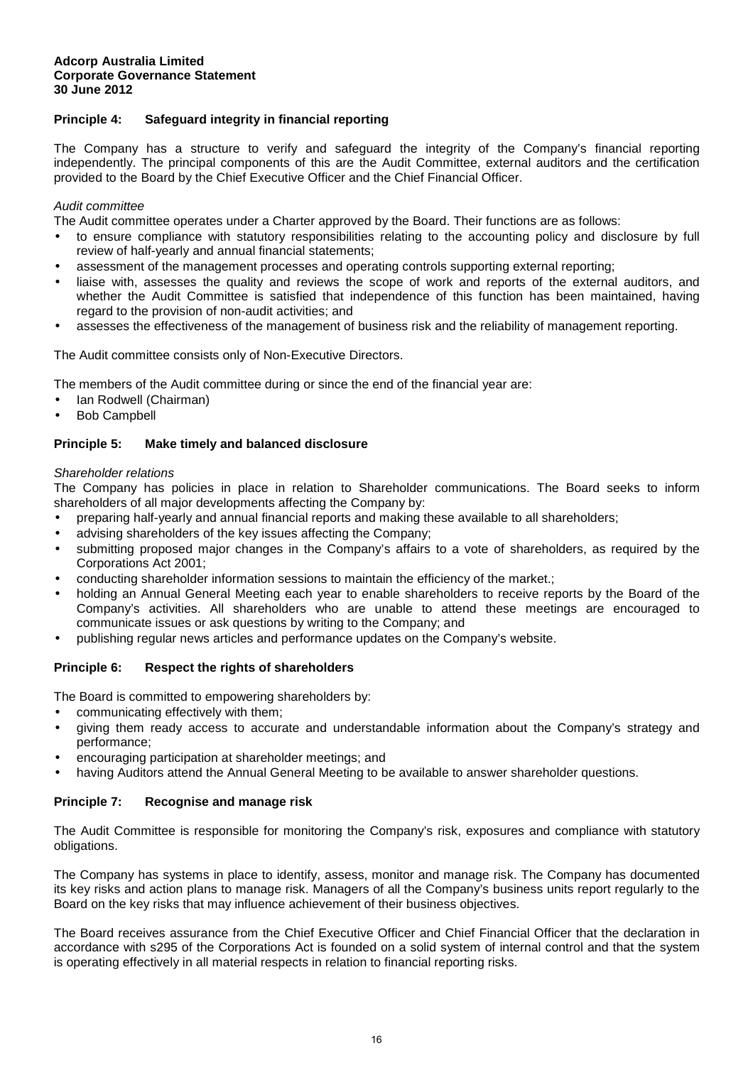**Adcorp Australia Limited**
**Corporate Governance Statement**
**30 June 2012**

## Principle 4: Safeguard integrity in financial reporting

The Company has a structure to verify and safeguard the integrity of the Company's financial reporting independently. The principal components of this are the Audit Committee, external auditors and the certification provided to the Board by the Chief Executive Officer and the Chief Financial Officer.

*Audit committee*

The Audit committee operates under a Charter approved by the Board. Their functions are as follows:

- to ensure compliance with statutory responsibilities relating to the accounting policy and disclosure by full review of half-yearly and annual financial statements;
- assessment of the management processes and operating controls supporting external reporting;
- liaise with, assesses the quality and reviews the scope of work and reports of the external auditors, and whether the Audit Committee is satisfied that independence of this function has been maintained, having regard to the provision of non-audit activities; and
- assesses the effectiveness of the management of business risk and the reliability of management reporting.

The Audit committee consists only of Non-Executive Directors.

The members of the Audit committee during or since the end of the financial year are:

- Ian Rodwell (Chairman)
- Bob Campbell

## Principle 5: Make timely and balanced disclosure

*Shareholder relations*

The Company has policies in place in relation to Shareholder communications. The Board seeks to inform shareholders of all major developments affecting the Company by:

- preparing half-yearly and annual financial reports and making these available to all shareholders;
- advising shareholders of the key issues affecting the Company;
- submitting proposed major changes in the Company's affairs to a vote of shareholders, as required by the Corporations Act 2001;
- conducting shareholder information sessions to maintain the efficiency of the market.;
- holding an Annual General Meeting each year to enable shareholders to receive reports by the Board of the Company's activities. All shareholders who are unable to attend these meetings are encouraged to communicate issues or ask questions by writing to the Company; and
- publishing regular news articles and performance updates on the Company's website.

## Principle 6: Respect the rights of shareholders

The Board is committed to empowering shareholders by:

- communicating effectively with them;
- giving them ready access to accurate and understandable information about the Company's strategy and performance;
- encouraging participation at shareholder meetings; and
- having Auditors attend the Annual General Meeting to be available to answer shareholder questions.

## Principle 7: Recognise and manage risk

The Audit Committee is responsible for monitoring the Company's risk, exposures and compliance with statutory obligations.

The Company has systems in place to identify, assess, monitor and manage risk. The Company has documented its key risks and action plans to manage risk. Managers of all the Company's business units report regularly to the Board on the key risks that may influence achievement of their business objectives.

The Board receives assurance from the Chief Executive Officer and Chief Financial Officer that the declaration in accordance with s295 of the Corporations Act is founded on a solid system of internal control and that the system is operating effectively in all material respects in relation to financial reporting risks.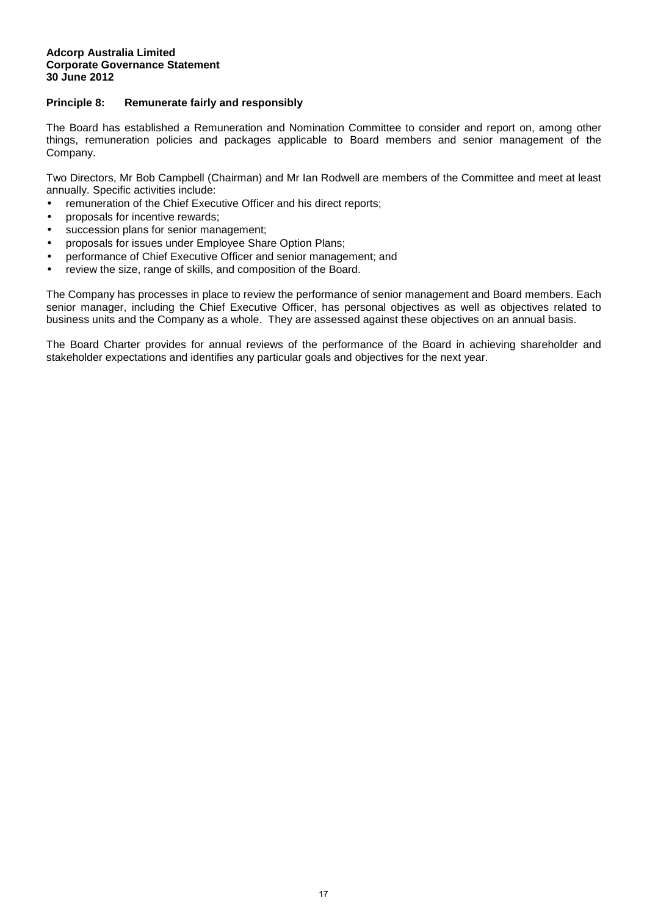## Principle 8: Remunerate fairly and responsibly

The Board has established a Remuneration and Nomination Committee to consider and report on, among other things, remuneration policies and packages applicable to Board members and senior management of the Company.

Two Directors, Mr Bob Campbell (Chairman) and Mr Ian Rodwell are members of the Committee and meet at least annually. Specific activities include:

- remuneration of the Chief Executive Officer and his direct reports;
- proposals for incentive rewards;
- succession plans for senior management;
- proposals for issues under Employee Share Option Plans;
- performance of Chief Executive Officer and senior management; and
- review the size, range of skills, and composition of the Board.

The Company has processes in place to review the performance of senior management and Board members. Each senior manager, including the Chief Executive Officer, has personal objectives as well as objectives related to business units and the Company as a whole. They are assessed against these objectives on an annual basis.

The Board Charter provides for annual reviews of the performance of the Board in achieving shareholder and stakeholder expectations and identifies any particular goals and objectives for the next year.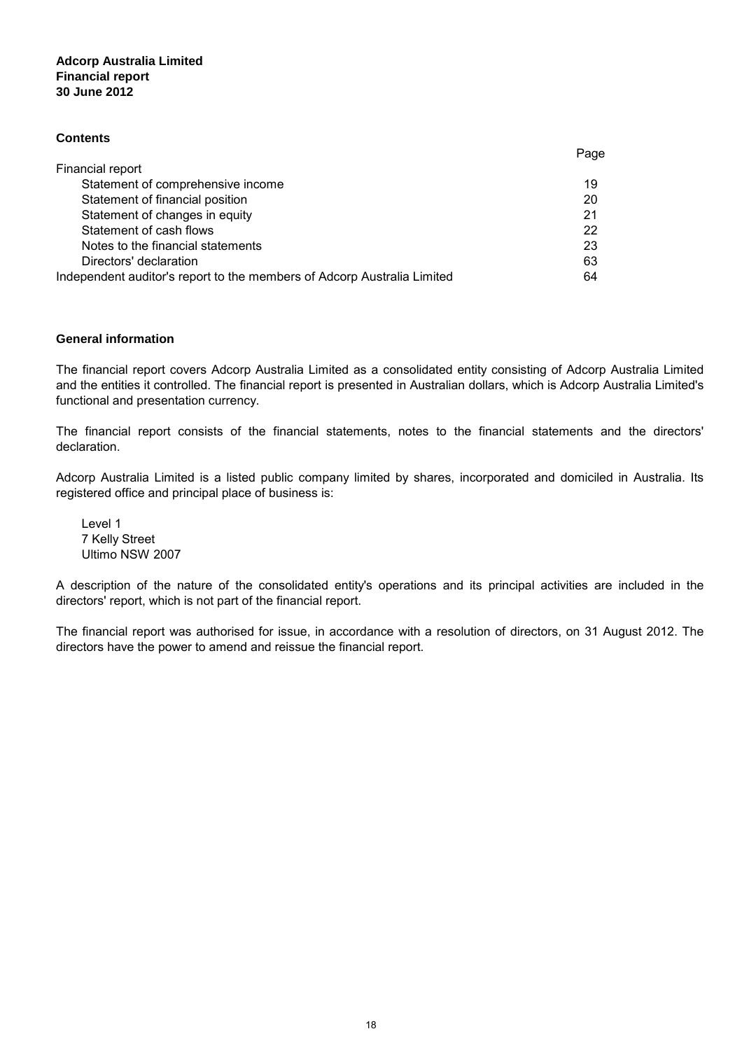**Adcorp Australia Limited**
**Financial report**
**30 June 2012**

## Contents

| | Page |
|---|---|
| Financial report | |
| Statement of comprehensive income | 19 |
| Statement of financial position | 20 |
| Statement of changes in equity | 21 |
| Statement of cash flows | 22 |
| Notes to the financial statements | 23 |
| Directors' declaration | 63 |
| Independent auditor's report to the members of Adcorp Australia Limited | 64 |

## General information

The financial report covers Adcorp Australia Limited as a consolidated entity consisting of Adcorp Australia Limited and the entities it controlled. The financial report is presented in Australian dollars, which is Adcorp Australia Limited's functional and presentation currency.

The financial report consists of the financial statements, notes to the financial statements and the directors' declaration.

Adcorp Australia Limited is a listed public company limited by shares, incorporated and domiciled in Australia. Its registered office and principal place of business is:

Level 1
7 Kelly Street
Ultimo NSW 2007

A description of the nature of the consolidated entity's operations and its principal activities are included in the directors' report, which is not part of the financial report.

The financial report was authorised for issue, in accordance with a resolution of directors, on 31 August 2012. The directors have the power to amend and reissue the financial report.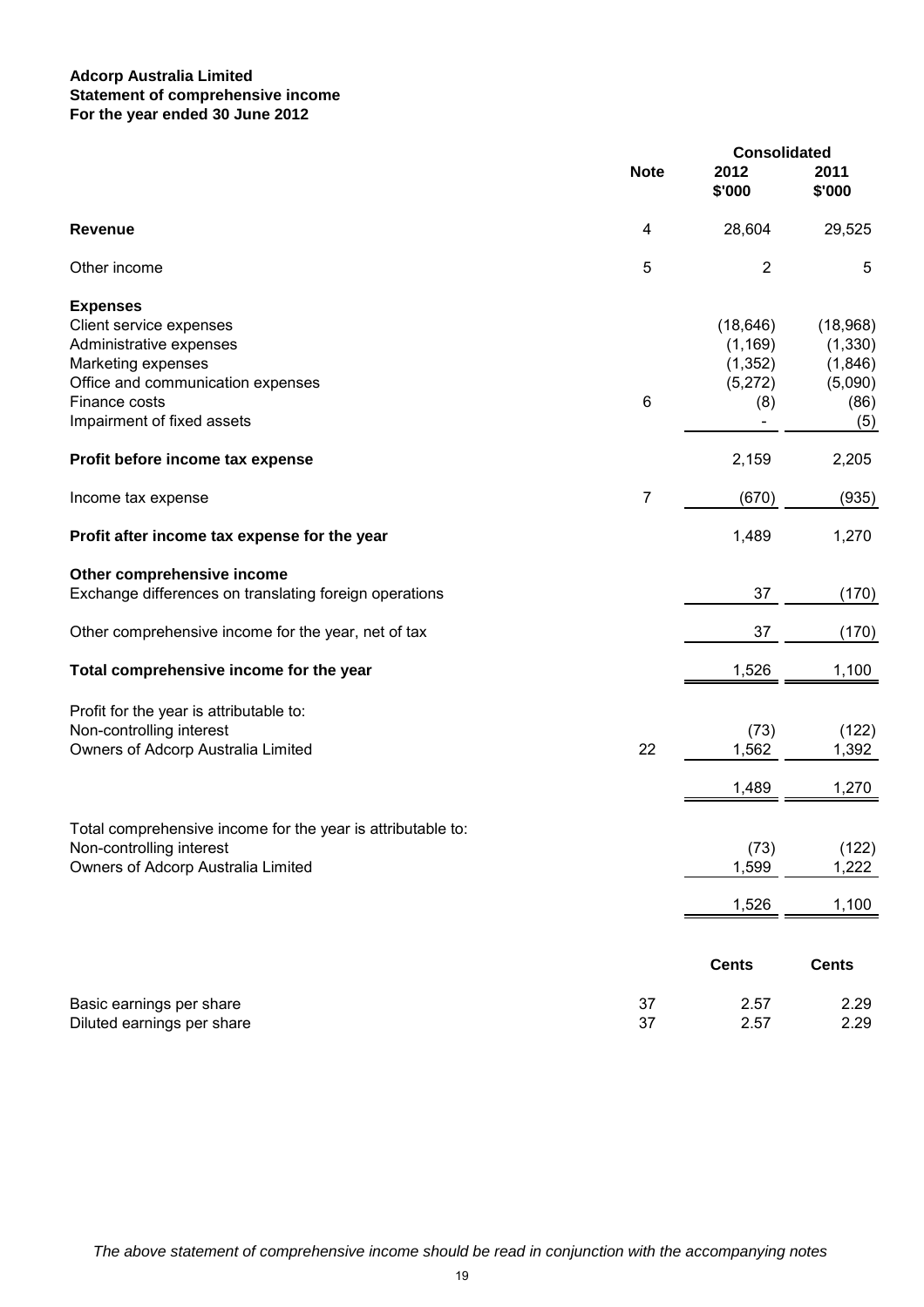**Adcorp Australia Limited**
**Statement of comprehensive income**
**For the year ended 30 June 2012**

| | Note | Consolidated 2012 $'000 | 2011 $'000 |
|---|---|---|---|
| **Revenue** | 4 | 28,604 | 29,525 |
| Other income | 5 | 2 | 5 |
| **Expenses** | | | |
| Client service expenses | | (18,646) | (18,968) |
| Administrative expenses | | (1,169) | (1,330) |
| Marketing expenses | | (1,352) | (1,846) |
| Office and communication expenses | | (5,272) | (5,090) |
| Finance costs | 6 | (8) | (86) |
| Impairment of fixed assets | | - | (5) |
| **Profit before income tax expense** | | 2,159 | 2,205 |
| Income tax expense | 7 | (670) | (935) |
| **Profit after income tax expense for the year** | | 1,489 | 1,270 |
| **Other comprehensive income** | | | |
| Exchange differences on translating foreign operations | | 37 | (170) |
| Other comprehensive income for the year, net of tax | | 37 | (170) |
| **Total comprehensive income for the year** | | 1,526 | 1,100 |
| Profit for the year is attributable to: | | | |
| Non-controlling interest | | (73) | (122) |
| Owners of Adcorp Australia Limited | 22 | 1,562 | 1,392 |
| | | 1,489 | 1,270 |
| Total comprehensive income for the year is attributable to: | | | |
| Non-controlling interest | | (73) | (122) |
| Owners of Adcorp Australia Limited | | 1,599 | 1,222 |
| | | 1,526 | 1,100 |
| | | **Cents** | **Cents** |
| Basic earnings per share | 37 | 2.57 | 2.29 |
| Diluted earnings per share | 37 | 2.57 | 2.29 |

*The above statement of comprehensive income should be read in conjunction with the accompanying notes*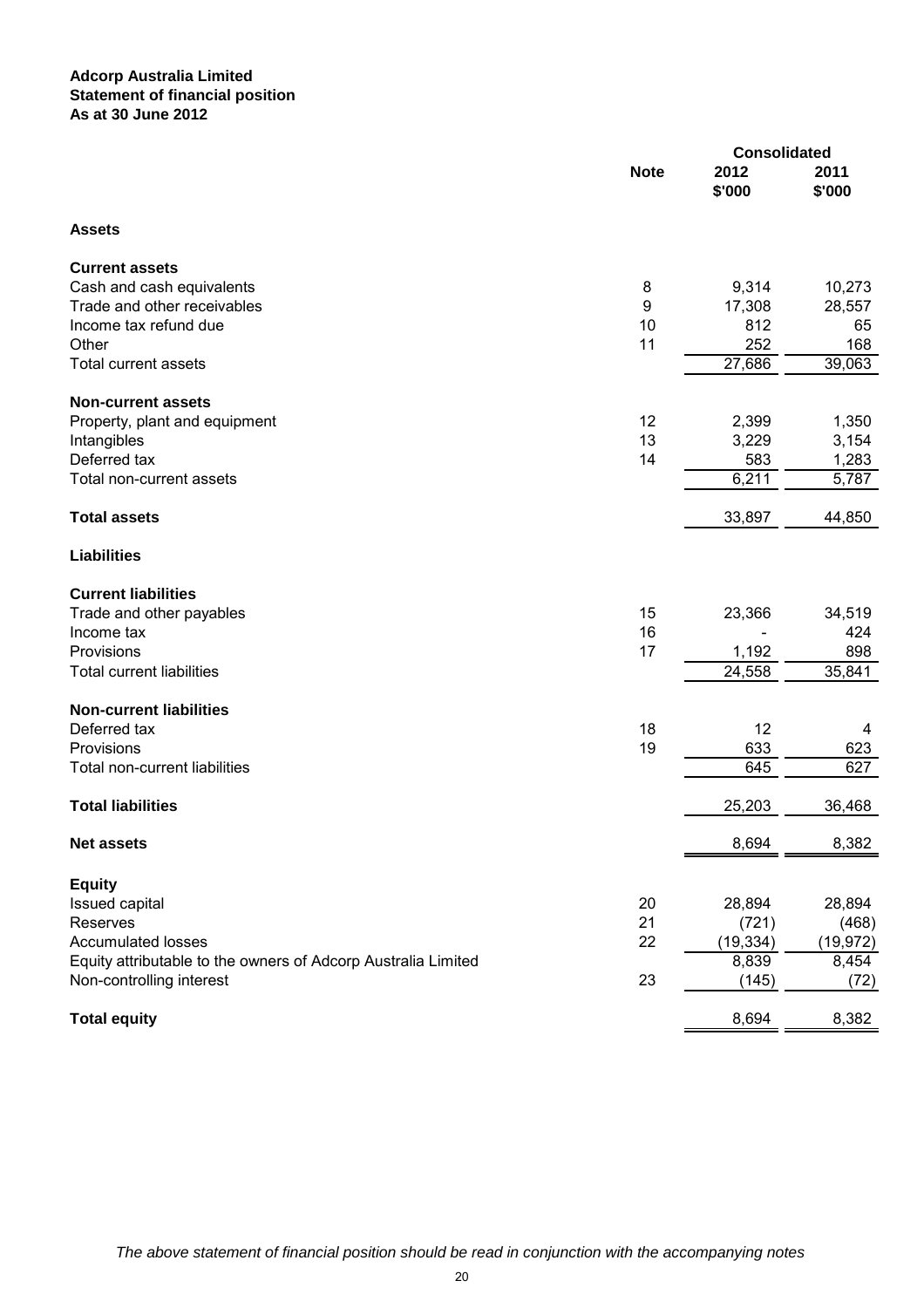**Adcorp Australia Limited**
**Statement of financial position**
**As at 30 June 2012**

| | Note | Consolidated 2012 $'000 | Consolidated 2011 $'000 |
|---|---|---|---|
| **Assets** | | | |
| **Current assets** | | | |
| Cash and cash equivalents | 8 | 9,314 | 10,273 |
| Trade and other receivables | 9 | 17,308 | 28,557 |
| Income tax refund due | 10 | 812 | 65 |
| Other | 11 | 252 | 168 |
| Total current assets | | 27,686 | 39,063 |
| **Non-current assets** | | | |
| Property, plant and equipment | 12 | 2,399 | 1,350 |
| Intangibles | 13 | 3,229 | 3,154 |
| Deferred tax | 14 | 583 | 1,283 |
| Total non-current assets | | 6,211 | 5,787 |
| **Total assets** | | 33,897 | 44,850 |
| **Liabilities** | | | |
| **Current liabilities** | | | |
| Trade and other payables | 15 | 23,366 | 34,519 |
| Income tax | 16 | - | 424 |
| Provisions | 17 | 1,192 | 898 |
| Total current liabilities | | 24,558 | 35,841 |
| **Non-current liabilities** | | | |
| Deferred tax | 18 | 12 | 4 |
| Provisions | 19 | 633 | 623 |
| Total non-current liabilities | | 645 | 627 |
| **Total liabilities** | | 25,203 | 36,468 |
| **Net assets** | | 8,694 | 8,382 |
| **Equity** | | | |
| Issued capital | 20 | 28,894 | 28,894 |
| Reserves | 21 | (721) | (468) |
| Accumulated losses | 22 | (19,334) | (19,972) |
| Equity attributable to the owners of Adcorp Australia Limited | | 8,839 | 8,454 |
| Non-controlling interest | 23 | (145) | (72) |
| **Total equity** | | 8,694 | 8,382 |

*The above statement of financial position should be read in conjunction with the accompanying notes*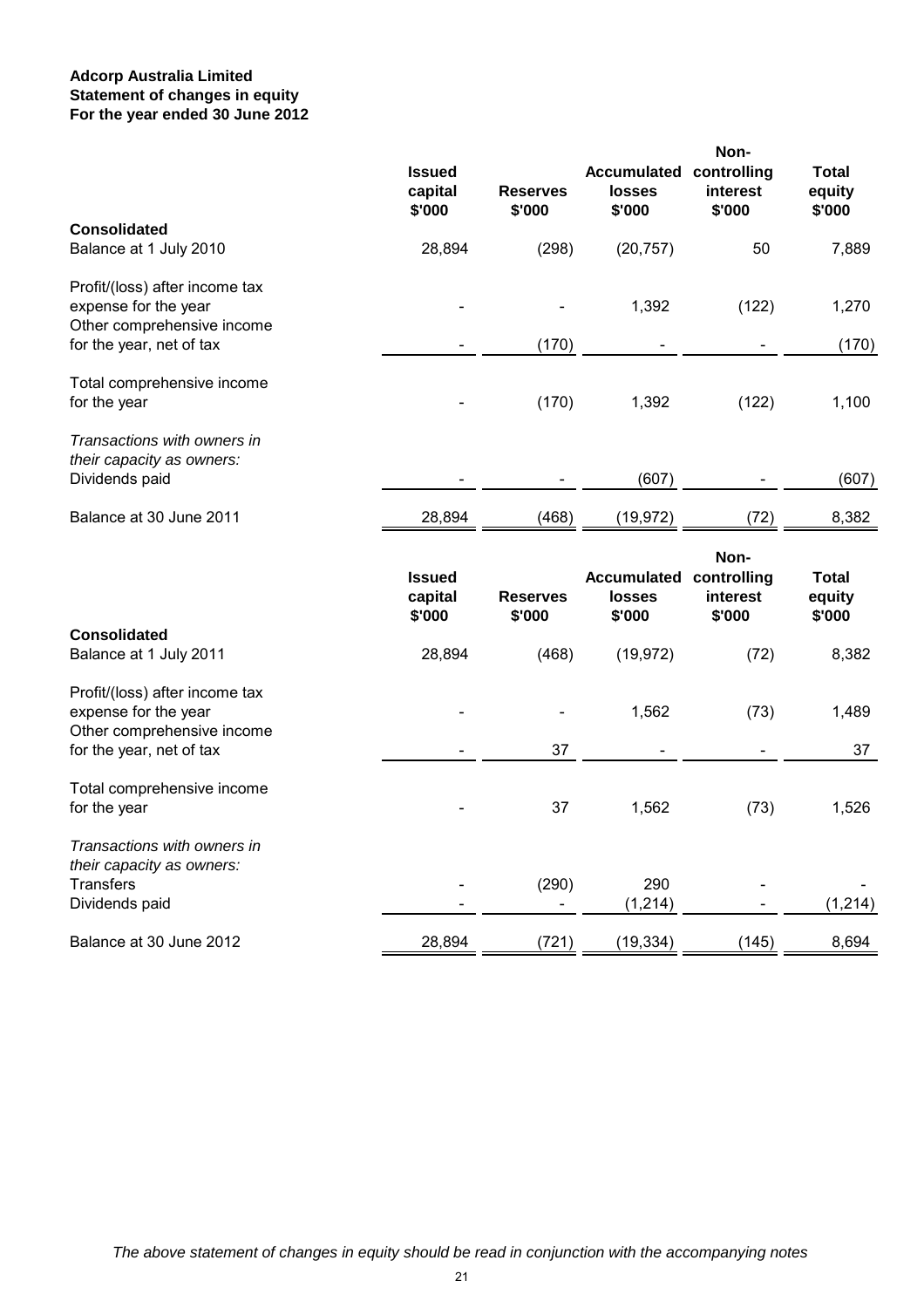**Adcorp Australia Limited**
**Statement of changes in equity**
**For the year ended 30 June 2012**

| | Issued capital $'000 | Reserves $'000 | Accumulated losses $'000 | Non-controlling interest $'000 | Total equity $'000 |
|---|---|---|---|---|---|
| **Consolidated** | | | | | |
| Balance at 1 July 2010 | 28,894 | (298) | (20,757) | 50 | 7,889 |
| Profit/(loss) after income tax expense for the year | - | - | 1,392 | (122) | 1,270 |
| Other comprehensive income for the year, net of tax | - | (170) | - | - | (170) |
| Total comprehensive income for the year | - | (170) | 1,392 | (122) | 1,100 |
| *Transactions with owners in their capacity as owners:* | | | | | |
| Dividends paid | - | - | (607) | - | (607) |
| Balance at 30 June 2011 | 28,894 | (468) | (19,972) | (72) | 8,382 |

| | Issued capital $'000 | Reserves $'000 | Accumulated losses $'000 | Non-controlling interest $'000 | Total equity $'000 |
|---|---|---|---|---|---|
| **Consolidated** | | | | | |
| Balance at 1 July 2011 | 28,894 | (468) | (19,972) | (72) | 8,382 |
| Profit/(loss) after income tax expense for the year | - | - | 1,562 | (73) | 1,489 |
| Other comprehensive income for the year, net of tax | - | 37 | - | - | 37 |
| Total comprehensive income for the year | - | 37 | 1,562 | (73) | 1,526 |
| *Transactions with owners in their capacity as owners:* | | | | | |
| Transfers | - | (290) | 290 | - | - |
| Dividends paid | - | - | (1,214) | - | (1,214) |
| Balance at 30 June 2012 | 28,894 | (721) | (19,334) | (145) | 8,694 |

*The above statement of changes in equity should be read in conjunction with the accompanying notes*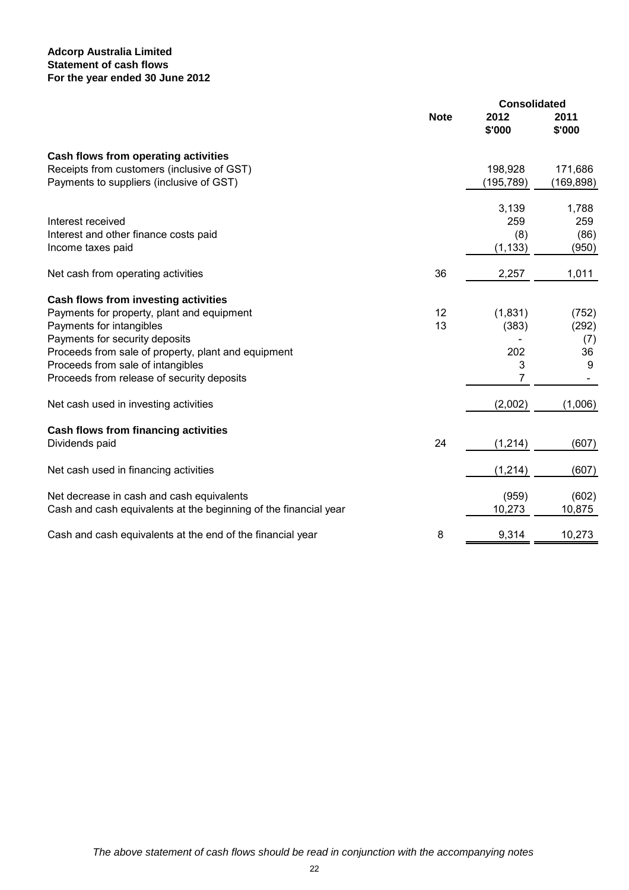**Adcorp Australia Limited**
**Statement of cash flows**
**For the year ended 30 June 2012**

| | Note | Consolidated 2012 $'000 | 2011 $'000 |
|---|---|---|---|
| **Cash flows from operating activities** | | | |
| Receipts from customers (inclusive of GST) | | 198,928 | 171,686 |
| Payments to suppliers (inclusive of GST) | | (195,789) | (169,898) |
| | | 3,139 | 1,788 |
| Interest received | | 259 | 259 |
| Interest and other finance costs paid | | (8) | (86) |
| Income taxes paid | | (1,133) | (950) |
| Net cash from operating activities | 36 | 2,257 | 1,011 |
| **Cash flows from investing activities** | | | |
| Payments for property, plant and equipment | 12 | (1,831) | (752) |
| Payments for intangibles | 13 | (383) | (292) |
| Payments for security deposits | | - | (7) |
| Proceeds from sale of property, plant and equipment | | 202 | 36 |
| Proceeds from sale of intangibles | | 3 | 9 |
| Proceeds from release of security deposits | | 7 | - |
| Net cash used in investing activities | | (2,002) | (1,006) |
| **Cash flows from financing activities** | | | |
| Dividends paid | 24 | (1,214) | (607) |
| Net cash used in financing activities | | (1,214) | (607) |
| Net decrease in cash and cash equivalents | | (959) | (602) |
| Cash and cash equivalents at the beginning of the financial year | | 10,273 | 10,875 |
| Cash and cash equivalents at the end of the financial year | 8 | 9,314 | 10,273 |

*The above statement of cash flows should be read in conjunction with the accompanying notes*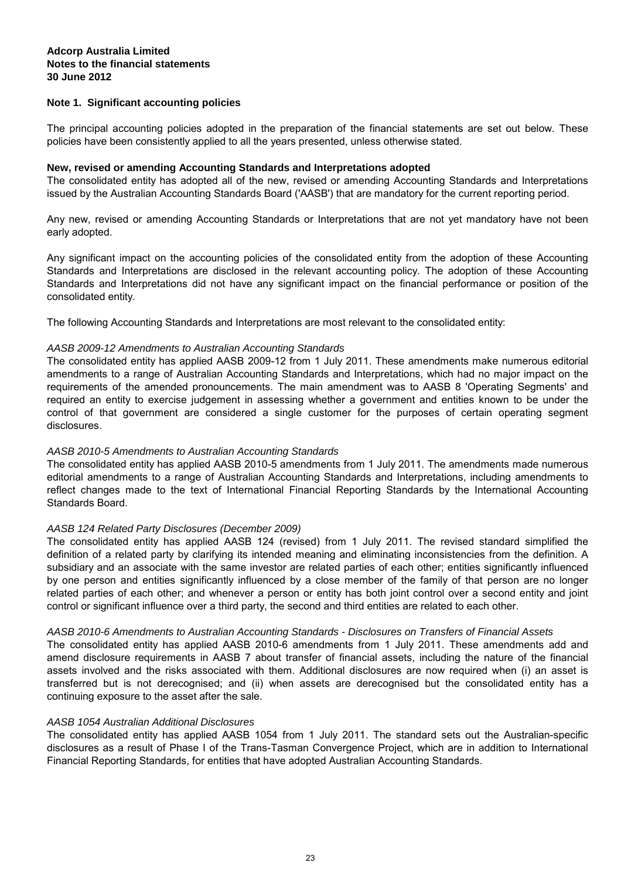**Adcorp Australia Limited**
**Notes to the financial statements**
**30 June 2012**

## Note 1. Significant accounting policies

The principal accounting policies adopted in the preparation of the financial statements are set out below. These policies have been consistently applied to all the years presented, unless otherwise stated.

### New, revised or amending Accounting Standards and Interpretations adopted

The consolidated entity has adopted all of the new, revised or amending Accounting Standards and Interpretations issued by the Australian Accounting Standards Board ('AASB') that are mandatory for the current reporting period.

Any new, revised or amending Accounting Standards or Interpretations that are not yet mandatory have not been early adopted.

Any significant impact on the accounting policies of the consolidated entity from the adoption of these Accounting Standards and Interpretations are disclosed in the relevant accounting policy. The adoption of these Accounting Standards and Interpretations did not have any significant impact on the financial performance or position of the consolidated entity.

The following Accounting Standards and Interpretations are most relevant to the consolidated entity:

*AASB 2009-12 Amendments to Australian Accounting Standards*

The consolidated entity has applied AASB 2009-12 from 1 July 2011. These amendments make numerous editorial amendments to a range of Australian Accounting Standards and Interpretations, which had no major impact on the requirements of the amended pronouncements. The main amendment was to AASB 8 'Operating Segments' and required an entity to exercise judgement in assessing whether a government and entities known to be under the control of that government are considered a single customer for the purposes of certain operating segment disclosures.

*AASB 2010-5 Amendments to Australian Accounting Standards*

The consolidated entity has applied AASB 2010-5 amendments from 1 July 2011. The amendments made numerous editorial amendments to a range of Australian Accounting Standards and Interpretations, including amendments to reflect changes made to the text of International Financial Reporting Standards by the International Accounting Standards Board.

*AASB 124 Related Party Disclosures (December 2009)*

The consolidated entity has applied AASB 124 (revised) from 1 July 2011. The revised standard simplified the definition of a related party by clarifying its intended meaning and eliminating inconsistencies from the definition. A subsidiary and an associate with the same investor are related parties of each other; entities significantly influenced by one person and entities significantly influenced by a close member of the family of that person are no longer related parties of each other; and whenever a person or entity has both joint control over a second entity and joint control or significant influence over a third party, the second and third entities are related to each other.

*AASB 2010-6 Amendments to Australian Accounting Standards - Disclosures on Transfers of Financial Assets*

The consolidated entity has applied AASB 2010-6 amendments from 1 July 2011. These amendments add and amend disclosure requirements in AASB 7 about transfer of financial assets, including the nature of the financial assets involved and the risks associated with them. Additional disclosures are now required when (i) an asset is transferred but is not derecognised; and (ii) when assets are derecognised but the consolidated entity has a continuing exposure to the asset after the sale.

*AASB 1054 Australian Additional Disclosures*

The consolidated entity has applied AASB 1054 from 1 July 2011. The standard sets out the Australian-specific disclosures as a result of Phase I of the Trans-Tasman Convergence Project, which are in addition to International Financial Reporting Standards, for entities that have adopted Australian Accounting Standards.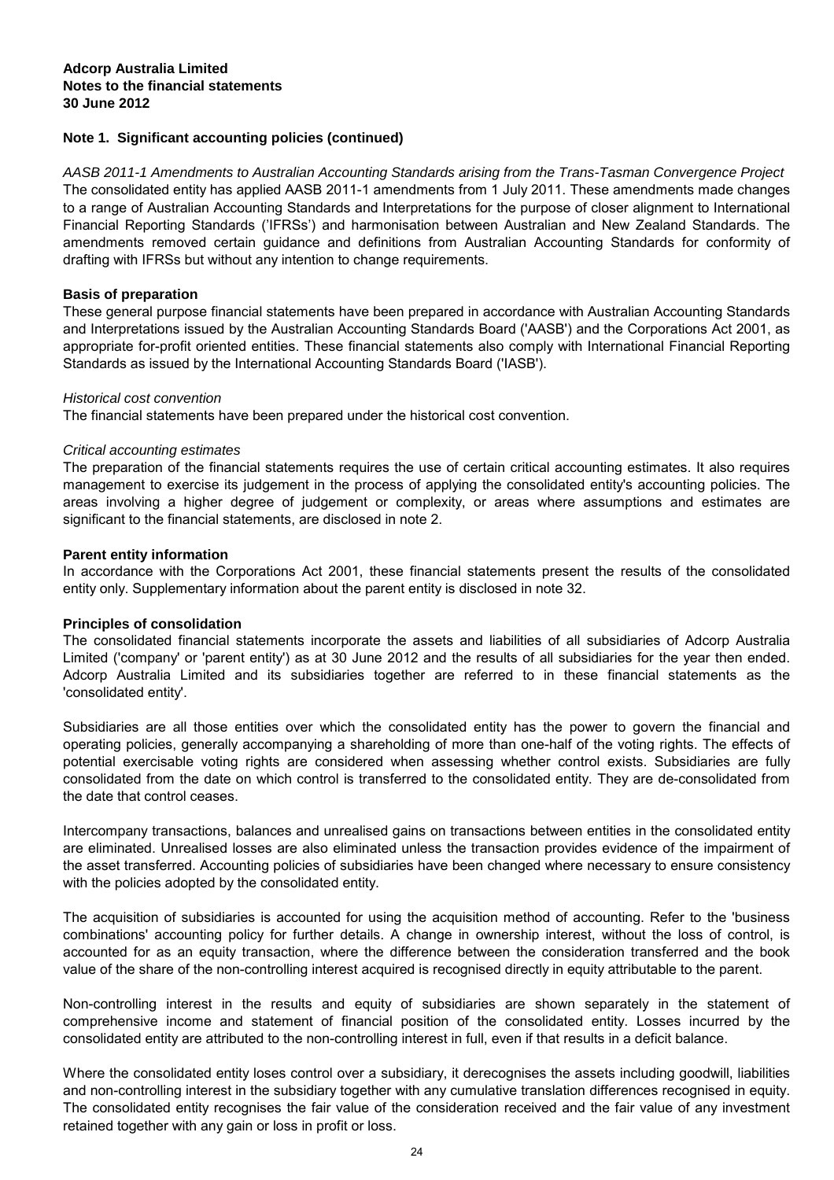## Note 1. Significant accounting policies (continued)

*AASB 2011-1 Amendments to Australian Accounting Standards arising from the Trans-Tasman Convergence Project*
The consolidated entity has applied AASB 2011-1 amendments from 1 July 2011. These amendments made changes to a range of Australian Accounting Standards and Interpretations for the purpose of closer alignment to International Financial Reporting Standards ('IFRSs') and harmonisation between Australian and New Zealand Standards. The amendments removed certain guidance and definitions from Australian Accounting Standards for conformity of drafting with IFRSs but without any intention to change requirements.

**Basis of preparation**
These general purpose financial statements have been prepared in accordance with Australian Accounting Standards and Interpretations issued by the Australian Accounting Standards Board ('AASB') and the Corporations Act 2001, as appropriate for-profit oriented entities. These financial statements also comply with International Financial Reporting Standards as issued by the International Accounting Standards Board ('IASB').

*Historical cost convention*
The financial statements have been prepared under the historical cost convention.

*Critical accounting estimates*
The preparation of the financial statements requires the use of certain critical accounting estimates. It also requires management to exercise its judgement in the process of applying the consolidated entity's accounting policies. The areas involving a higher degree of judgement or complexity, or areas where assumptions and estimates are significant to the financial statements, are disclosed in note 2.

**Parent entity information**
In accordance with the Corporations Act 2001, these financial statements present the results of the consolidated entity only. Supplementary information about the parent entity is disclosed in note 32.

**Principles of consolidation**
The consolidated financial statements incorporate the assets and liabilities of all subsidiaries of Adcorp Australia Limited ('company' or 'parent entity') as at 30 June 2012 and the results of all subsidiaries for the year then ended. Adcorp Australia Limited and its subsidiaries together are referred to in these financial statements as the 'consolidated entity'.

Subsidiaries are all those entities over which the consolidated entity has the power to govern the financial and operating policies, generally accompanying a shareholding of more than one-half of the voting rights. The effects of potential exercisable voting rights are considered when assessing whether control exists. Subsidiaries are fully consolidated from the date on which control is transferred to the consolidated entity. They are de-consolidated from the date that control ceases.

Intercompany transactions, balances and unrealised gains on transactions between entities in the consolidated entity are eliminated. Unrealised losses are also eliminated unless the transaction provides evidence of the impairment of the asset transferred. Accounting policies of subsidiaries have been changed where necessary to ensure consistency with the policies adopted by the consolidated entity.

The acquisition of subsidiaries is accounted for using the acquisition method of accounting. Refer to the 'business combinations' accounting policy for further details. A change in ownership interest, without the loss of control, is accounted for as an equity transaction, where the difference between the consideration transferred and the book value of the share of the non-controlling interest acquired is recognised directly in equity attributable to the parent.

Non-controlling interest in the results and equity of subsidiaries are shown separately in the statement of comprehensive income and statement of financial position of the consolidated entity. Losses incurred by the consolidated entity are attributed to the non-controlling interest in full, even if that results in a deficit balance.

Where the consolidated entity loses control over a subsidiary, it derecognises the assets including goodwill, liabilities and non-controlling interest in the subsidiary together with any cumulative translation differences recognised in equity. The consolidated entity recognises the fair value of the consideration received and the fair value of any investment retained together with any gain or loss in profit or loss.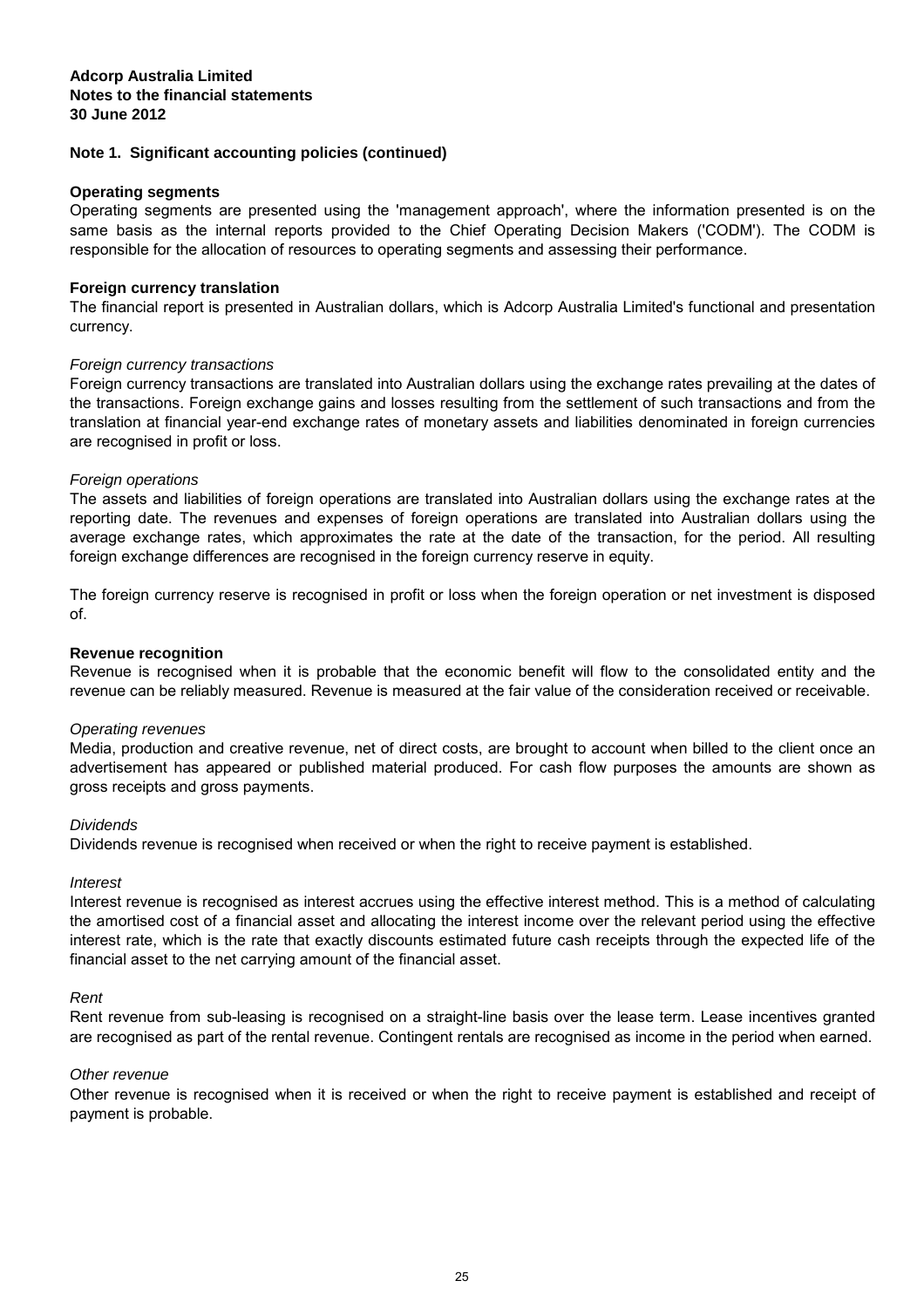**Adcorp Australia Limited**
**Notes to the financial statements**
**30 June 2012**

## Note 1. Significant accounting policies (continued)

### Operating segments

Operating segments are presented using the 'management approach', where the information presented is on the same basis as the internal reports provided to the Chief Operating Decision Makers ('CODM'). The CODM is responsible for the allocation of resources to operating segments and assessing their performance.

### Foreign currency translation

The financial report is presented in Australian dollars, which is Adcorp Australia Limited's functional and presentation currency.

*Foreign currency transactions*

Foreign currency transactions are translated into Australian dollars using the exchange rates prevailing at the dates of the transactions. Foreign exchange gains and losses resulting from the settlement of such transactions and from the translation at financial year-end exchange rates of monetary assets and liabilities denominated in foreign currencies are recognised in profit or loss.

*Foreign operations*

The assets and liabilities of foreign operations are translated into Australian dollars using the exchange rates at the reporting date. The revenues and expenses of foreign operations are translated into Australian dollars using the average exchange rates, which approximates the rate at the date of the transaction, for the period. All resulting foreign exchange differences are recognised in the foreign currency reserve in equity.

The foreign currency reserve is recognised in profit or loss when the foreign operation or net investment is disposed of.

### Revenue recognition

Revenue is recognised when it is probable that the economic benefit will flow to the consolidated entity and the revenue can be reliably measured. Revenue is measured at the fair value of the consideration received or receivable.

*Operating revenues*

Media, production and creative revenue, net of direct costs, are brought to account when billed to the client once an advertisement has appeared or published material produced. For cash flow purposes the amounts are shown as gross receipts and gross payments.

*Dividends*

Dividends revenue is recognised when received or when the right to receive payment is established.

*Interest*

Interest revenue is recognised as interest accrues using the effective interest method. This is a method of calculating the amortised cost of a financial asset and allocating the interest income over the relevant period using the effective interest rate, which is the rate that exactly discounts estimated future cash receipts through the expected life of the financial asset to the net carrying amount of the financial asset.

*Rent*

Rent revenue from sub-leasing is recognised on a straight-line basis over the lease term. Lease incentives granted are recognised as part of the rental revenue. Contingent rentals are recognised as income in the period when earned.

*Other revenue*

Other revenue is recognised when it is received or when the right to receive payment is established and receipt of payment is probable.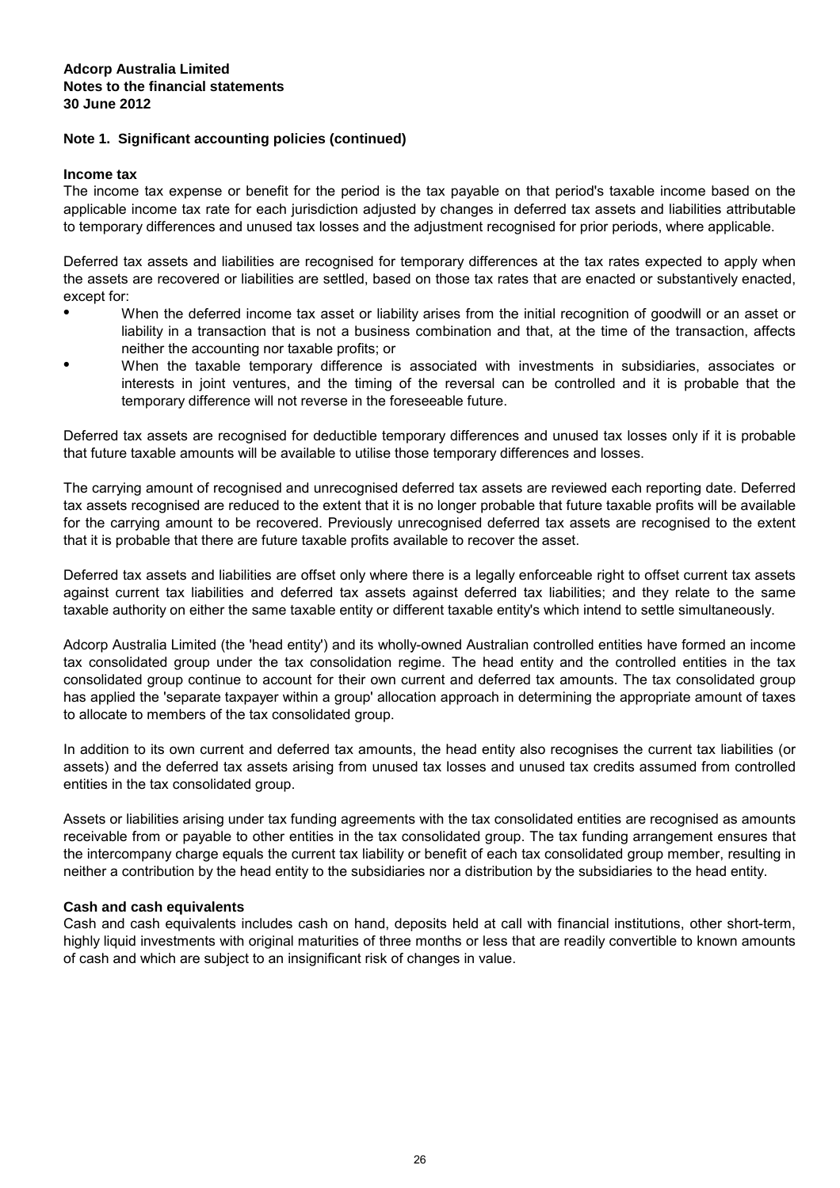**Adcorp Australia Limited**
**Notes to the financial statements**
**30 June 2012**

## Note 1. Significant accounting policies (continued)

### Income tax

The income tax expense or benefit for the period is the tax payable on that period's taxable income based on the applicable income tax rate for each jurisdiction adjusted by changes in deferred tax assets and liabilities attributable to temporary differences and unused tax losses and the adjustment recognised for prior periods, where applicable.

Deferred tax assets and liabilities are recognised for temporary differences at the tax rates expected to apply when the assets are recovered or liabilities are settled, based on those tax rates that are enacted or substantively enacted, except for:

- When the deferred income tax asset or liability arises from the initial recognition of goodwill or an asset or liability in a transaction that is not a business combination and that, at the time of the transaction, affects neither the accounting nor taxable profits; or
- When the taxable temporary difference is associated with investments in subsidiaries, associates or interests in joint ventures, and the timing of the reversal can be controlled and it is probable that the temporary difference will not reverse in the foreseeable future.

Deferred tax assets are recognised for deductible temporary differences and unused tax losses only if it is probable that future taxable amounts will be available to utilise those temporary differences and losses.

The carrying amount of recognised and unrecognised deferred tax assets are reviewed each reporting date. Deferred tax assets recognised are reduced to the extent that it is no longer probable that future taxable profits will be available for the carrying amount to be recovered. Previously unrecognised deferred tax assets are recognised to the extent that it is probable that there are future taxable profits available to recover the asset.

Deferred tax assets and liabilities are offset only where there is a legally enforceable right to offset current tax assets against current tax liabilities and deferred tax assets against deferred tax liabilities; and they relate to the same taxable authority on either the same taxable entity or different taxable entity's which intend to settle simultaneously.

Adcorp Australia Limited (the 'head entity') and its wholly-owned Australian controlled entities have formed an income tax consolidated group under the tax consolidation regime. The head entity and the controlled entities in the tax consolidated group continue to account for their own current and deferred tax amounts. The tax consolidated group has applied the 'separate taxpayer within a group' allocation approach in determining the appropriate amount of taxes to allocate to members of the tax consolidated group.

In addition to its own current and deferred tax amounts, the head entity also recognises the current tax liabilities (or assets) and the deferred tax assets arising from unused tax losses and unused tax credits assumed from controlled entities in the tax consolidated group.

Assets or liabilities arising under tax funding agreements with the tax consolidated entities are recognised as amounts receivable from or payable to other entities in the tax consolidated group. The tax funding arrangement ensures that the intercompany charge equals the current tax liability or benefit of each tax consolidated group member, resulting in neither a contribution by the head entity to the subsidiaries nor a distribution by the subsidiaries to the head entity.

### Cash and cash equivalents

Cash and cash equivalents includes cash on hand, deposits held at call with financial institutions, other short-term, highly liquid investments with original maturities of three months or less that are readily convertible to known amounts of cash and which are subject to an insignificant risk of changes in value.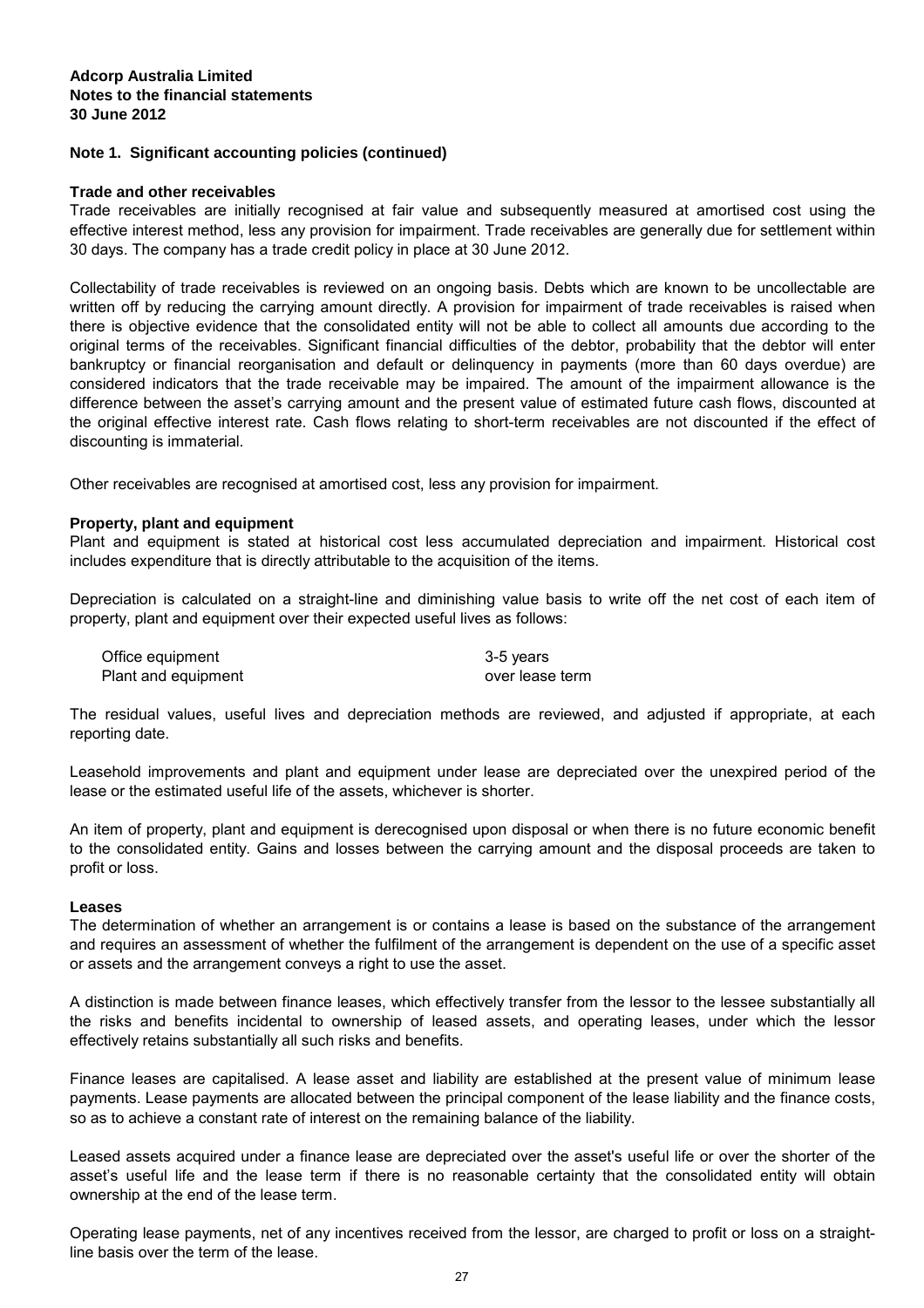**Adcorp Australia Limited**
**Notes to the financial statements**
**30 June 2012**

**Note 1. Significant accounting policies (continued)**

**Trade and other receivables**

Trade receivables are initially recognised at fair value and subsequently measured at amortised cost using the effective interest method, less any provision for impairment. Trade receivables are generally due for settlement within 30 days. The company has a trade credit policy in place at 30 June 2012.

Collectability of trade receivables is reviewed on an ongoing basis. Debts which are known to be uncollectable are written off by reducing the carrying amount directly. A provision for impairment of trade receivables is raised when there is objective evidence that the consolidated entity will not be able to collect all amounts due according to the original terms of the receivables. Significant financial difficulties of the debtor, probability that the debtor will enter bankruptcy or financial reorganisation and default or delinquency in payments (more than 60 days overdue) are considered indicators that the trade receivable may be impaired. The amount of the impairment allowance is the difference between the asset's carrying amount and the present value of estimated future cash flows, discounted at the original effective interest rate. Cash flows relating to short-term receivables are not discounted if the effect of discounting is immaterial.

Other receivables are recognised at amortised cost, less any provision for impairment.

**Property, plant and equipment**

Plant and equipment is stated at historical cost less accumulated depreciation and impairment. Historical cost includes expenditure that is directly attributable to the acquisition of the items.

Depreciation is calculated on a straight-line and diminishing value basis to write off the net cost of each item of property, plant and equipment over their expected useful lives as follows:

| | |
|---|---|
| Office equipment | 3-5 years |
| Plant and equipment | over lease term |

The residual values, useful lives and depreciation methods are reviewed, and adjusted if appropriate, at each reporting date.

Leasehold improvements and plant and equipment under lease are depreciated over the unexpired period of the lease or the estimated useful life of the assets, whichever is shorter.

An item of property, plant and equipment is derecognised upon disposal or when there is no future economic benefit to the consolidated entity. Gains and losses between the carrying amount and the disposal proceeds are taken to profit or loss.

**Leases**

The determination of whether an arrangement is or contains a lease is based on the substance of the arrangement and requires an assessment of whether the fulfilment of the arrangement is dependent on the use of a specific asset or assets and the arrangement conveys a right to use the asset.

A distinction is made between finance leases, which effectively transfer from the lessor to the lessee substantially all the risks and benefits incidental to ownership of leased assets, and operating leases, under which the lessor effectively retains substantially all such risks and benefits.

Finance leases are capitalised. A lease asset and liability are established at the present value of minimum lease payments. Lease payments are allocated between the principal component of the lease liability and the finance costs, so as to achieve a constant rate of interest on the remaining balance of the liability.

Leased assets acquired under a finance lease are depreciated over the asset's useful life or over the shorter of the asset's useful life and the lease term if there is no reasonable certainty that the consolidated entity will obtain ownership at the end of the lease term.

Operating lease payments, net of any incentives received from the lessor, are charged to profit or loss on a straight-line basis over the term of the lease.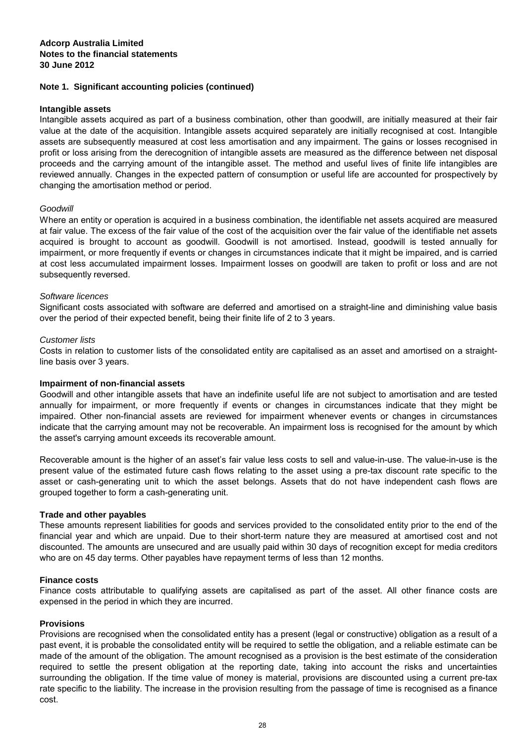**Adcorp Australia Limited**
**Notes to the financial statements**
**30 June 2012**

## Note 1. Significant accounting policies (continued)

### Intangible assets

Intangible assets acquired as part of a business combination, other than goodwill, are initially measured at their fair value at the date of the acquisition. Intangible assets acquired separately are initially recognised at cost. Intangible assets are subsequently measured at cost less amortisation and any impairment. The gains or losses recognised in profit or loss arising from the derecognition of intangible assets are measured as the difference between net disposal proceeds and the carrying amount of the intangible asset. The method and useful lives of finite life intangibles are reviewed annually. Changes in the expected pattern of consumption or useful life are accounted for prospectively by changing the amortisation method or period.

*Goodwill*

Where an entity or operation is acquired in a business combination, the identifiable net assets acquired are measured at fair value. The excess of the fair value of the cost of the acquisition over the fair value of the identifiable net assets acquired is brought to account as goodwill. Goodwill is not amortised. Instead, goodwill is tested annually for impairment, or more frequently if events or changes in circumstances indicate that it might be impaired, and is carried at cost less accumulated impairment losses. Impairment losses on goodwill are taken to profit or loss and are not subsequently reversed.

*Software licences*

Significant costs associated with software are deferred and amortised on a straight-line and diminishing value basis over the period of their expected benefit, being their finite life of 2 to 3 years.

*Customer lists*

Costs in relation to customer lists of the consolidated entity are capitalised as an asset and amortised on a straight-line basis over 3 years.

### Impairment of non-financial assets

Goodwill and other intangible assets that have an indefinite useful life are not subject to amortisation and are tested annually for impairment, or more frequently if events or changes in circumstances indicate that they might be impaired. Other non-financial assets are reviewed for impairment whenever events or changes in circumstances indicate that the carrying amount may not be recoverable. An impairment loss is recognised for the amount by which the asset's carrying amount exceeds its recoverable amount.

Recoverable amount is the higher of an asset's fair value less costs to sell and value-in-use. The value-in-use is the present value of the estimated future cash flows relating to the asset using a pre-tax discount rate specific to the asset or cash-generating unit to which the asset belongs. Assets that do not have independent cash flows are grouped together to form a cash-generating unit.

### Trade and other payables

These amounts represent liabilities for goods and services provided to the consolidated entity prior to the end of the financial year and which are unpaid. Due to their short-term nature they are measured at amortised cost and not discounted. The amounts are unsecured and are usually paid within 30 days of recognition except for media creditors who are on 45 day terms. Other payables have repayment terms of less than 12 months.

### Finance costs

Finance costs attributable to qualifying assets are capitalised as part of the asset. All other finance costs are expensed in the period in which they are incurred.

### Provisions

Provisions are recognised when the consolidated entity has a present (legal or constructive) obligation as a result of a past event, it is probable the consolidated entity will be required to settle the obligation, and a reliable estimate can be made of the amount of the obligation. The amount recognised as a provision is the best estimate of the consideration required to settle the present obligation at the reporting date, taking into account the risks and uncertainties surrounding the obligation. If the time value of money is material, provisions are discounted using a current pre-tax rate specific to the liability. The increase in the provision resulting from the passage of time is recognised as a finance cost.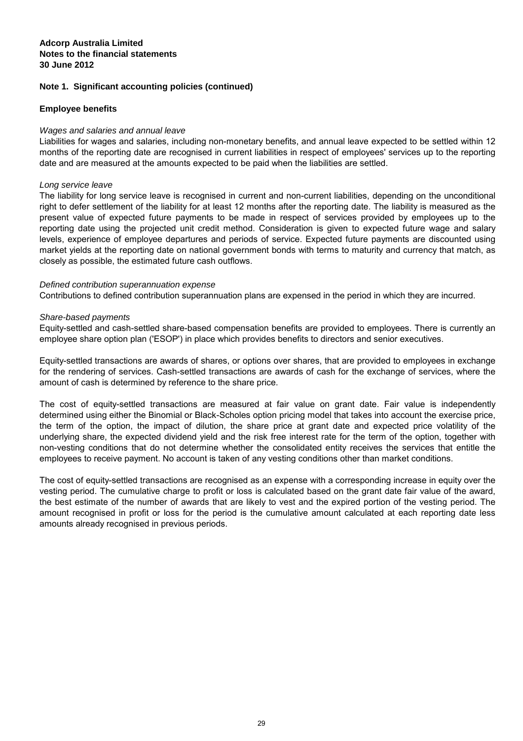**Adcorp Australia Limited**
**Notes to the financial statements**
**30 June 2012**

## Note 1. Significant accounting policies (continued)

### Employee benefits

*Wages and salaries and annual leave*

Liabilities for wages and salaries, including non-monetary benefits, and annual leave expected to be settled within 12 months of the reporting date are recognised in current liabilities in respect of employees' services up to the reporting date and are measured at the amounts expected to be paid when the liabilities are settled.

*Long service leave*

The liability for long service leave is recognised in current and non-current liabilities, depending on the unconditional right to defer settlement of the liability for at least 12 months after the reporting date. The liability is measured as the present value of expected future payments to be made in respect of services provided by employees up to the reporting date using the projected unit credit method. Consideration is given to expected future wage and salary levels, experience of employee departures and periods of service. Expected future payments are discounted using market yields at the reporting date on national government bonds with terms to maturity and currency that match, as closely as possible, the estimated future cash outflows.

*Defined contribution superannuation expense*

Contributions to defined contribution superannuation plans are expensed in the period in which they are incurred.

*Share-based payments*

Equity-settled and cash-settled share-based compensation benefits are provided to employees. There is currently an employee share option plan ('ESOP') in place which provides benefits to directors and senior executives.

Equity-settled transactions are awards of shares, or options over shares, that are provided to employees in exchange for the rendering of services. Cash-settled transactions are awards of cash for the exchange of services, where the amount of cash is determined by reference to the share price.

The cost of equity-settled transactions are measured at fair value on grant date. Fair value is independently determined using either the Binomial or Black-Scholes option pricing model that takes into account the exercise price, the term of the option, the impact of dilution, the share price at grant date and expected price volatility of the underlying share, the expected dividend yield and the risk free interest rate for the term of the option, together with non-vesting conditions that do not determine whether the consolidated entity receives the services that entitle the employees to receive payment. No account is taken of any vesting conditions other than market conditions.

The cost of equity-settled transactions are recognised as an expense with a corresponding increase in equity over the vesting period. The cumulative charge to profit or loss is calculated based on the grant date fair value of the award, the best estimate of the number of awards that are likely to vest and the expired portion of the vesting period. The amount recognised in profit or loss for the period is the cumulative amount calculated at each reporting date less amounts already recognised in previous periods.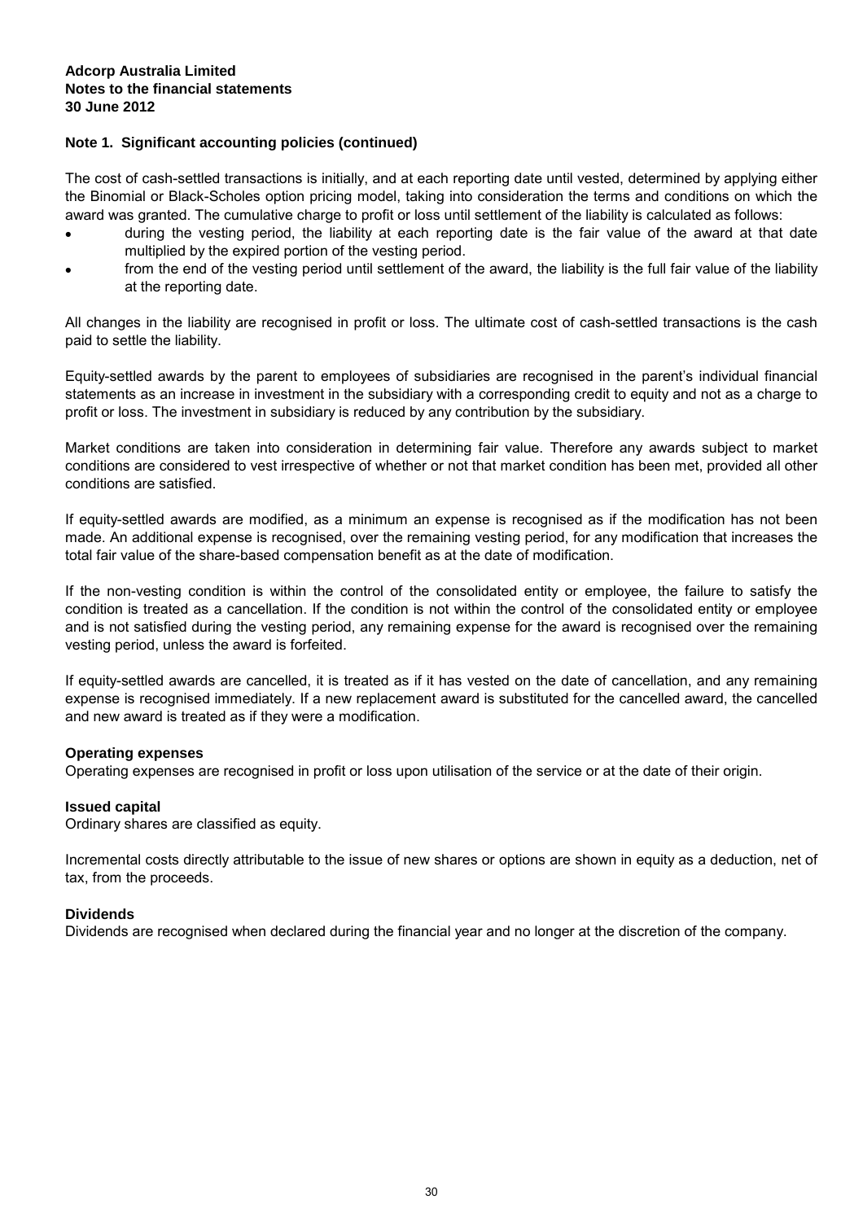**Adcorp Australia Limited**
**Notes to the financial statements**
**30 June 2012**

**Note 1. Significant accounting policies (continued)**

The cost of cash-settled transactions is initially, and at each reporting date until vested, determined by applying either the Binomial or Black-Scholes option pricing model, taking into consideration the terms and conditions on which the award was granted. The cumulative charge to profit or loss until settlement of the liability is calculated as follows:

- during the vesting period, the liability at each reporting date is the fair value of the award at that date multiplied by the expired portion of the vesting period.
- from the end of the vesting period until settlement of the award, the liability is the full fair value of the liability at the reporting date.

All changes in the liability are recognised in profit or loss. The ultimate cost of cash-settled transactions is the cash paid to settle the liability.

Equity-settled awards by the parent to employees of subsidiaries are recognised in the parent's individual financial statements as an increase in investment in the subsidiary with a corresponding credit to equity and not as a charge to profit or loss. The investment in subsidiary is reduced by any contribution by the subsidiary.

Market conditions are taken into consideration in determining fair value. Therefore any awards subject to market conditions are considered to vest irrespective of whether or not that market condition has been met, provided all other conditions are satisfied.

If equity-settled awards are modified, as a minimum an expense is recognised as if the modification has not been made. An additional expense is recognised, over the remaining vesting period, for any modification that increases the total fair value of the share-based compensation benefit as at the date of modification.

If the non-vesting condition is within the control of the consolidated entity or employee, the failure to satisfy the condition is treated as a cancellation. If the condition is not within the control of the consolidated entity or employee and is not satisfied during the vesting period, any remaining expense for the award is recognised over the remaining vesting period, unless the award is forfeited.

If equity-settled awards are cancelled, it is treated as if it has vested on the date of cancellation, and any remaining expense is recognised immediately. If a new replacement award is substituted for the cancelled award, the cancelled and new award is treated as if they were a modification.

**Operating expenses**
Operating expenses are recognised in profit or loss upon utilisation of the service or at the date of their origin.

**Issued capital**
Ordinary shares are classified as equity.

Incremental costs directly attributable to the issue of new shares or options are shown in equity as a deduction, net of tax, from the proceeds.

**Dividends**
Dividends are recognised when declared during the financial year and no longer at the discretion of the company.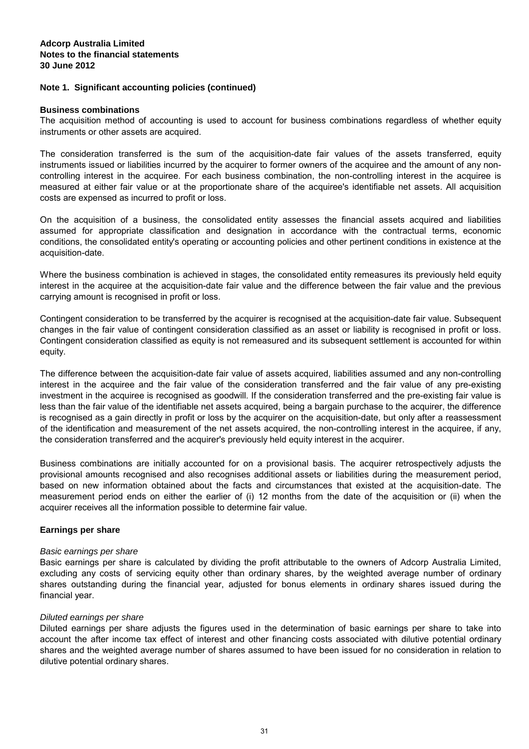**Adcorp Australia Limited**
**Notes to the financial statements**
**30 June 2012**

## Note 1. Significant accounting policies (continued)

### Business combinations

The acquisition method of accounting is used to account for business combinations regardless of whether equity instruments or other assets are acquired.

The consideration transferred is the sum of the acquisition-date fair values of the assets transferred, equity instruments issued or liabilities incurred by the acquirer to former owners of the acquiree and the amount of any non-controlling interest in the acquiree. For each business combination, the non-controlling interest in the acquiree is measured at either fair value or at the proportionate share of the acquiree's identifiable net assets. All acquisition costs are expensed as incurred to profit or loss.

On the acquisition of a business, the consolidated entity assesses the financial assets acquired and liabilities assumed for appropriate classification and designation in accordance with the contractual terms, economic conditions, the consolidated entity's operating or accounting policies and other pertinent conditions in existence at the acquisition-date.

Where the business combination is achieved in stages, the consolidated entity remeasures its previously held equity interest in the acquiree at the acquisition-date fair value and the difference between the fair value and the previous carrying amount is recognised in profit or loss.

Contingent consideration to be transferred by the acquirer is recognised at the acquisition-date fair value. Subsequent changes in the fair value of contingent consideration classified as an asset or liability is recognised in profit or loss. Contingent consideration classified as equity is not remeasured and its subsequent settlement is accounted for within equity.

The difference between the acquisition-date fair value of assets acquired, liabilities assumed and any non-controlling interest in the acquiree and the fair value of the consideration transferred and the fair value of any pre-existing investment in the acquiree is recognised as goodwill. If the consideration transferred and the pre-existing fair value is less than the fair value of the identifiable net assets acquired, being a bargain purchase to the acquirer, the difference is recognised as a gain directly in profit or loss by the acquirer on the acquisition-date, but only after a reassessment of the identification and measurement of the net assets acquired, the non-controlling interest in the acquiree, if any, the consideration transferred and the acquirer's previously held equity interest in the acquirer.

Business combinations are initially accounted for on a provisional basis. The acquirer retrospectively adjusts the provisional amounts recognised and also recognises additional assets or liabilities during the measurement period, based on new information obtained about the facts and circumstances that existed at the acquisition-date. The measurement period ends on either the earlier of (i) 12 months from the date of the acquisition or (ii) when the acquirer receives all the information possible to determine fair value.

### Earnings per share

*Basic earnings per share*

Basic earnings per share is calculated by dividing the profit attributable to the owners of Adcorp Australia Limited, excluding any costs of servicing equity other than ordinary shares, by the weighted average number of ordinary shares outstanding during the financial year, adjusted for bonus elements in ordinary shares issued during the financial year.

*Diluted earnings per share*

Diluted earnings per share adjusts the figures used in the determination of basic earnings per share to take into account the after income tax effect of interest and other financing costs associated with dilutive potential ordinary shares and the weighted average number of shares assumed to have been issued for no consideration in relation to dilutive potential ordinary shares.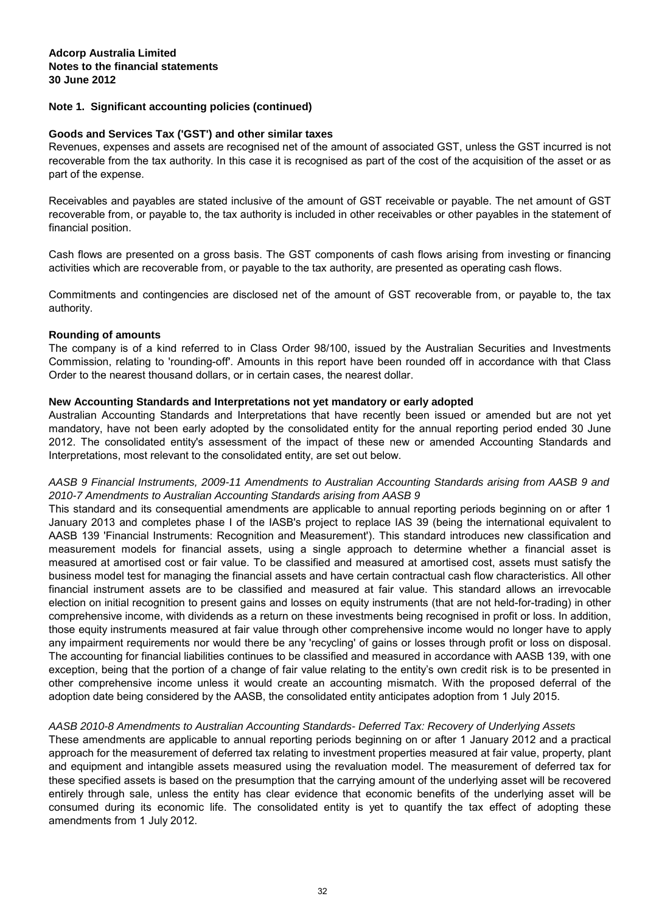**Adcorp Australia Limited**
**Notes to the financial statements**
**30 June 2012**

## Note 1. Significant accounting policies (continued)

### Goods and Services Tax ('GST') and other similar taxes

Revenues, expenses and assets are recognised net of the amount of associated GST, unless the GST incurred is not recoverable from the tax authority. In this case it is recognised as part of the cost of the acquisition of the asset or as part of the expense.

Receivables and payables are stated inclusive of the amount of GST receivable or payable. The net amount of GST recoverable from, or payable to, the tax authority is included in other receivables or other payables in the statement of financial position.

Cash flows are presented on a gross basis. The GST components of cash flows arising from investing or financing activities which are recoverable from, or payable to the tax authority, are presented as operating cash flows.

Commitments and contingencies are disclosed net of the amount of GST recoverable from, or payable to, the tax authority.

### Rounding of amounts

The company is of a kind referred to in Class Order 98/100, issued by the Australian Securities and Investments Commission, relating to 'rounding-off'. Amounts in this report have been rounded off in accordance with that Class Order to the nearest thousand dollars, or in certain cases, the nearest dollar.

### New Accounting Standards and Interpretations not yet mandatory or early adopted

Australian Accounting Standards and Interpretations that have recently been issued or amended but are not yet mandatory, have not been early adopted by the consolidated entity for the annual reporting period ended 30 June 2012. The consolidated entity's assessment of the impact of these new or amended Accounting Standards and Interpretations, most relevant to the consolidated entity, are set out below.

*AASB 9 Financial Instruments, 2009-11 Amendments to Australian Accounting Standards arising from AASB 9 and 2010-7 Amendments to Australian Accounting Standards arising from AASB 9*

This standard and its consequential amendments are applicable to annual reporting periods beginning on or after 1 January 2013 and completes phase I of the IASB's project to replace IAS 39 (being the international equivalent to AASB 139 'Financial Instruments: Recognition and Measurement'). This standard introduces new classification and measurement models for financial assets, using a single approach to determine whether a financial asset is measured at amortised cost or fair value. To be classified and measured at amortised cost, assets must satisfy the business model test for managing the financial assets and have certain contractual cash flow characteristics. All other financial instrument assets are to be classified and measured at fair value. This standard allows an irrevocable election on initial recognition to present gains and losses on equity instruments (that are not held-for-trading) in other comprehensive income, with dividends as a return on these investments being recognised in profit or loss. In addition, those equity instruments measured at fair value through other comprehensive income would no longer have to apply any impairment requirements nor would there be any 'recycling' of gains or losses through profit or loss on disposal. The accounting for financial liabilities continues to be classified and measured in accordance with AASB 139, with one exception, being that the portion of a change of fair value relating to the entity's own credit risk is to be presented in other comprehensive income unless it would create an accounting mismatch. With the proposed deferral of the adoption date being considered by the AASB, the consolidated entity anticipates adoption from 1 July 2015.

*AASB 2010-8 Amendments to Australian Accounting Standards- Deferred Tax: Recovery of Underlying Assets*

These amendments are applicable to annual reporting periods beginning on or after 1 January 2012 and a practical approach for the measurement of deferred tax relating to investment properties measured at fair value, property, plant and equipment and intangible assets measured using the revaluation model. The measurement of deferred tax for these specified assets is based on the presumption that the carrying amount of the underlying asset will be recovered entirely through sale, unless the entity has clear evidence that economic benefits of the underlying asset will be consumed during its economic life. The consolidated entity is yet to quantify the tax effect of adopting these amendments from 1 July 2012.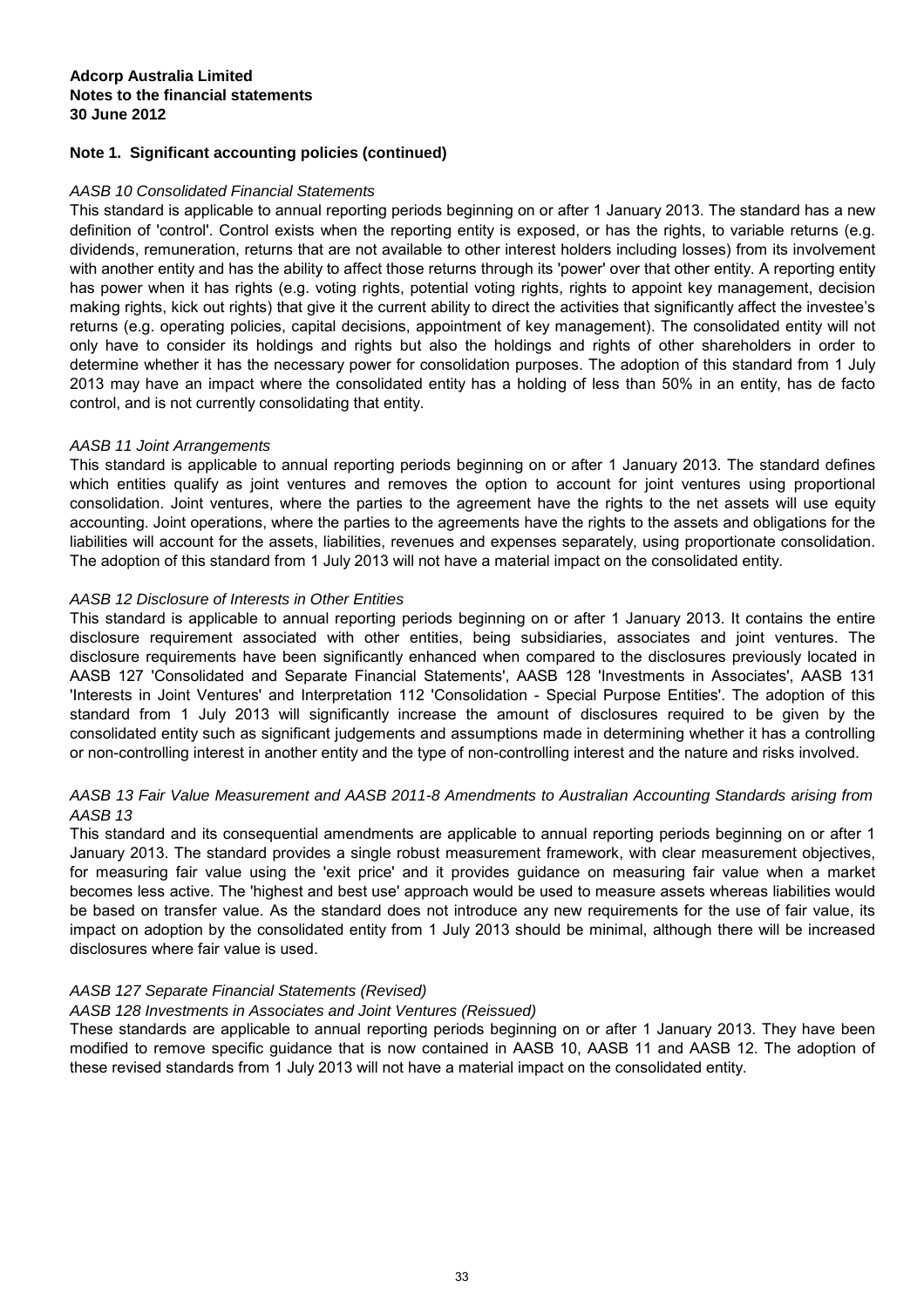**Adcorp Australia Limited**
**Notes to the financial statements**
**30 June 2012**

**Note 1. Significant accounting policies (continued)**

*AASB 10 Consolidated Financial Statements*

This standard is applicable to annual reporting periods beginning on or after 1 January 2013. The standard has a new definition of 'control'. Control exists when the reporting entity is exposed, or has the rights, to variable returns (e.g. dividends, remuneration, returns that are not available to other interest holders including losses) from its involvement with another entity and has the ability to affect those returns through its 'power' over that other entity. A reporting entity has power when it has rights (e.g. voting rights, potential voting rights, rights to appoint key management, decision making rights, kick out rights) that give it the current ability to direct the activities that significantly affect the investee's returns (e.g. operating policies, capital decisions, appointment of key management). The consolidated entity will not only have to consider its holdings and rights but also the holdings and rights of other shareholders in order to determine whether it has the necessary power for consolidation purposes. The adoption of this standard from 1 July 2013 may have an impact where the consolidated entity has a holding of less than 50% in an entity, has de facto control, and is not currently consolidating that entity.

*AASB 11 Joint Arrangements*

This standard is applicable to annual reporting periods beginning on or after 1 January 2013. The standard defines which entities qualify as joint ventures and removes the option to account for joint ventures using proportional consolidation. Joint ventures, where the parties to the agreement have the rights to the net assets will use equity accounting. Joint operations, where the parties to the agreements have the rights to the assets and obligations for the liabilities will account for the assets, liabilities, revenues and expenses separately, using proportionate consolidation. The adoption of this standard from 1 July 2013 will not have a material impact on the consolidated entity.

*AASB 12 Disclosure of Interests in Other Entities*

This standard is applicable to annual reporting periods beginning on or after 1 January 2013. It contains the entire disclosure requirement associated with other entities, being subsidiaries, associates and joint ventures. The disclosure requirements have been significantly enhanced when compared to the disclosures previously located in AASB 127 'Consolidated and Separate Financial Statements', AASB 128 'Investments in Associates', AASB 131 'Interests in Joint Ventures' and Interpretation 112 'Consolidation - Special Purpose Entities'. The adoption of this standard from 1 July 2013 will significantly increase the amount of disclosures required to be given by the consolidated entity such as significant judgements and assumptions made in determining whether it has a controlling or non-controlling interest in another entity and the type of non-controlling interest and the nature and risks involved.

*AASB 13 Fair Value Measurement and AASB 2011-8 Amendments to Australian Accounting Standards arising from AASB 13*

This standard and its consequential amendments are applicable to annual reporting periods beginning on or after 1 January 2013. The standard provides a single robust measurement framework, with clear measurement objectives, for measuring fair value using the 'exit price' and it provides guidance on measuring fair value when a market becomes less active. The 'highest and best use' approach would be used to measure assets whereas liabilities would be based on transfer value. As the standard does not introduce any new requirements for the use of fair value, its impact on adoption by the consolidated entity from 1 July 2013 should be minimal, although there will be increased disclosures where fair value is used.

*AASB 127 Separate Financial Statements (Revised)*
*AASB 128 Investments in Associates and Joint Ventures (Reissued)*

These standards are applicable to annual reporting periods beginning on or after 1 January 2013. They have been modified to remove specific guidance that is now contained in AASB 10, AASB 11 and AASB 12. The adoption of these revised standards from 1 July 2013 will not have a material impact on the consolidated entity.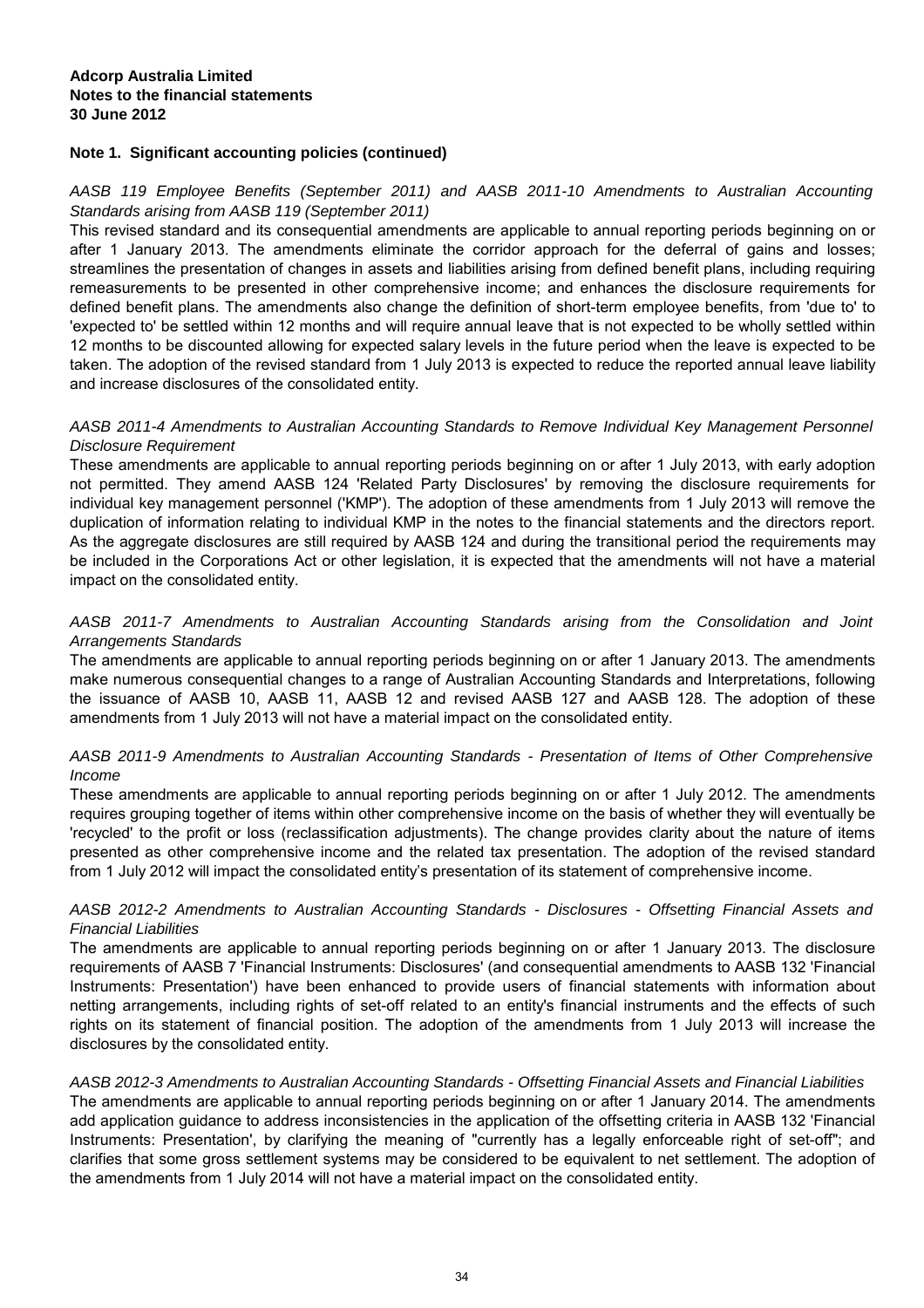**Adcorp Australia Limited**
**Notes to the financial statements**
**30 June 2012**

## Note 1. Significant accounting policies (continued)

*AASB 119 Employee Benefits (September 2011) and AASB 2011-10 Amendments to Australian Accounting Standards arising from AASB 119 (September 2011)*

This revised standard and its consequential amendments are applicable to annual reporting periods beginning on or after 1 January 2013. The amendments eliminate the corridor approach for the deferral of gains and losses; streamlines the presentation of changes in assets and liabilities arising from defined benefit plans, including requiring remeasurements to be presented in other comprehensive income; and enhances the disclosure requirements for defined benefit plans. The amendments also change the definition of short-term employee benefits, from 'due to' to 'expected to' be settled within 12 months and will require annual leave that is not expected to be wholly settled within 12 months to be discounted allowing for expected salary levels in the future period when the leave is expected to be taken. The adoption of the revised standard from 1 July 2013 is expected to reduce the reported annual leave liability and increase disclosures of the consolidated entity.

*AASB 2011-4 Amendments to Australian Accounting Standards to Remove Individual Key Management Personnel Disclosure Requirement*

These amendments are applicable to annual reporting periods beginning on or after 1 July 2013, with early adoption not permitted. They amend AASB 124 'Related Party Disclosures' by removing the disclosure requirements for individual key management personnel ('KMP'). The adoption of these amendments from 1 July 2013 will remove the duplication of information relating to individual KMP in the notes to the financial statements and the directors report. As the aggregate disclosures are still required by AASB 124 and during the transitional period the requirements may be included in the Corporations Act or other legislation, it is expected that the amendments will not have a material impact on the consolidated entity.

*AASB 2011-7 Amendments to Australian Accounting Standards arising from the Consolidation and Joint Arrangements Standards*

The amendments are applicable to annual reporting periods beginning on or after 1 January 2013. The amendments make numerous consequential changes to a range of Australian Accounting Standards and Interpretations, following the issuance of AASB 10, AASB 11, AASB 12 and revised AASB 127 and AASB 128. The adoption of these amendments from 1 July 2013 will not have a material impact on the consolidated entity.

*AASB 2011-9 Amendments to Australian Accounting Standards - Presentation of Items of Other Comprehensive Income*

These amendments are applicable to annual reporting periods beginning on or after 1 July 2012. The amendments requires grouping together of items within other comprehensive income on the basis of whether they will eventually be 'recycled' to the profit or loss (reclassification adjustments). The change provides clarity about the nature of items presented as other comprehensive income and the related tax presentation. The adoption of the revised standard from 1 July 2012 will impact the consolidated entity's presentation of its statement of comprehensive income.

*AASB 2012-2 Amendments to Australian Accounting Standards - Disclosures - Offsetting Financial Assets and Financial Liabilities*

The amendments are applicable to annual reporting periods beginning on or after 1 January 2013. The disclosure requirements of AASB 7 'Financial Instruments: Disclosures' (and consequential amendments to AASB 132 'Financial Instruments: Presentation') have been enhanced to provide users of financial statements with information about netting arrangements, including rights of set-off related to an entity's financial instruments and the effects of such rights on its statement of financial position. The adoption of the amendments from 1 July 2013 will increase the disclosures by the consolidated entity.

*AASB 2012-3 Amendments to Australian Accounting Standards - Offsetting Financial Assets and Financial Liabilities*

The amendments are applicable to annual reporting periods beginning on or after 1 January 2014. The amendments add application guidance to address inconsistencies in the application of the offsetting criteria in AASB 132 'Financial Instruments: Presentation', by clarifying the meaning of "currently has a legally enforceable right of set-off"; and clarifies that some gross settlement systems may be considered to be equivalent to net settlement. The adoption of the amendments from 1 July 2014 will not have a material impact on the consolidated entity.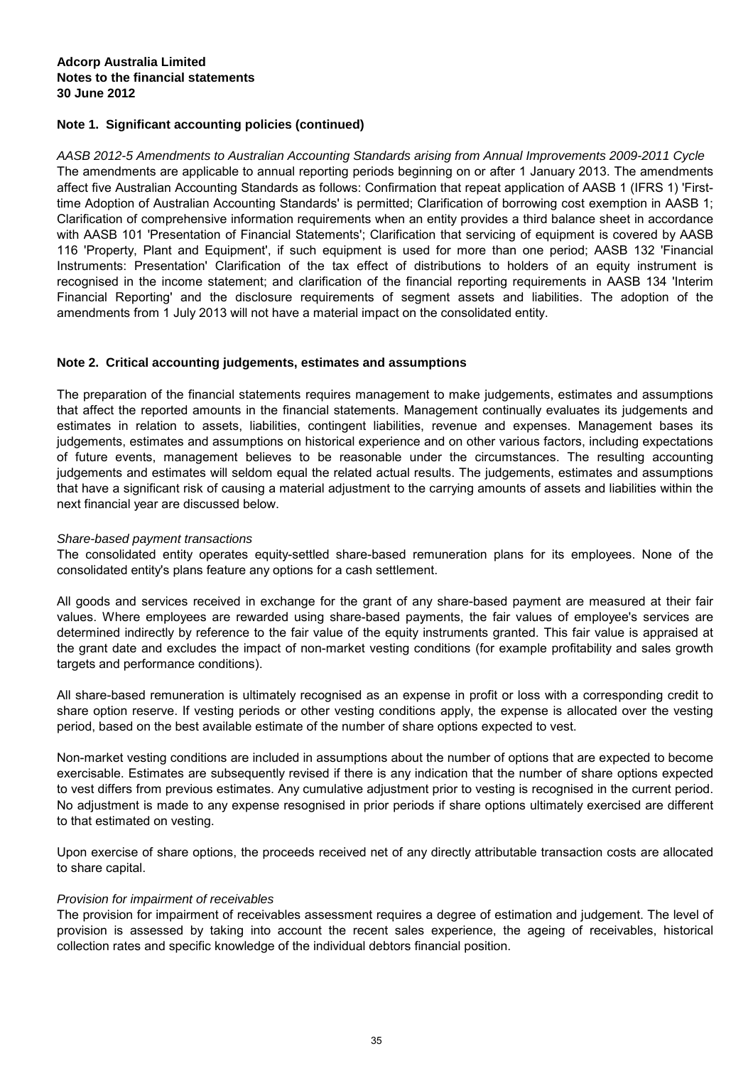**Adcorp Australia Limited**
**Notes to the financial statements**
**30 June 2012**

## Note 1. Significant accounting policies (continued)

*AASB 2012-5 Amendments to Australian Accounting Standards arising from Annual Improvements 2009-2011 Cycle*
The amendments are applicable to annual reporting periods beginning on or after 1 January 2013. The amendments affect five Australian Accounting Standards as follows: Confirmation that repeat application of AASB 1 (IFRS 1) 'First-time Adoption of Australian Accounting Standards' is permitted; Clarification of borrowing cost exemption in AASB 1; Clarification of comprehensive information requirements when an entity provides a third balance sheet in accordance with AASB 101 'Presentation of Financial Statements'; Clarification that servicing of equipment is covered by AASB 116 'Property, Plant and Equipment', if such equipment is used for more than one period; AASB 132 'Financial Instruments: Presentation' Clarification of the tax effect of distributions to holders of an equity instrument is recognised in the income statement; and clarification of the financial reporting requirements in AASB 134 'Interim Financial Reporting' and the disclosure requirements of segment assets and liabilities. The adoption of the amendments from 1 July 2013 will not have a material impact on the consolidated entity.

## Note 2. Critical accounting judgements, estimates and assumptions

The preparation of the financial statements requires management to make judgements, estimates and assumptions that affect the reported amounts in the financial statements. Management continually evaluates its judgements and estimates in relation to assets, liabilities, contingent liabilities, revenue and expenses. Management bases its judgements, estimates and assumptions on historical experience and on other various factors, including expectations of future events, management believes to be reasonable under the circumstances. The resulting accounting judgements and estimates will seldom equal the related actual results. The judgements, estimates and assumptions that have a significant risk of causing a material adjustment to the carrying amounts of assets and liabilities within the next financial year are discussed below.

*Share-based payment transactions*
The consolidated entity operates equity-settled share-based remuneration plans for its employees. None of the consolidated entity's plans feature any options for a cash settlement.

All goods and services received in exchange for the grant of any share-based payment are measured at their fair values. Where employees are rewarded using share-based payments, the fair values of employee's services are determined indirectly by reference to the fair value of the equity instruments granted. This fair value is appraised at the grant date and excludes the impact of non-market vesting conditions (for example profitability and sales growth targets and performance conditions).

All share-based remuneration is ultimately recognised as an expense in profit or loss with a corresponding credit to share option reserve. If vesting periods or other vesting conditions apply, the expense is allocated over the vesting period, based on the best available estimate of the number of share options expected to vest.

Non-market vesting conditions are included in assumptions about the number of options that are expected to become exercisable. Estimates are subsequently revised if there is any indication that the number of share options expected to vest differs from previous estimates. Any cumulative adjustment prior to vesting is recognised in the current period. No adjustment is made to any expense resognised in prior periods if share options ultimately exercised are different to that estimated on vesting.

Upon exercise of share options, the proceeds received net of any directly attributable transaction costs are allocated to share capital.

*Provision for impairment of receivables*
The provision for impairment of receivables assessment requires a degree of estimation and judgement. The level of provision is assessed by taking into account the recent sales experience, the ageing of receivables, historical collection rates and specific knowledge of the individual debtors financial position.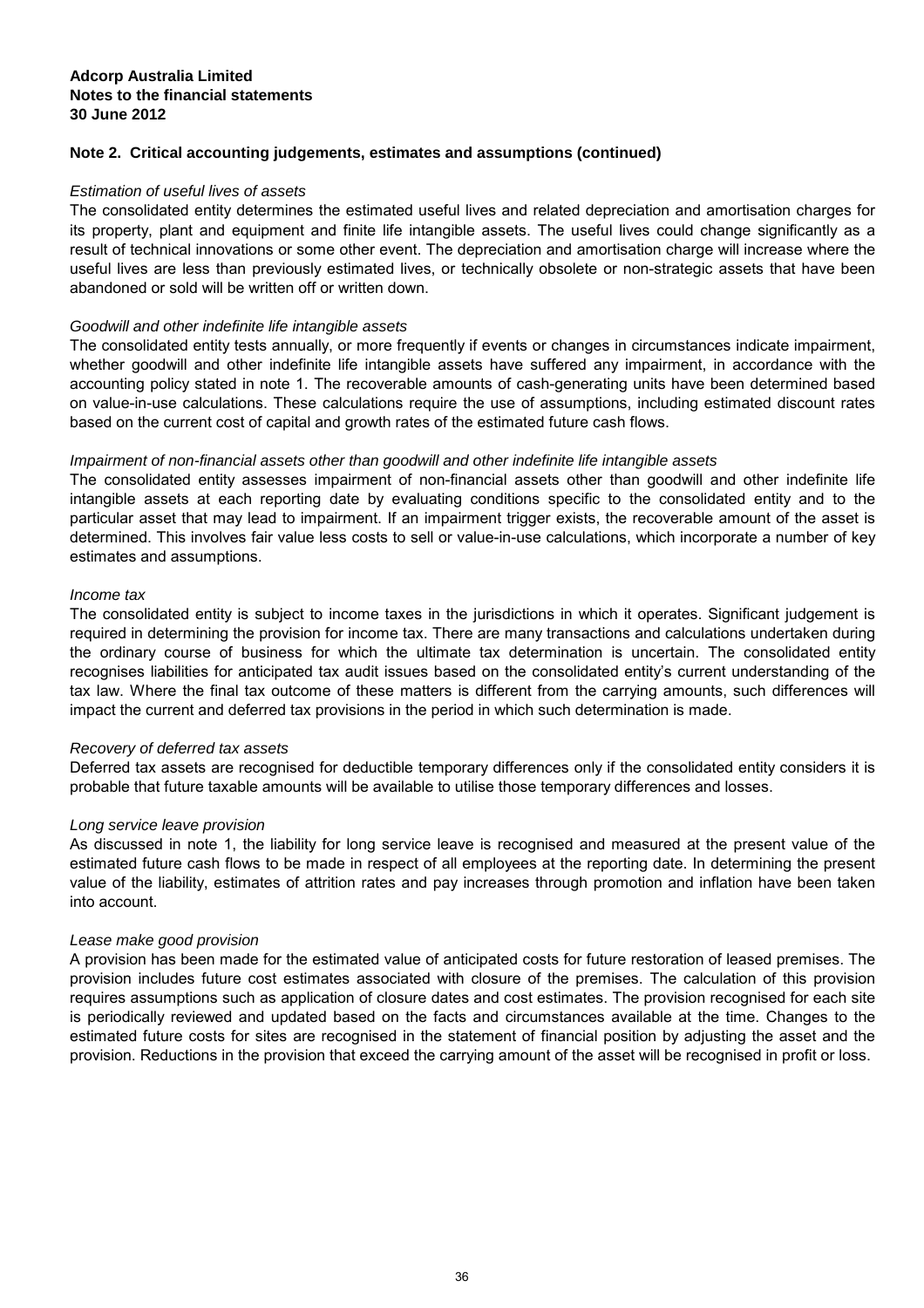**Adcorp Australia Limited**
**Notes to the financial statements**
**30 June 2012**

## Note 2. Critical accounting judgements, estimates and assumptions (continued)

*Estimation of useful lives of assets*

The consolidated entity determines the estimated useful lives and related depreciation and amortisation charges for its property, plant and equipment and finite life intangible assets. The useful lives could change significantly as a result of technical innovations or some other event. The depreciation and amortisation charge will increase where the useful lives are less than previously estimated lives, or technically obsolete or non-strategic assets that have been abandoned or sold will be written off or written down.

*Goodwill and other indefinite life intangible assets*

The consolidated entity tests annually, or more frequently if events or changes in circumstances indicate impairment, whether goodwill and other indefinite life intangible assets have suffered any impairment, in accordance with the accounting policy stated in note 1. The recoverable amounts of cash-generating units have been determined based on value-in-use calculations. These calculations require the use of assumptions, including estimated discount rates based on the current cost of capital and growth rates of the estimated future cash flows.

*Impairment of non-financial assets other than goodwill and other indefinite life intangible assets*

The consolidated entity assesses impairment of non-financial assets other than goodwill and other indefinite life intangible assets at each reporting date by evaluating conditions specific to the consolidated entity and to the particular asset that may lead to impairment. If an impairment trigger exists, the recoverable amount of the asset is determined. This involves fair value less costs to sell or value-in-use calculations, which incorporate a number of key estimates and assumptions.

*Income tax*

The consolidated entity is subject to income taxes in the jurisdictions in which it operates. Significant judgement is required in determining the provision for income tax. There are many transactions and calculations undertaken during the ordinary course of business for which the ultimate tax determination is uncertain. The consolidated entity recognises liabilities for anticipated tax audit issues based on the consolidated entity's current understanding of the tax law. Where the final tax outcome of these matters is different from the carrying amounts, such differences will impact the current and deferred tax provisions in the period in which such determination is made.

*Recovery of deferred tax assets*

Deferred tax assets are recognised for deductible temporary differences only if the consolidated entity considers it is probable that future taxable amounts will be available to utilise those temporary differences and losses.

*Long service leave provision*

As discussed in note 1, the liability for long service leave is recognised and measured at the present value of the estimated future cash flows to be made in respect of all employees at the reporting date. In determining the present value of the liability, estimates of attrition rates and pay increases through promotion and inflation have been taken into account.

*Lease make good provision*

A provision has been made for the estimated value of anticipated costs for future restoration of leased premises. The provision includes future cost estimates associated with closure of the premises. The calculation of this provision requires assumptions such as application of closure dates and cost estimates. The provision recognised for each site is periodically reviewed and updated based on the facts and circumstances available at the time. Changes to the estimated future costs for sites are recognised in the statement of financial position by adjusting the asset and the provision. Reductions in the provision that exceed the carrying amount of the asset will be recognised in profit or loss.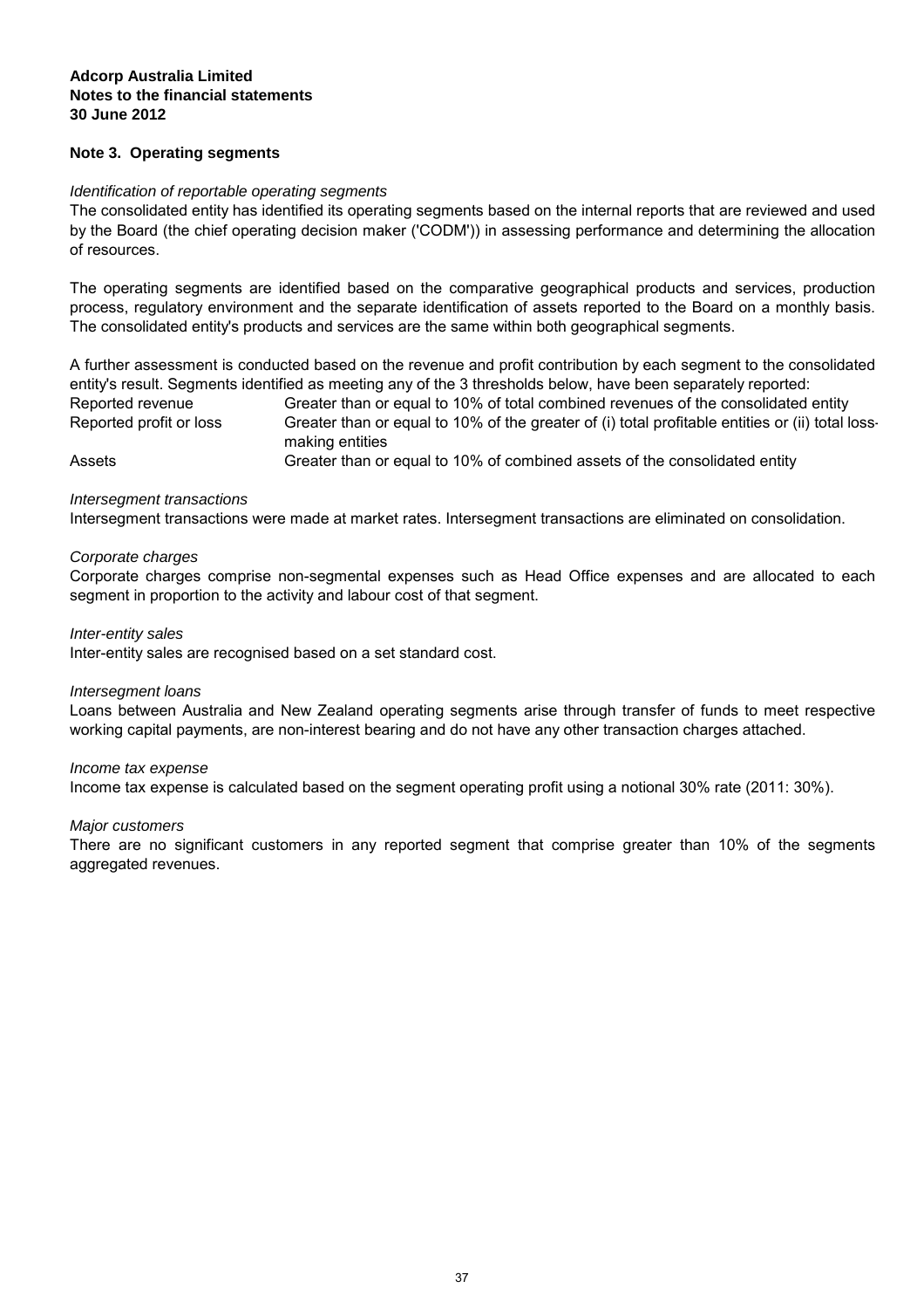**Adcorp Australia Limited**
**Notes to the financial statements**
**30 June 2012**

## Note 3. Operating segments

*Identification of reportable operating segments*

The consolidated entity has identified its operating segments based on the internal reports that are reviewed and used by the Board (the chief operating decision maker ('CODM')) in assessing performance and determining the allocation of resources.

The operating segments are identified based on the comparative geographical products and services, production process, regulatory environment and the separate identification of assets reported to the Board on a monthly basis. The consolidated entity's products and services are the same within both geographical segments.

A further assessment is conducted based on the revenue and profit contribution by each segment to the consolidated entity's result. Segments identified as meeting any of the 3 thresholds below, have been separately reported:

| | |
|---|---|
| Reported revenue | Greater than or equal to 10% of total combined revenues of the consolidated entity |
| Reported profit or loss | Greater than or equal to 10% of the greater of (i) total profitable entities or (ii) total loss-making entities |
| Assets | Greater than or equal to 10% of combined assets of the consolidated entity |

*Intersegment transactions*

Intersegment transactions were made at market rates. Intersegment transactions are eliminated on consolidation.

*Corporate charges*

Corporate charges comprise non-segmental expenses such as Head Office expenses and are allocated to each segment in proportion to the activity and labour cost of that segment.

*Inter-entity sales*

Inter-entity sales are recognised based on a set standard cost.

*Intersegment loans*

Loans between Australia and New Zealand operating segments arise through transfer of funds to meet respective working capital payments, are non-interest bearing and do not have any other transaction charges attached.

*Income tax expense*

Income tax expense is calculated based on the segment operating profit using a notional 30% rate (2011: 30%).

*Major customers*

There are no significant customers in any reported segment that comprise greater than 10% of the segments aggregated revenues.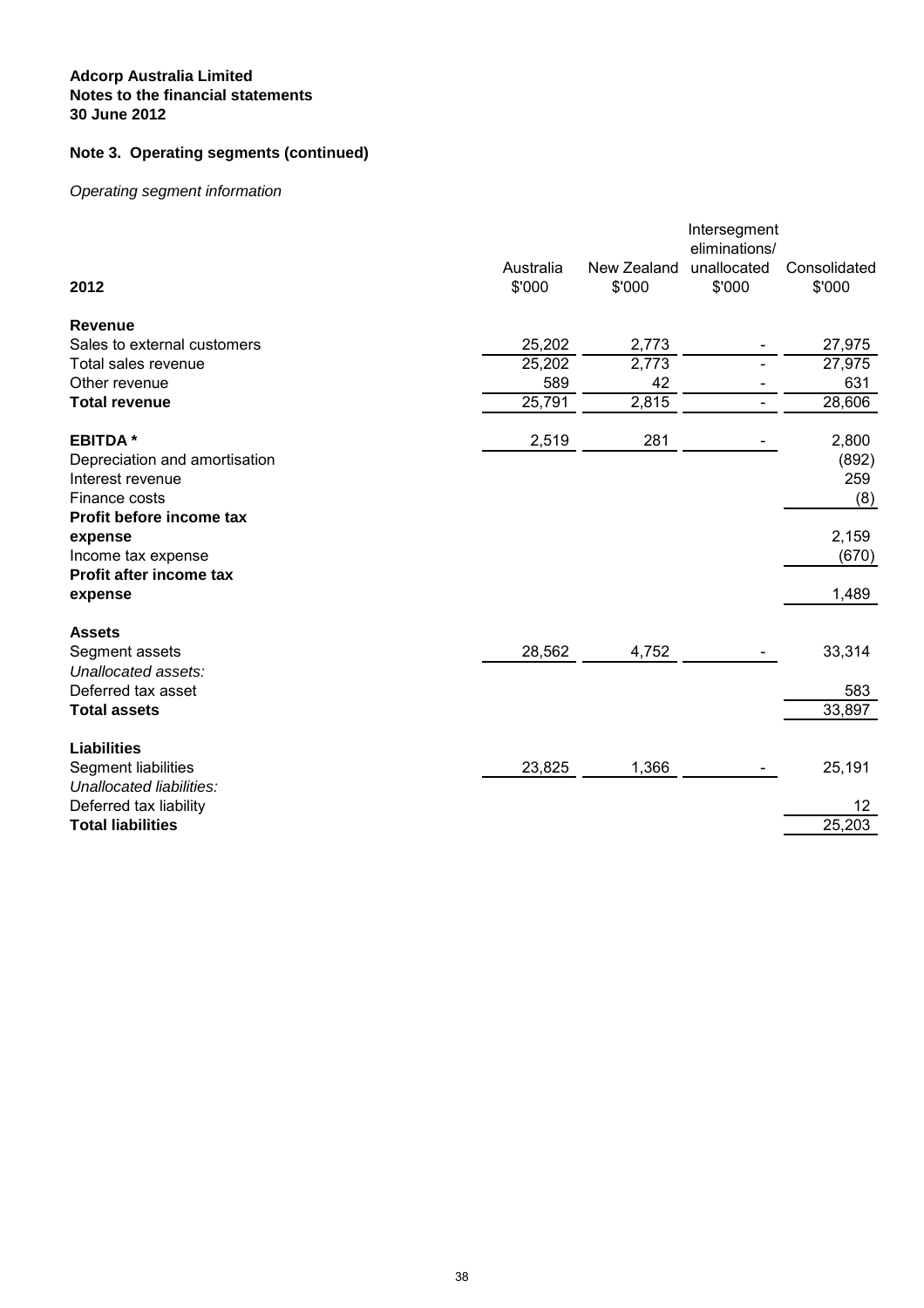**Adcorp Australia Limited**
**Notes to the financial statements**
**30 June 2012**

## Note 3. Operating segments (continued)

*Operating segment information*

| 2012 | Australia $'000 | New Zealand $'000 | Intersegment eliminations/ unallocated $'000 | Consolidated $'000 |
|---|---|---|---|---|
| **Revenue** | | | | |
| Sales to external customers | 25,202 | 2,773 | - | 27,975 |
| Total sales revenue | 25,202 | 2,773 | - | 27,975 |
| Other revenue | 589 | 42 | - | 631 |
| **Total revenue** | 25,791 | 2,815 | - | 28,606 |
| | | | | |
| **EBITDA *** | 2,519 | 281 | - | 2,800 |
| Depreciation and amortisation | | | | (892) |
| Interest revenue | | | | 259 |
| Finance costs | | | | (8) |
| **Profit before income tax expense** | | | | 2,159 |
| Income tax expense | | | | (670) |
| **Profit after income tax expense** | | | | 1,489 |
| | | | | |
| **Assets** | | | | |
| Segment assets | 28,562 | 4,752 | - | 33,314 |
| *Unallocated assets:* | | | | |
| Deferred tax asset | | | | 583 |
| **Total assets** | | | | 33,897 |
| | | | | |
| **Liabilities** | | | | |
| Segment liabilities | 23,825 | 1,366 | - | 25,191 |
| *Unallocated liabilities:* | | | | |
| Deferred tax liability | | | | 12 |
| **Total liabilities** | | | | 25,203 |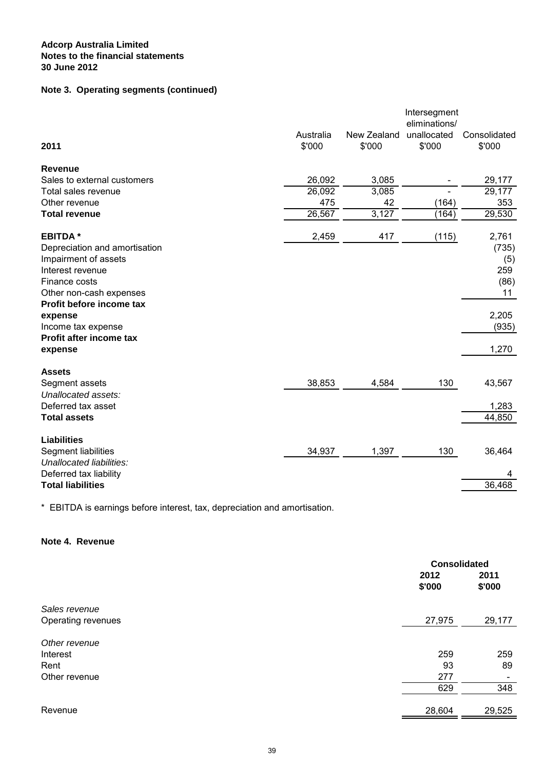**Adcorp Australia Limited**
**Notes to the financial statements**
**30 June 2012**

**Note 3. Operating segments (continued)**

| 2011 | Australia $'000 | New Zealand $'000 | Intersegment eliminations/ unallocated $'000 | Consolidated $'000 |
|---|---|---|---|---|
| **Revenue** | | | | |
| Sales to external customers | 26,092 | 3,085 | - | 29,177 |
| Total sales revenue | 26,092 | 3,085 | - | 29,177 |
| Other revenue | 475 | 42 | (164) | 353 |
| **Total revenue** | 26,567 | 3,127 | (164) | 29,530 |
| | | | | |
| **EBITDA *** | 2,459 | 417 | (115) | 2,761 |
| Depreciation and amortisation | | | | (735) |
| Impairment of assets | | | | (5) |
| Interest revenue | | | | 259 |
| Finance costs | | | | (86) |
| Other non-cash expenses | | | | 11 |
| **Profit before income tax expense** | | | | 2,205 |
| Income tax expense | | | | (935) |
| **Profit after income tax expense** | | | | 1,270 |
| | | | | |
| **Assets** | | | | |
| Segment assets | 38,853 | 4,584 | 130 | 43,567 |
| *Unallocated assets:* | | | | |
| Deferred tax asset | | | | 1,283 |
| **Total assets** | | | | 44,850 |
| | | | | |
| **Liabilities** | | | | |
| Segment liabilities | 34,937 | 1,397 | 130 | 36,464 |
| *Unallocated liabilities:* | | | | |
| Deferred tax liability | | | | 4 |
| **Total liabilities** | | | | 36,468 |

\* EBITDA is earnings before interest, tax, depreciation and amortisation.

**Note 4. Revenue**

| | Consolidated 2012 $'000 | Consolidated 2011 $'000 |
|---|---|---|
| *Sales revenue* | | |
| Operating revenues | 27,975 | 29,177 |
| | | |
| *Other revenue* | | |
| Interest | 259 | 259 |
| Rent | 93 | 89 |
| Other revenue | 277 | - |
| | 629 | 348 |
| | | |
| Revenue | 28,604 | 29,525 |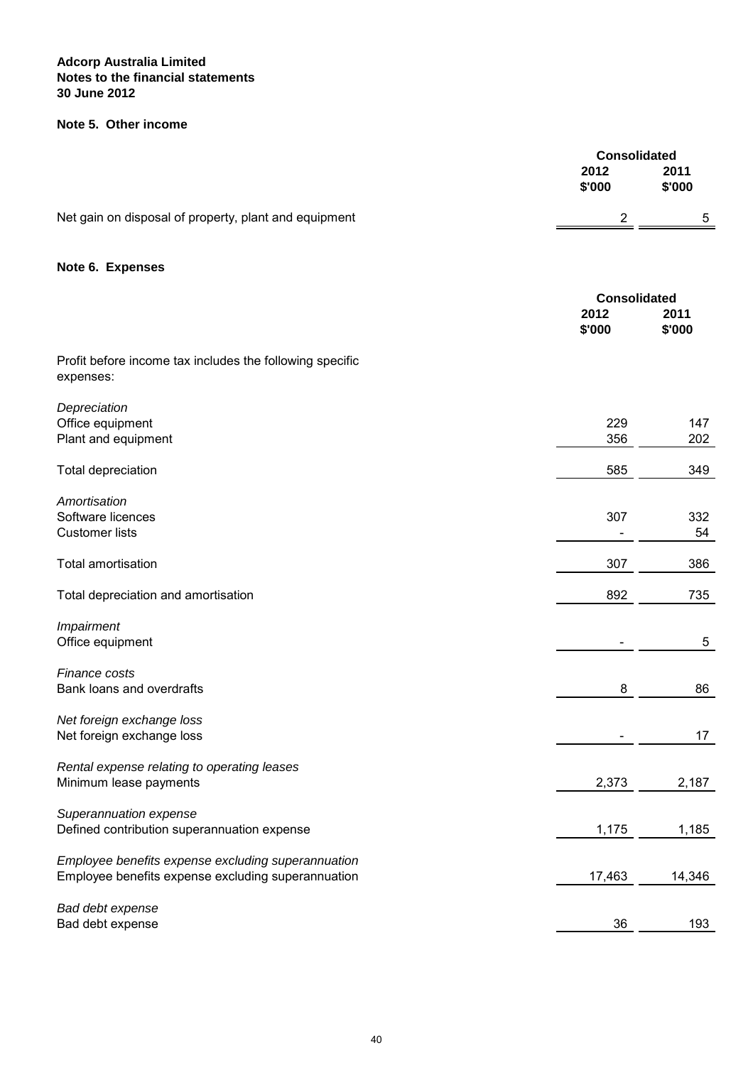**Adcorp Australia Limited**
**Notes to the financial statements**
**30 June 2012**

## Note 5. Other income

| | Consolidated | |
|---|---|---|
| | 2012 $'000 | 2011 $'000 |
| Net gain on disposal of property, plant and equipment | 2 | 5 |

## Note 6. Expenses

| | Consolidated | |
|---|---|---|
| | 2012 $'000 | 2011 $'000 |
| Profit before income tax includes the following specific expenses: | | |
| *Depreciation* | | |
| Office equipment | 229 | 147 |
| Plant and equipment | 356 | 202 |
| Total depreciation | 585 | 349 |
| *Amortisation* | | |
| Software licences | 307 | 332 |
| Customer lists | - | 54 |
| Total amortisation | 307 | 386 |
| Total depreciation and amortisation | 892 | 735 |
| *Impairment* | | |
| Office equipment | - | 5 |
| *Finance costs* | | |
| Bank loans and overdrafts | 8 | 86 |
| *Net foreign exchange loss* | | |
| Net foreign exchange loss | - | 17 |
| *Rental expense relating to operating leases* | | |
| Minimum lease payments | 2,373 | 2,187 |
| *Superannuation expense* | | |
| Defined contribution superannuation expense | 1,175 | 1,185 |
| *Employee benefits expense excluding superannuation* | | |
| Employee benefits expense excluding superannuation | 17,463 | 14,346 |
| *Bad debt expense* | | |
| Bad debt expense | 36 | 193 |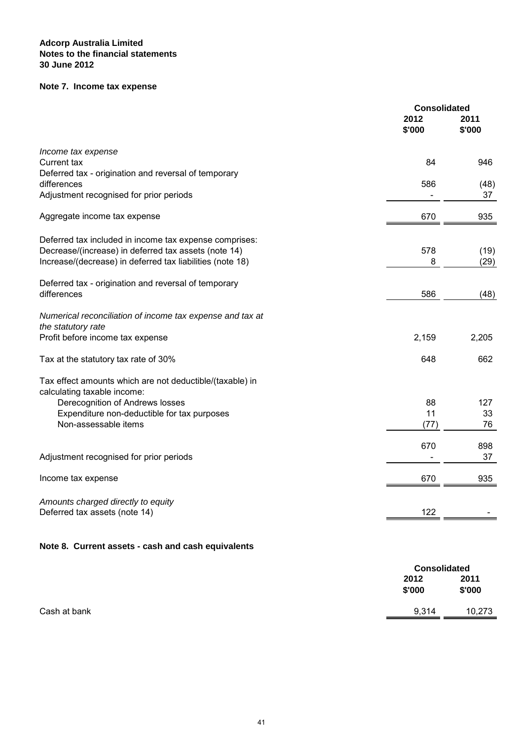**Adcorp Australia Limited**
**Notes to the financial statements**
**30 June 2012**

## Note 7. Income tax expense

| | Consolidated | |
|---|---|---|
| | **2012** | **2011** |
| | **\$'000** | **\$'000** |
| *Income tax expense* | | |
| Current tax | 84 | 946 |
| Deferred tax - origination and reversal of temporary differences | 586 | (48) |
| Adjustment recognised for prior periods | - | 37 |
| Aggregate income tax expense | 670 | 935 |
| Deferred tax included in income tax expense comprises: | | |
| Decrease/(increase) in deferred tax assets (note 14) | 578 | (19) |
| Increase/(decrease) in deferred tax liabilities (note 18) | 8 | (29) |
| Deferred tax - origination and reversal of temporary differences | 586 | (48) |
| *Numerical reconciliation of income tax expense and tax at the statutory rate* | | |
| Profit before income tax expense | 2,159 | 2,205 |
| Tax at the statutory tax rate of 30% | 648 | 662 |
| Tax effect amounts which are not deductible/(taxable) in calculating taxable income: | | |
| Derecognition of Andrews losses | 88 | 127 |
| Expenditure non-deductible for tax purposes | 11 | 33 |
| Non-assessable items | (77) | 76 |
| | 670 | 898 |
| Adjustment recognised for prior periods | - | 37 |
| Income tax expense | 670 | 935 |
| *Amounts charged directly to equity* | | |
| Deferred tax assets (note 14) | 122 | - |

## Note 8. Current assets - cash and cash equivalents

| | Consolidated | |
|---|---|---|
| | **2012** | **2011** |
| | **\$'000** | **\$'000** |
| Cash at bank | 9,314 | 10,273 |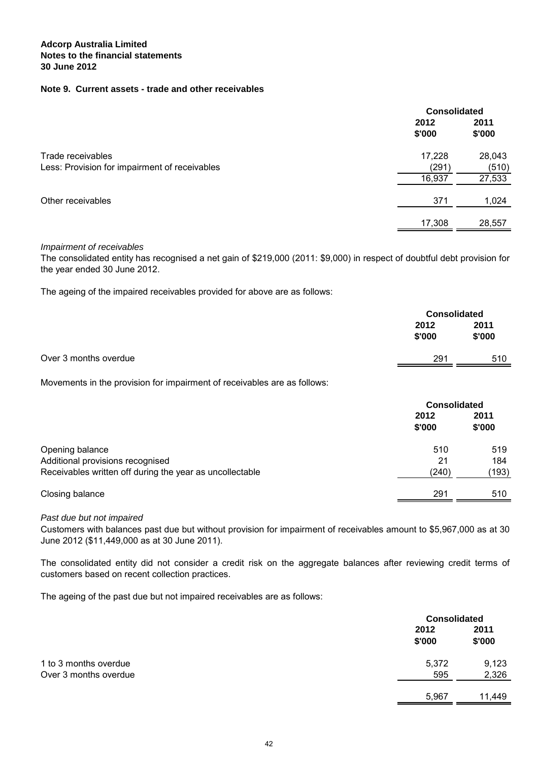**Adcorp Australia Limited**
**Notes to the financial statements**
**30 June 2012**

## Note 9. Current assets - trade and other receivables

| | Consolidated | |
|---|---|---|
| | 2012 $'000 | 2011 $'000 |
| Trade receivables | 17,228 | 28,043 |
| Less: Provision for impairment of receivables | (291) | (510) |
| | 16,937 | 27,533 |
| Other receivables | 371 | 1,024 |
| | 17,308 | 28,557 |

*Impairment of receivables*

The consolidated entity has recognised a net gain of $219,000 (2011: $9,000) in respect of doubtful debt provision for the year ended 30 June 2012.

The ageing of the impaired receivables provided for above are as follows:

| | Consolidated | |
|---|---|---|
| | 2012 $'000 | 2011 $'000 |
| Over 3 months overdue | 291 | 510 |

Movements in the provision for impairment of receivables are as follows:

| | Consolidated | |
|---|---|---|
| | 2012 $'000 | 2011 $'000 |
| Opening balance | 510 | 519 |
| Additional provisions recognised | 21 | 184 |
| Receivables written off during the year as uncollectable | (240) | (193) |
| Closing balance | 291 | 510 |

*Past due but not impaired*

Customers with balances past due but without provision for impairment of receivables amount to $5,967,000 as at 30 June 2012 ($11,449,000 as at 30 June 2011).

The consolidated entity did not consider a credit risk on the aggregate balances after reviewing credit terms of customers based on recent collection practices.

The ageing of the past due but not impaired receivables are as follows:

| | Consolidated | |
|---|---|---|
| | 2012 $'000 | 2011 $'000 |
| 1 to 3 months overdue | 5,372 | 9,123 |
| Over 3 months overdue | 595 | 2,326 |
| | 5,967 | 11,449 |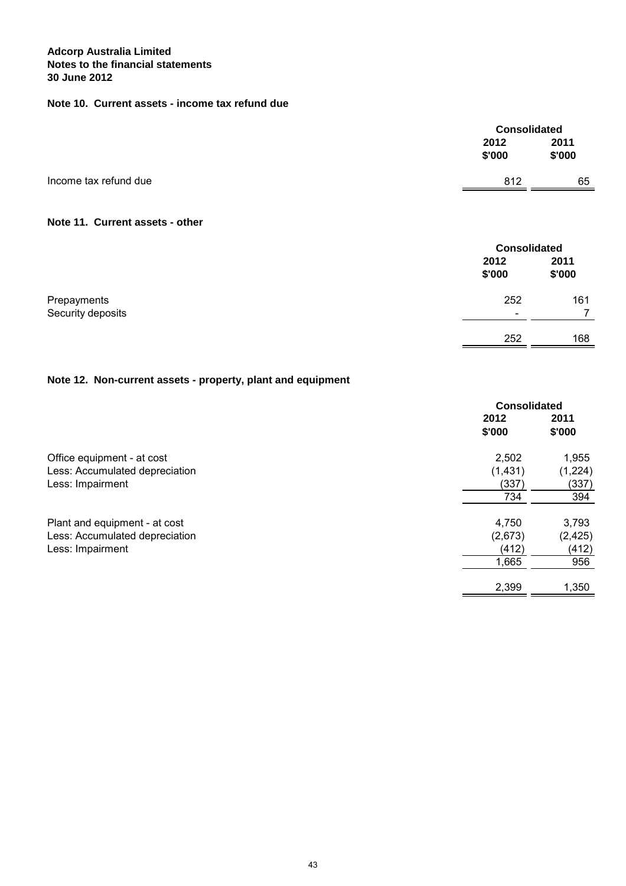**Adcorp Australia Limited**
**Notes to the financial statements**
**30 June 2012**

### Note 10. Current assets - income tax refund due

| | Consolidated | |
|---|---|---|
| | 2012 $'000 | 2011 $'000 |
| Income tax refund due | 812 | 65 |

### Note 11. Current assets - other

| | Consolidated | |
|---|---|---|
| | 2012 $'000 | 2011 $'000 |
| Prepayments | 252 | 161 |
| Security deposits | - | 7 |
| | 252 | 168 |

### Note 12. Non-current assets - property, plant and equipment

| | Consolidated | |
|---|---|---|
| | 2012 $'000 | 2011 $'000 |
| Office equipment - at cost | 2,502 | 1,955 |
| Less: Accumulated depreciation | (1,431) | (1,224) |
| Less: Impairment | (337) | (337) |
| | 734 | 394 |
| Plant and equipment - at cost | 4,750 | 3,793 |
| Less: Accumulated depreciation | (2,673) | (2,425) |
| Less: Impairment | (412) | (412) |
| | 1,665 | 956 |
| | 2,399 | 1,350 |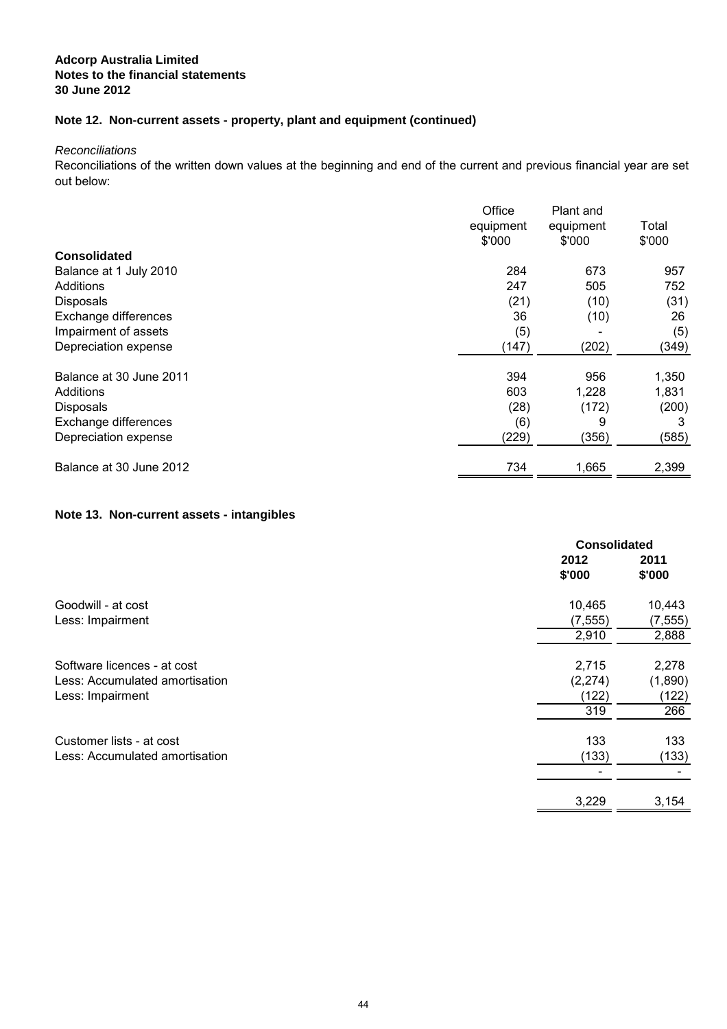**Adcorp Australia Limited**
**Notes to the financial statements**
**30 June 2012**

## Note 12. Non-current assets - property, plant and equipment (continued)

*Reconciliations*

Reconciliations of the written down values at the beginning and end of the current and previous financial year are set out below:

| | Office equipment $'000 | Plant and equipment $'000 | Total $'000 |
|---|---|---|---|
| **Consolidated** | | | |
| Balance at 1 July 2010 | 284 | 673 | 957 |
| Additions | 247 | 505 | 752 |
| Disposals | (21) | (10) | (31) |
| Exchange differences | 36 | (10) | 26 |
| Impairment of assets | (5) | - | (5) |
| Depreciation expense | (147) | (202) | (349) |
| Balance at 30 June 2011 | 394 | 956 | 1,350 |
| Additions | 603 | 1,228 | 1,831 |
| Disposals | (28) | (172) | (200) |
| Exchange differences | (6) | 9 | 3 |
| Depreciation expense | (229) | (356) | (585) |
| Balance at 30 June 2012 | 734 | 1,665 | 2,399 |

## Note 13. Non-current assets - intangibles

| | Consolidated | |
|---|---|---|
| | **2012 $'000** | **2011 $'000** |
| Goodwill - at cost | 10,465 | 10,443 |
| Less: Impairment | (7,555) | (7,555) |
| | 2,910 | 2,888 |
| Software licences - at cost | 2,715 | 2,278 |
| Less: Accumulated amortisation | (2,274) | (1,890) |
| Less: Impairment | (122) | (122) |
| | 319 | 266 |
| Customer lists - at cost | 133 | 133 |
| Less: Accumulated amortisation | (133) | (133) |
| | - | - |
| | 3,229 | 3,154 |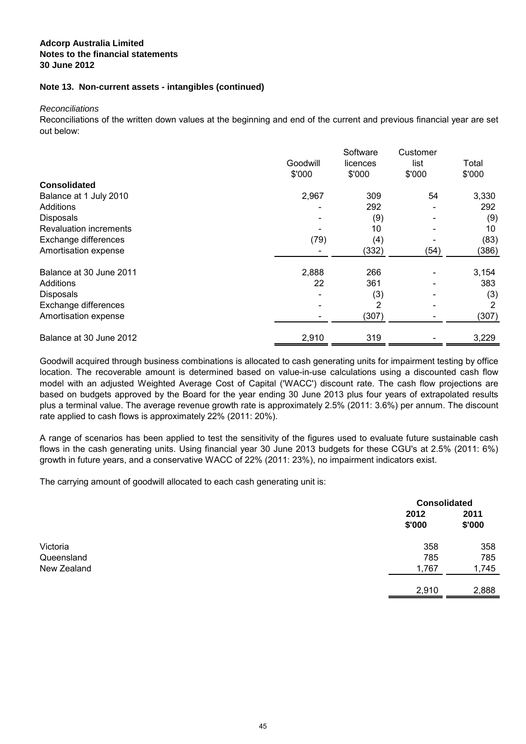**Adcorp Australia Limited**
**Notes to the financial statements**
**30 June 2012**

## Note 13. Non-current assets - intangibles (continued)

*Reconciliations*

Reconciliations of the written down values at the beginning and end of the current and previous financial year are set out below:

| | Goodwill<br>$'000 | Software licences<br>$'000 | Customer list<br>$'000 | Total<br>$'000 |
|---|---|---|---|---|
| **Consolidated** | | | | |
| Balance at 1 July 2010 | 2,967 | 309 | 54 | 3,330 |
| Additions | - | 292 | - | 292 |
| Disposals | - | (9) | - | (9) |
| Revaluation increments | - | 10 | - | 10 |
| Exchange differences | (79) | (4) | - | (83) |
| Amortisation expense | - | (332) | (54) | (386) |
| Balance at 30 June 2011 | 2,888 | 266 | - | 3,154 |
| Additions | 22 | 361 | - | 383 |
| Disposals | - | (3) | - | (3) |
| Exchange differences | - | 2 | - | 2 |
| Amortisation expense | - | (307) | - | (307) |
| Balance at 30 June 2012 | 2,910 | 319 | - | 3,229 |

Goodwill acquired through business combinations is allocated to cash generating units for impairment testing by office location. The recoverable amount is determined based on value-in-use calculations using a discounted cash flow model with an adjusted Weighted Average Cost of Capital ('WACC') discount rate. The cash flow projections are based on budgets approved by the Board for the year ending 30 June 2013 plus four years of extrapolated results plus a terminal value. The average revenue growth rate is approximately 2.5% (2011: 3.6%) per annum. The discount rate applied to cash flows is approximately 22% (2011: 20%).

A range of scenarios has been applied to test the sensitivity of the figures used to evaluate future sustainable cash flows in the cash generating units. Using financial year 30 June 2013 budgets for these CGU's at 2.5% (2011: 6%) growth in future years, and a conservative WACC of 22% (2011: 23%), no impairment indicators exist.

The carrying amount of goodwill allocated to each cash generating unit is:

| | Consolidated | |
|---|---|---|
| | **2012<br>$'000** | **2011<br>$'000** |
| Victoria | 358 | 358 |
| Queensland | 785 | 785 |
| New Zealand | 1,767 | 1,745 |
| | 2,910 | 2,888 |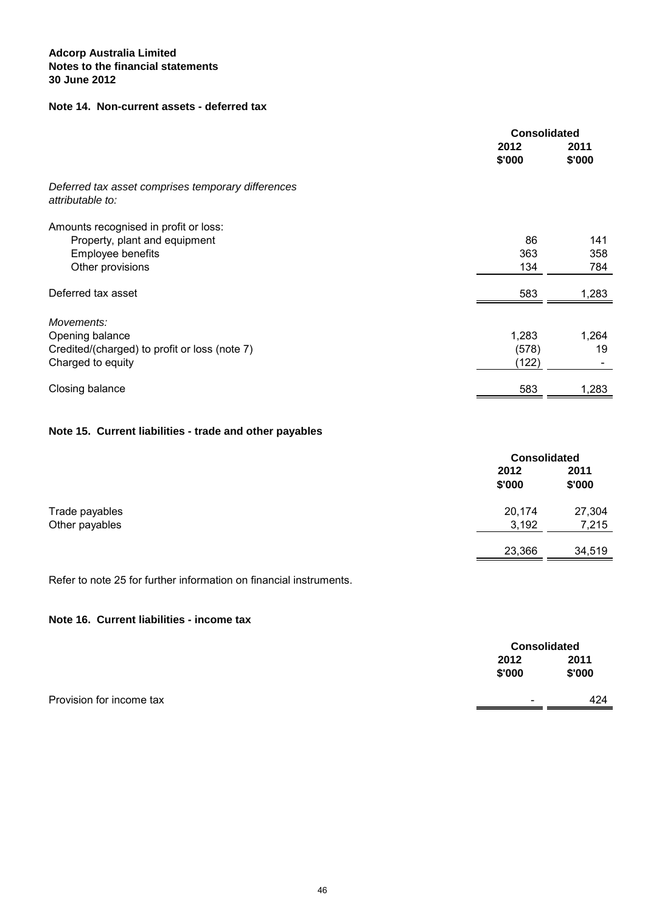**Adcorp Australia Limited**
**Notes to the financial statements**
**30 June 2012**

## Note 14. Non-current assets - deferred tax

| | Consolidated | |
|---|---|---|
| | 2012 $'000 | 2011 $'000 |
| *Deferred tax asset comprises temporary differences attributable to:* | | |
| Amounts recognised in profit or loss: | | |
| Property, plant and equipment | 86 | 141 |
| Employee benefits | 363 | 358 |
| Other provisions | 134 | 784 |
| Deferred tax asset | 583 | 1,283 |
| *Movements:* | | |
| Opening balance | 1,283 | 1,264 |
| Credited/(charged) to profit or loss (note 7) | (578) | 19 |
| Charged to equity | (122) | - |
| Closing balance | 583 | 1,283 |

## Note 15. Current liabilities - trade and other payables

| | Consolidated | |
|---|---|---|
| | 2012 $'000 | 2011 $'000 |
| Trade payables | 20,174 | 27,304 |
| Other payables | 3,192 | 7,215 |
| | 23,366 | 34,519 |

Refer to note 25 for further information on financial instruments.

## Note 16. Current liabilities - income tax

| | Consolidated | |
|---|---|---|
| | 2012 $'000 | 2011 $'000 |
| Provision for income tax | - | 424 |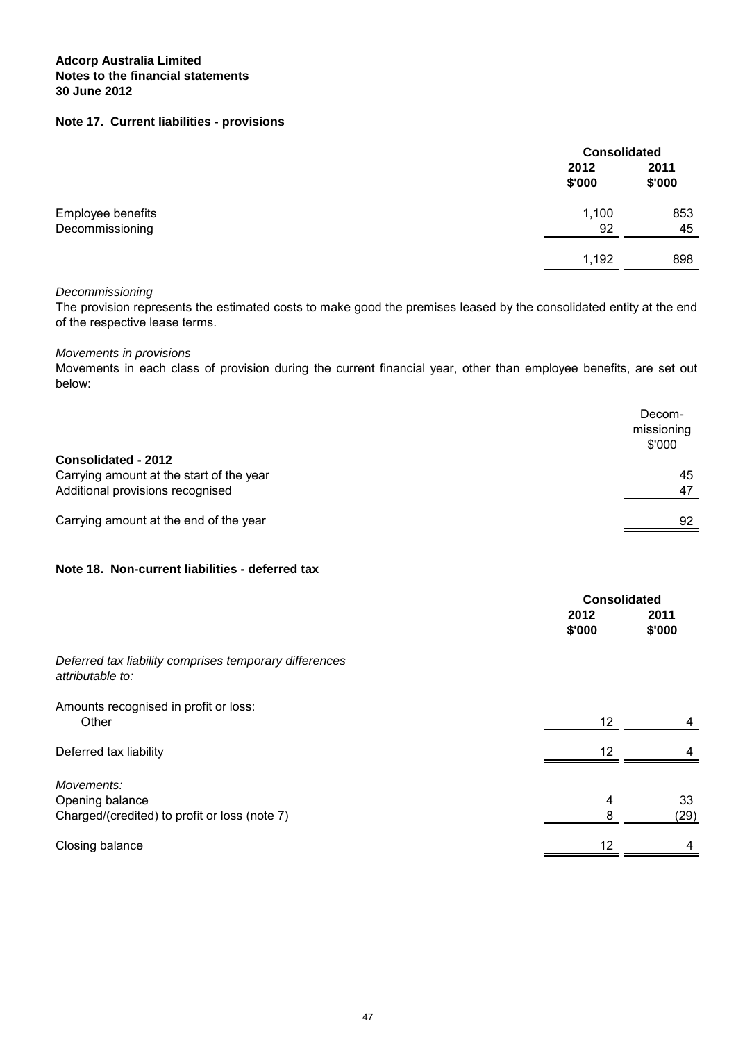**Adcorp Australia Limited**
**Notes to the financial statements**
**30 June 2012**

## Note 17. Current liabilities - provisions

| | Consolidated | |
|---|---|---|
| | 2012 $'000 | 2011 $'000 |
| Employee benefits | 1,100 | 853 |
| Decommissioning | 92 | 45 |
| | 1,192 | 898 |

*Decommissioning*

The provision represents the estimated costs to make good the premises leased by the consolidated entity at the end of the respective lease terms.

*Movements in provisions*

Movements in each class of provision during the current financial year, other than employee benefits, are set out below:

| | Decom-missioning $'000 |
|---|---|
| **Consolidated - 2012** | |
| Carrying amount at the start of the year | 45 |
| Additional provisions recognised | 47 |
| Carrying amount at the end of the year | 92 |

## Note 18. Non-current liabilities - deferred tax

| | Consolidated | |
|---|---|---|
| | 2012 $'000 | 2011 $'000 |
| *Deferred tax liability comprises temporary differences attributable to:* | | |
| Amounts recognised in profit or loss: | | |
| Other | 12 | 4 |
| Deferred tax liability | 12 | 4 |
| *Movements:* | | |
| Opening balance | 4 | 33 |
| Charged/(credited) to profit or loss (note 7) | 8 | (29) |
| Closing balance | 12 | 4 |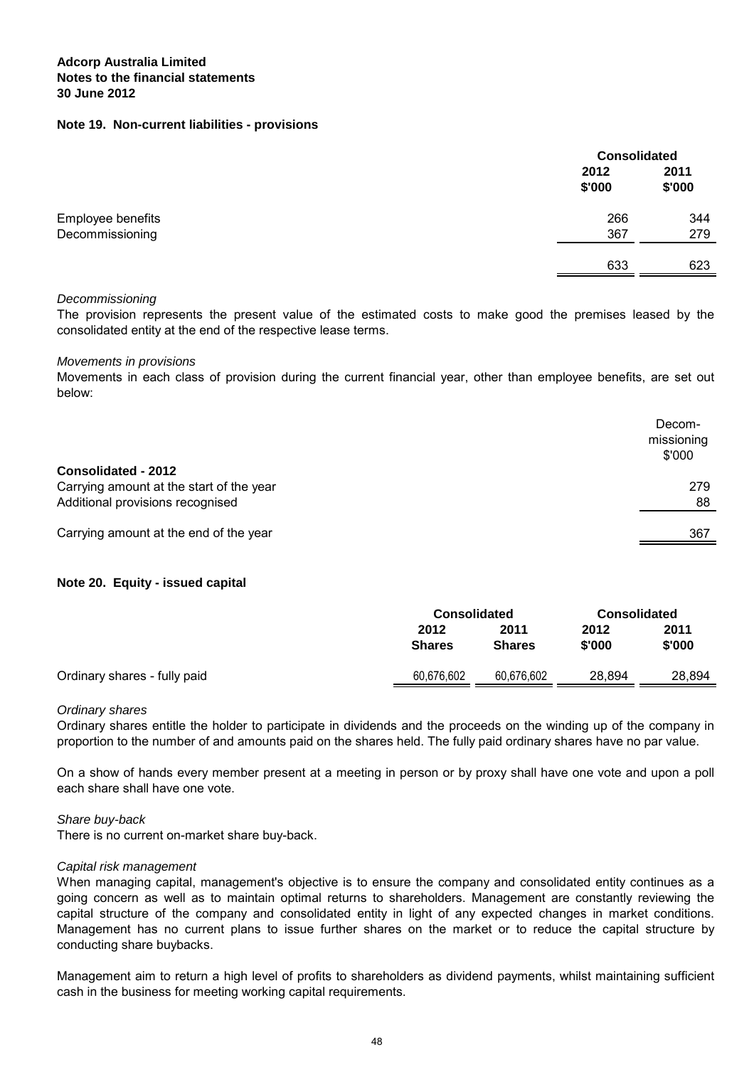**Adcorp Australia Limited**
**Notes to the financial statements**
**30 June 2012**

## Note 19. Non-current liabilities - provisions

| | Consolidated | |
|---|---|---|
| | 2012<br>$'000 | 2011<br>$'000 |
| Employee benefits | 266 | 344 |
| Decommissioning | 367 | 279 |
| | 633 | 623 |

*Decommissioning*
The provision represents the present value of the estimated costs to make good the premises leased by the consolidated entity at the end of the respective lease terms.

*Movements in provisions*
Movements in each class of provision during the current financial year, other than employee benefits, are set out below:

| | Decom-missioning<br>$'000 |
|---|---|
| **Consolidated - 2012** | |
| Carrying amount at the start of the year | 279 |
| Additional provisions recognised | 88 |
| Carrying amount at the end of the year | 367 |

## Note 20. Equity - issued capital

| | Consolidated | | Consolidated | |
|---|---|---|---|---|
| | 2012<br>Shares | 2011<br>Shares | 2012<br>$'000 | 2011<br>$'000 |
| Ordinary shares - fully paid | 60,676,602 | 60,676,602 | 28,894 | 28,894 |

*Ordinary shares*
Ordinary shares entitle the holder to participate in dividends and the proceeds on the winding up of the company in proportion to the number of and amounts paid on the shares held. The fully paid ordinary shares have no par value.

On a show of hands every member present at a meeting in person or by proxy shall have one vote and upon a poll each share shall have one vote.

*Share buy-back*
There is no current on-market share buy-back.

*Capital risk management*
When managing capital, management's objective is to ensure the company and consolidated entity continues as a going concern as well as to maintain optimal returns to shareholders. Management are constantly reviewing the capital structure of the company and consolidated entity in light of any expected changes in market conditions. Management has no current plans to issue further shares on the market or to reduce the capital structure by conducting share buybacks.

Management aim to return a high level of profits to shareholders as dividend payments, whilst maintaining sufficient cash in the business for meeting working capital requirements.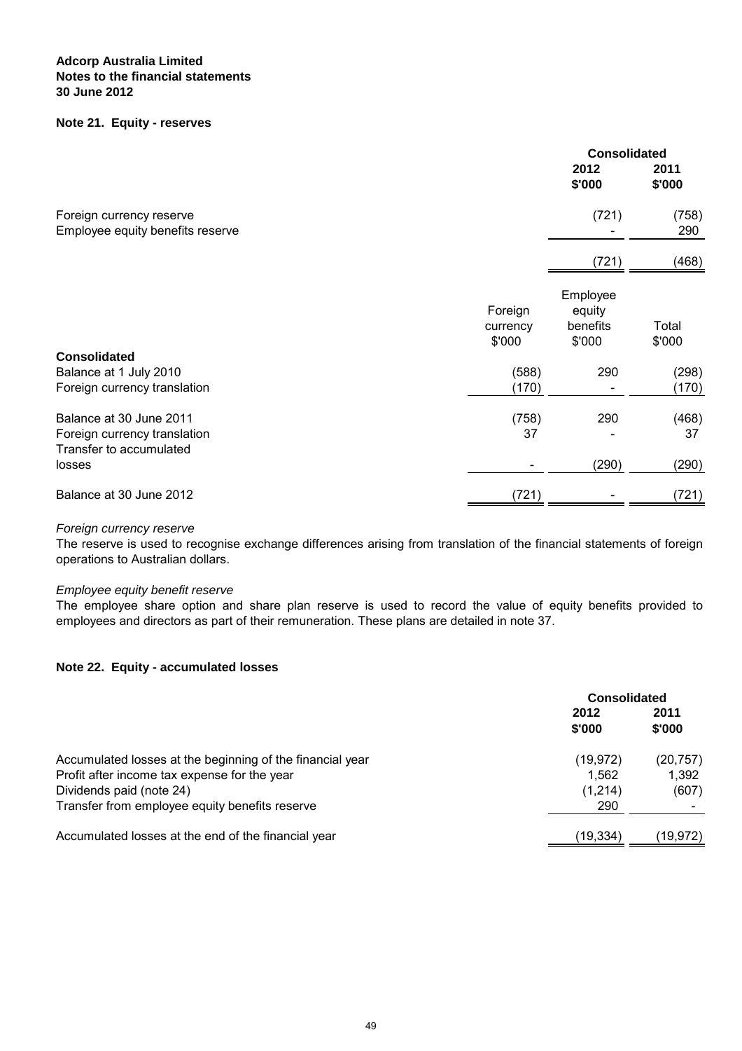**Adcorp Australia Limited**
**Notes to the financial statements**
**30 June 2012**

**Note 21. Equity - reserves**

| | Consolidated | |
|---|---|---|
| | 2012 $'000 | 2011 $'000 |
| Foreign currency reserve | (721) | (758) |
| Employee equity benefits reserve | - | 290 |
| | (721) | (468) |

| | Foreign currency $'000 | Employee equity benefits $'000 | Total $'000 |
|---|---|---|---|
| **Consolidated** | | | |
| Balance at 1 July 2010 | (588) | 290 | (298) |
| Foreign currency translation | (170) | - | (170) |
| Balance at 30 June 2011 | (758) | 290 | (468) |
| Foreign currency translation | 37 | - | 37 |
| Transfer to accumulated losses | - | (290) | (290) |
| Balance at 30 June 2012 | (721) | - | (721) |

*Foreign currency reserve*
The reserve is used to recognise exchange differences arising from translation of the financial statements of foreign operations to Australian dollars.

*Employee equity benefit reserve*
The employee share option and share plan reserve is used to record the value of equity benefits provided to employees and directors as part of their remuneration. These plans are detailed in note 37.

**Note 22. Equity - accumulated losses**

| | Consolidated | |
|---|---|---|
| | 2012 $'000 | 2011 $'000 |
| Accumulated losses at the beginning of the financial year | (19,972) | (20,757) |
| Profit after income tax expense for the year | 1,562 | 1,392 |
| Dividends paid (note 24) | (1,214) | (607) |
| Transfer from employee equity benefits reserve | 290 | - |
| Accumulated losses at the end of the financial year | (19,334) | (19,972) |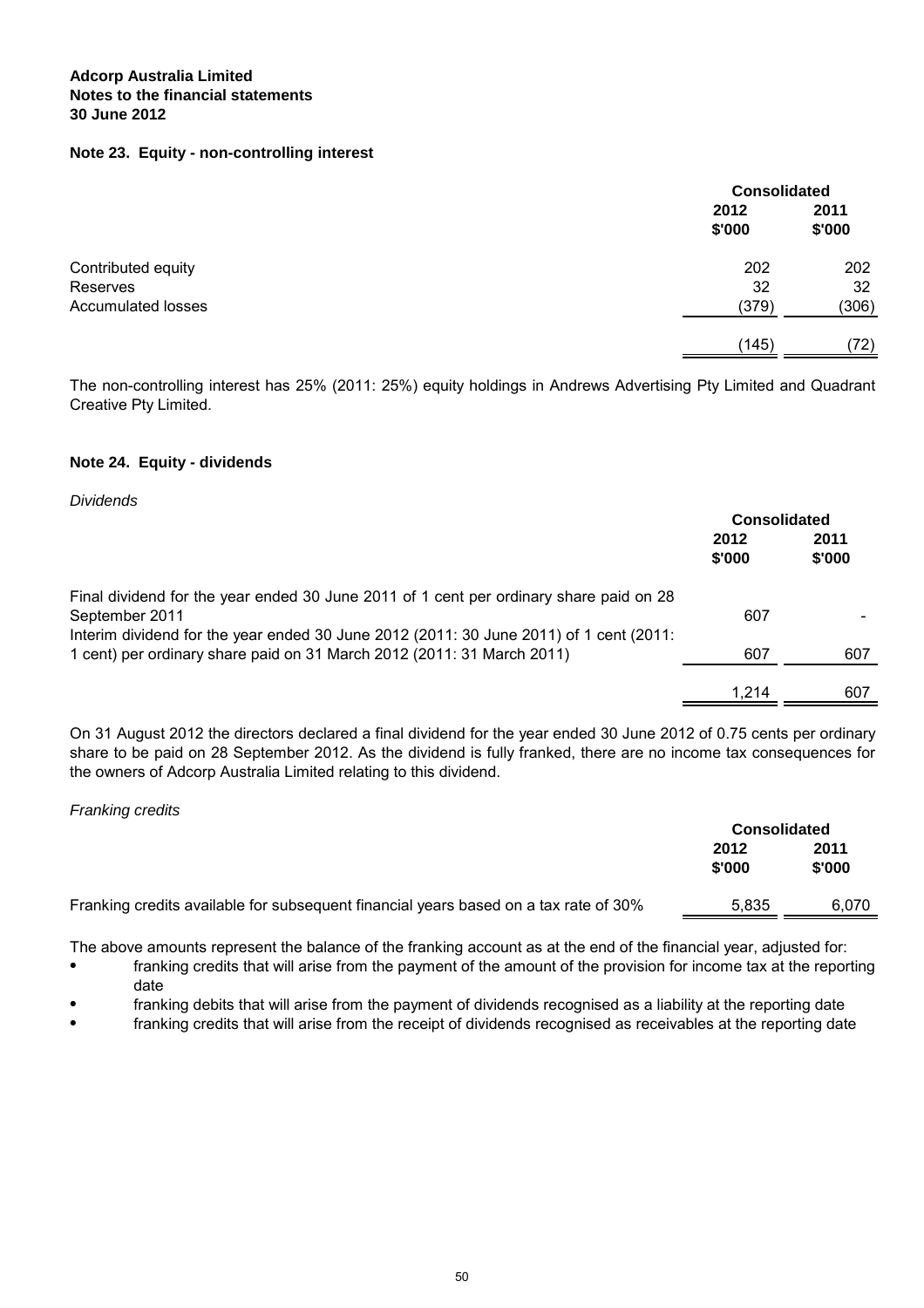**Adcorp Australia Limited**
**Notes to the financial statements**
**30 June 2012**

## Note 23. Equity - non-controlling interest

| | Consolidated | |
|---|---|---|
| | 2012 $'000 | 2011 $'000 |
| Contributed equity | 202 | 202 |
| Reserves | 32 | 32 |
| Accumulated losses | (379) | (306) |
| | (145) | (72) |

The non-controlling interest has 25% (2011: 25%) equity holdings in Andrews Advertising Pty Limited and Quadrant Creative Pty Limited.

## Note 24. Equity - dividends

*Dividends*

| | Consolidated | |
|---|---|---|
| | 2012 $'000 | 2011 $'000 |
| Final dividend for the year ended 30 June 2011 of 1 cent per ordinary share paid on 28 September 2011 | 607 | - |
| Interim dividend for the year ended 30 June 2012 (2011: 30 June 2011) of 1 cent (2011: 1 cent) per ordinary share paid on 31 March 2012 (2011: 31 March 2011) | 607 | 607 |
| | 1,214 | 607 |

On 31 August 2012 the directors declared a final dividend for the year ended 30 June 2012 of 0.75 cents per ordinary share to be paid on 28 September 2012. As the dividend is fully franked, there are no income tax consequences for the owners of Adcorp Australia Limited relating to this dividend.

*Franking credits*

| | Consolidated | |
|---|---|---|
| | 2012 $'000 | 2011 $'000 |
| Franking credits available for subsequent financial years based on a tax rate of 30% | 5,835 | 6,070 |

The above amounts represent the balance of the franking account as at the end of the financial year, adjusted for:

- franking credits that will arise from the payment of the amount of the provision for income tax at the reporting date
- franking debits that will arise from the payment of dividends recognised as a liability at the reporting date
- franking credits that will arise from the receipt of dividends recognised as receivables at the reporting date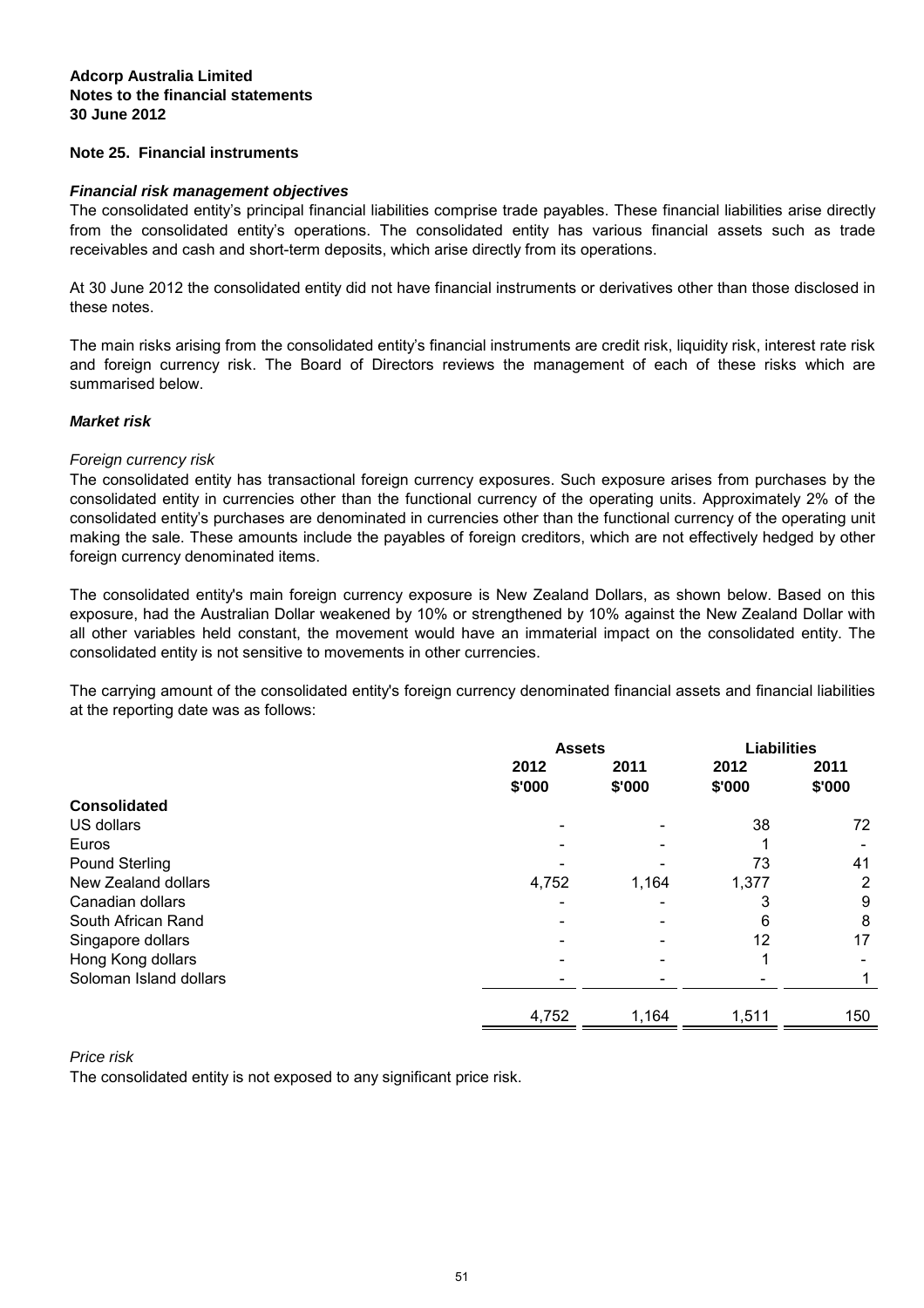**Adcorp Australia Limited**
**Notes to the financial statements**
**30 June 2012**

## Note 25. Financial instruments

### *Financial risk management objectives*

The consolidated entity's principal financial liabilities comprise trade payables. These financial liabilities arise directly from the consolidated entity's operations. The consolidated entity has various financial assets such as trade receivables and cash and short-term deposits, which arise directly from its operations.

At 30 June 2012 the consolidated entity did not have financial instruments or derivatives other than those disclosed in these notes.

The main risks arising from the consolidated entity's financial instruments are credit risk, liquidity risk, interest rate risk and foreign currency risk. The Board of Directors reviews the management of each of these risks which are summarised below.

### *Market risk*

*Foreign currency risk*

The consolidated entity has transactional foreign currency exposures. Such exposure arises from purchases by the consolidated entity in currencies other than the functional currency of the operating units. Approximately 2% of the consolidated entity's purchases are denominated in currencies other than the functional currency of the operating unit making the sale. These amounts include the payables of foreign creditors, which are not effectively hedged by other foreign currency denominated items.

The consolidated entity's main foreign currency exposure is New Zealand Dollars, as shown below. Based on this exposure, had the Australian Dollar weakened by 10% or strengthened by 10% against the New Zealand Dollar with all other variables held constant, the movement would have an immaterial impact on the consolidated entity. The consolidated entity is not sensitive to movements in other currencies.

The carrying amount of the consolidated entity's foreign currency denominated financial assets and financial liabilities at the reporting date was as follows:

| | Assets | | Liabilities | |
|---|---|---|---|---|
| | 2012 $'000 | 2011 $'000 | 2012 $'000 | 2011 $'000 |
| **Consolidated** | | | | |
| US dollars | - | - | 38 | 72 |
| Euros | - | - | 1 | - |
| Pound Sterling | - | - | 73 | 41 |
| New Zealand dollars | 4,752 | 1,164 | 1,377 | 2 |
| Canadian dollars | - | - | 3 | 9 |
| South African Rand | - | - | 6 | 8 |
| Singapore dollars | - | - | 12 | 17 |
| Hong Kong dollars | - | - | 1 | - |
| Soloman Island dollars | - | - | - | 1 |
| | 4,752 | 1,164 | 1,511 | 150 |

*Price risk*

The consolidated entity is not exposed to any significant price risk.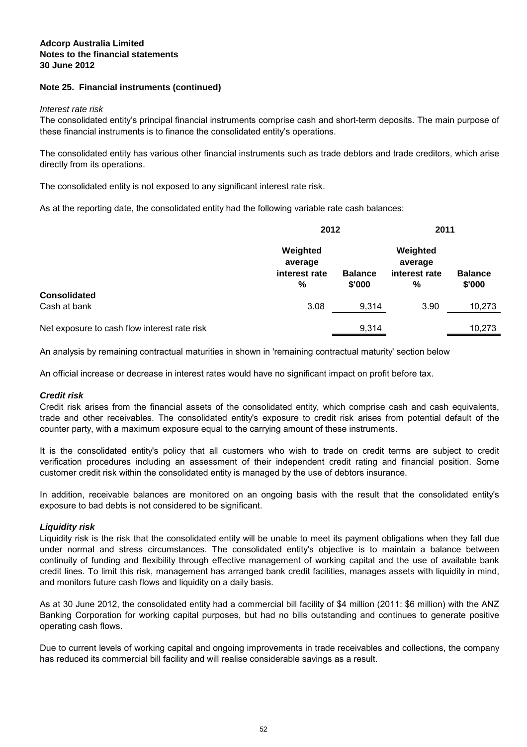**Adcorp Australia Limited**
**Notes to the financial statements**
**30 June 2012**

## Note 25. Financial instruments (continued)

*Interest rate risk*

The consolidated entity's principal financial instruments comprise cash and short-term deposits. The main purpose of these financial instruments is to finance the consolidated entity's operations.

The consolidated entity has various other financial instruments such as trade debtors and trade creditors, which arise directly from its operations.

The consolidated entity is not exposed to any significant interest rate risk.

As at the reporting date, the consolidated entity had the following variable rate cash balances:

| | 2012 | | 2011 | |
|---|---|---|---|---|
| | **Weighted average interest rate %** | **Balance $'000** | **Weighted average interest rate %** | **Balance $'000** |
| **Consolidated** | | | | |
| Cash at bank | 3.08 | 9,314 | 3.90 | 10,273 |
| Net exposure to cash flow interest rate risk | | 9,314 | | 10,273 |

An analysis by remaining contractual maturities in shown in 'remaining contractual maturity' section below

An official increase or decrease in interest rates would have no significant impact on profit before tax.

### *Credit risk*

Credit risk arises from the financial assets of the consolidated entity, which comprise cash and cash equivalents, trade and other receivables. The consolidated entity's exposure to credit risk arises from potential default of the counter party, with a maximum exposure equal to the carrying amount of these instruments.

It is the consolidated entity's policy that all customers who wish to trade on credit terms are subject to credit verification procedures including an assessment of their independent credit rating and financial position. Some customer credit risk within the consolidated entity is managed by the use of debtors insurance.

In addition, receivable balances are monitored on an ongoing basis with the result that the consolidated entity's exposure to bad debts is not considered to be significant.

### *Liquidity risk*

Liquidity risk is the risk that the consolidated entity will be unable to meet its payment obligations when they fall due under normal and stress circumstances. The consolidated entity's objective is to maintain a balance between continuity of funding and flexibility through effective management of working capital and the use of available bank credit lines. To limit this risk, management has arranged bank credit facilities, manages assets with liquidity in mind, and monitors future cash flows and liquidity on a daily basis.

As at 30 June 2012, the consolidated entity had a commercial bill facility of $4 million (2011: $6 million) with the ANZ Banking Corporation for working capital purposes, but had no bills outstanding and continues to generate positive operating cash flows.

Due to current levels of working capital and ongoing improvements in trade receivables and collections, the company has reduced its commercial bill facility and will realise considerable savings as a result.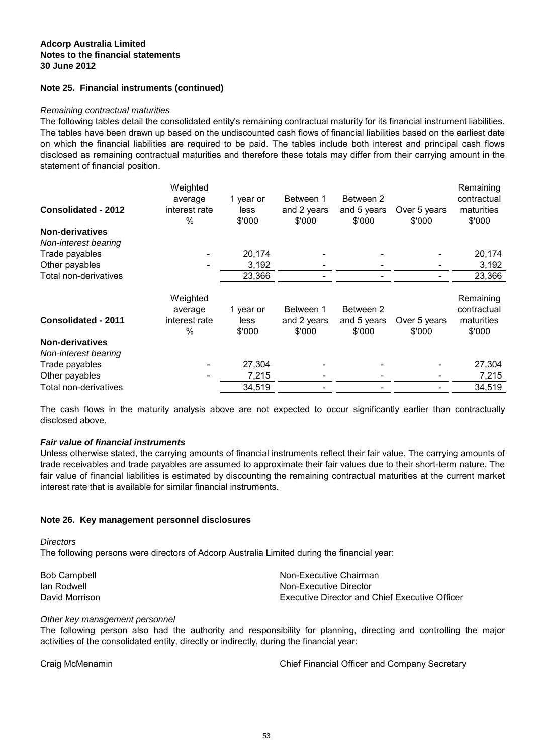**Adcorp Australia Limited**
**Notes to the financial statements**
**30 June 2012**

### Note 25. Financial instruments (continued)

*Remaining contractual maturities*

The following tables detail the consolidated entity's remaining contractual maturity for its financial instrument liabilities. The tables have been drawn up based on the undiscounted cash flows of financial liabilities based on the earliest date on which the financial liabilities are required to be paid. The tables include both interest and principal cash flows disclosed as remaining contractual maturities and therefore these totals may differ from their carrying amount in the statement of financial position.

| Consolidated - 2012 | Weighted average interest rate % | 1 year or less $'000 | Between 1 and 2 years $'000 | Between 2 and 5 years $'000 | Over 5 years $'000 | Remaining contractual maturities $'000 |
|---|---|---|---|---|---|---|
| **Non-derivatives** | | | | | | |
| *Non-interest bearing* | | | | | | |
| Trade payables | - | 20,174 | - | - | - | 20,174 |
| Other payables | - | 3,192 | - | - | - | 3,192 |
| Total non-derivatives | | 23,366 | - | - | - | 23,366 |

| Consolidated - 2011 | Weighted average interest rate % | 1 year or less $'000 | Between 1 and 2 years $'000 | Between 2 and 5 years $'000 | Over 5 years $'000 | Remaining contractual maturities $'000 |
|---|---|---|---|---|---|---|
| **Non-derivatives** | | | | | | |
| *Non-interest bearing* | | | | | | |
| Trade payables | - | 27,304 | - | - | - | 27,304 |
| Other payables | - | 7,215 | - | - | - | 7,215 |
| Total non-derivatives | | 34,519 | - | - | - | 34,519 |

The cash flows in the maturity analysis above are not expected to occur significantly earlier than contractually disclosed above.

***Fair value of financial instruments***

Unless otherwise stated, the carrying amounts of financial instruments reflect their fair value. The carrying amounts of trade receivables and trade payables are assumed to approximate their fair values due to their short-term nature. The fair value of financial liabilities is estimated by discounting the remaining contractual maturities at the current market interest rate that is available for similar financial instruments.

### Note 26. Key management personnel disclosures

*Directors*

The following persons were directors of Adcorp Australia Limited during the financial year:

| | |
|---|---|
| Bob Campbell | Non-Executive Chairman |
| Ian Rodwell | Non-Executive Director |
| David Morrison | Executive Director and Chief Executive Officer |

*Other key management personnel*

The following person also had the authority and responsibility for planning, directing and controlling the major activities of the consolidated entity, directly or indirectly, during the financial year:

| | |
|---|---|
| Craig McMenamin | Chief Financial Officer and Company Secretary |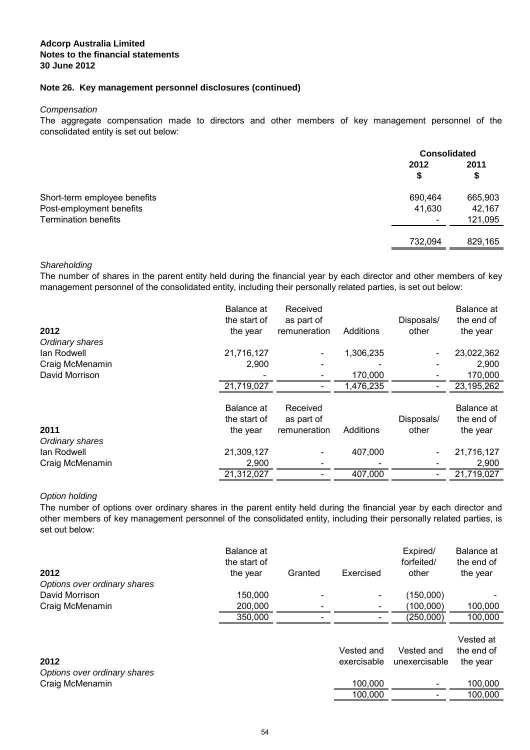**Adcorp Australia Limited**
**Notes to the financial statements**
**30 June 2012**

## Note 26. Key management personnel disclosures (continued)

*Compensation*

The aggregate compensation made to directors and other members of key management personnel of the consolidated entity is set out below:

| | Consolidated | |
|---|---|---|
| | 2012 $ | 2011 $ |
| Short-term employee benefits | 690,464 | 665,903 |
| Post-employment benefits | 41,630 | 42,167 |
| Termination benefits | - | 121,095 |
| | 732,094 | 829,165 |

*Shareholding*

The number of shares in the parent entity held during the financial year by each director and other members of key management personnel of the consolidated entity, including their personally related parties, is set out below:

| 2012 | Balance at the start of the year | Received as part of remuneration | Additions | Disposals/ other | Balance at the end of the year |
|---|---|---|---|---|---|
| *Ordinary shares* | | | | | |
| Ian Rodwell | 21,716,127 | - | 1,306,235 | - | 23,022,362 |
| Craig McMenamin | 2,900 | - | - | - | 2,900 |
| David Morrison | - | - | 170,000 | - | 170,000 |
| | 21,719,027 | - | 1,476,235 | - | 23,195,262 |

| 2011 | Balance at the start of the year | Received as part of remuneration | Additions | Disposals/ other | Balance at the end of the year |
|---|---|---|---|---|---|
| *Ordinary shares* | | | | | |
| Ian Rodwell | 21,309,127 | - | 407,000 | - | 21,716,127 |
| Craig McMenamin | 2,900 | - | - | - | 2,900 |
| | 21,312,027 | - | 407,000 | - | 21,719,027 |

*Option holding*

The number of options over ordinary shares in the parent entity held during the financial year by each director and other members of key management personnel of the consolidated entity, including their personally related parties, is set out below:

| 2012 | Balance at the start of the year | Granted | Exercised | Expired/ forfeited/ other | Balance at the end of the year |
|---|---|---|---|---|---|
| *Options over ordinary shares* | | | | | |
| David Morrison | 150,000 | - | - | (150,000) | - |
| Craig McMenamin | 200,000 | - | - | (100,000) | 100,000 |
| | 350,000 | - | - | (250,000) | 100,000 |

| 2012 | Vested and exercisable | Vested and unexercisable | Vested at the end of the year |
|---|---|---|---|
| *Options over ordinary shares* | | | |
| Craig McMenamin | 100,000 | - | 100,000 |
| | 100,000 | - | 100,000 |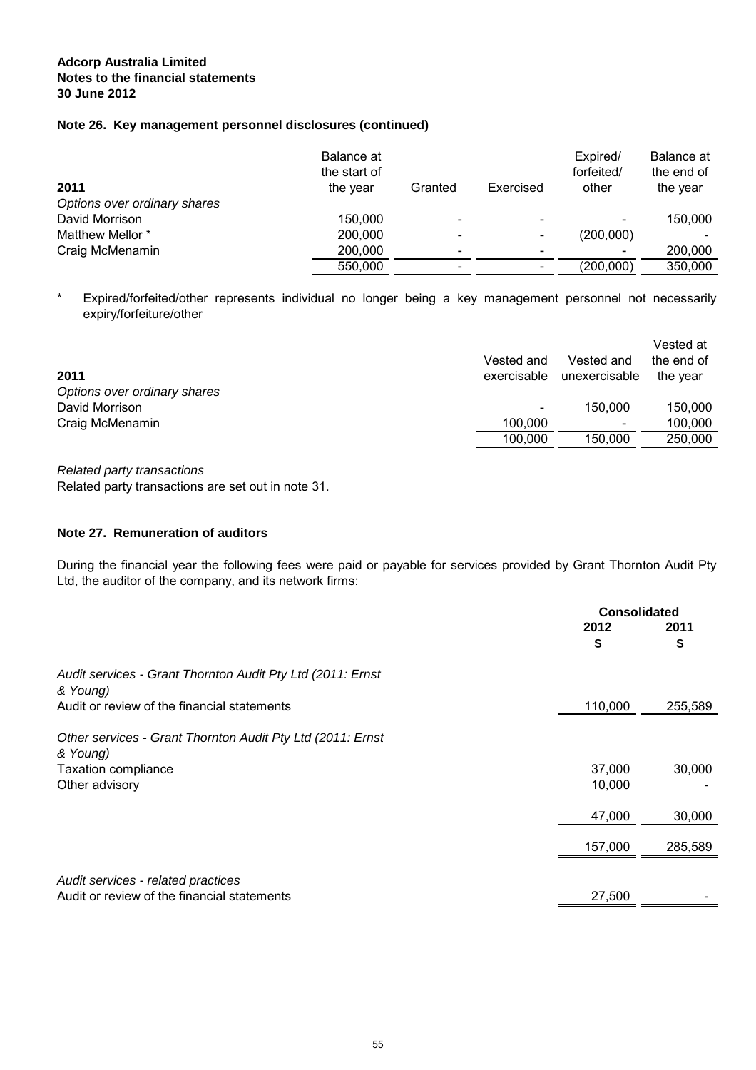**Adcorp Australia Limited**
**Notes to the financial statements**
**30 June 2012**

## Note 26. Key management personnel disclosures (continued)

| 2011 | Balance at the start of the year | Granted | Exercised | Expired/ forfeited/ other | Balance at the end of the year |
|---|---|---|---|---|---|
| *Options over ordinary shares* | | | | | |
| David Morrison | 150,000 | - | - | - | 150,000 |
| Matthew Mellor * | 200,000 | - | - | (200,000) | - |
| Craig McMenamin | 200,000 | - | - | - | 200,000 |
| | 550,000 | - | - | (200,000) | 350,000 |

\* Expired/forfeited/other represents individual no longer being a key management personnel not necessarily expiry/forfeiture/other

| 2011 | Vested and exercisable | Vested and unexercisable | Vested at the end of the year |
|---|---|---|---|
| *Options over ordinary shares* | | | |
| David Morrison | - | 150,000 | 150,000 |
| Craig McMenamin | 100,000 | - | 100,000 |
| | 100,000 | 150,000 | 250,000 |

*Related party transactions*

Related party transactions are set out in note 31.

## Note 27. Remuneration of auditors

During the financial year the following fees were paid or payable for services provided by Grant Thornton Audit Pty Ltd, the auditor of the company, and its network firms:

| | Consolidated | |
|---|---|---|
| | 2012 $ | 2011 $ |
| *Audit services - Grant Thornton Audit Pty Ltd (2011: Ernst & Young)* | | |
| Audit or review of the financial statements | 110,000 | 255,589 |
| *Other services - Grant Thornton Audit Pty Ltd (2011: Ernst & Young)* | | |
| Taxation compliance | 37,000 | 30,000 |
| Other advisory | 10,000 | - |
| | 47,000 | 30,000 |
| | 157,000 | 285,589 |
| *Audit services - related practices* | | |
| Audit or review of the financial statements | 27,500 | - |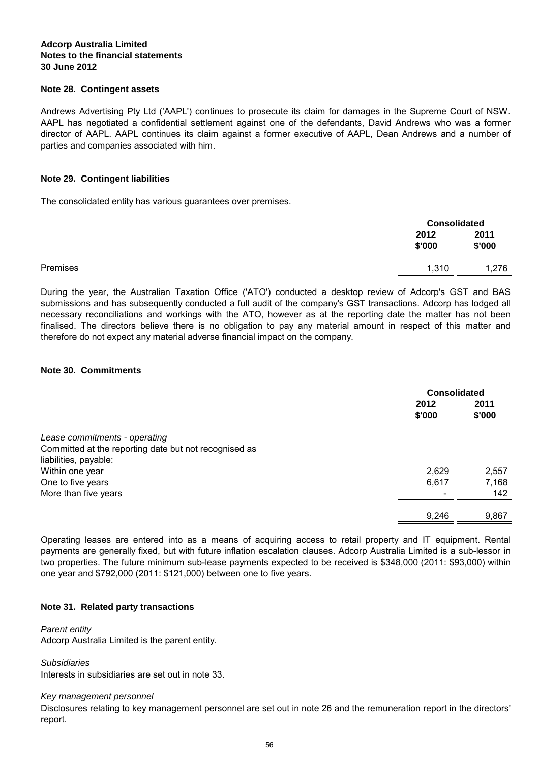**Adcorp Australia Limited**
**Notes to the financial statements**
**30 June 2012**

### Note 28. Contingent assets

Andrews Advertising Pty Ltd ('AAPL') continues to prosecute its claim for damages in the Supreme Court of NSW. AAPL has negotiated a confidential settlement against one of the defendants, David Andrews who was a former director of AAPL. AAPL continues its claim against a former executive of AAPL, Dean Andrews and a number of parties and companies associated with him.

### Note 29. Contingent liabilities

The consolidated entity has various guarantees over premises.

| | Consolidated | |
|---|---|---|
| | 2012<br>$'000 | 2011<br>$'000 |
| Premises | 1,310 | 1,276 |

During the year, the Australian Taxation Office ('ATO') conducted a desktop review of Adcorp's GST and BAS submissions and has subsequently conducted a full audit of the company's GST transactions. Adcorp has lodged all necessary reconciliations and workings with the ATO, however as at the reporting date the matter has not been finalised. The directors believe there is no obligation to pay any material amount in respect of this matter and therefore do not expect any material adverse financial impact on the company.

### Note 30. Commitments

| | Consolidated | |
|---|---|---|
| | 2012<br>$'000 | 2011<br>$'000 |
| *Lease commitments - operating* | | |
| Committed at the reporting date but not recognised as liabilities, payable: | | |
| Within one year | 2,629 | 2,557 |
| One to five years | 6,617 | 7,168 |
| More than five years | - | 142 |
| | 9,246 | 9,867 |

Operating leases are entered into as a means of acquiring access to retail property and IT equipment. Rental payments are generally fixed, but with future inflation escalation clauses. Adcorp Australia Limited is a sub-lessor in two properties. The future minimum sub-lease payments expected to be received is $348,000 (2011: $93,000) within one year and $792,000 (2011: $121,000) between one to five years.

### Note 31. Related party transactions

*Parent entity*
Adcorp Australia Limited is the parent entity.

*Subsidiaries*
Interests in subsidiaries are set out in note 33.

*Key management personnel*
Disclosures relating to key management personnel are set out in note 26 and the remuneration report in the directors' report.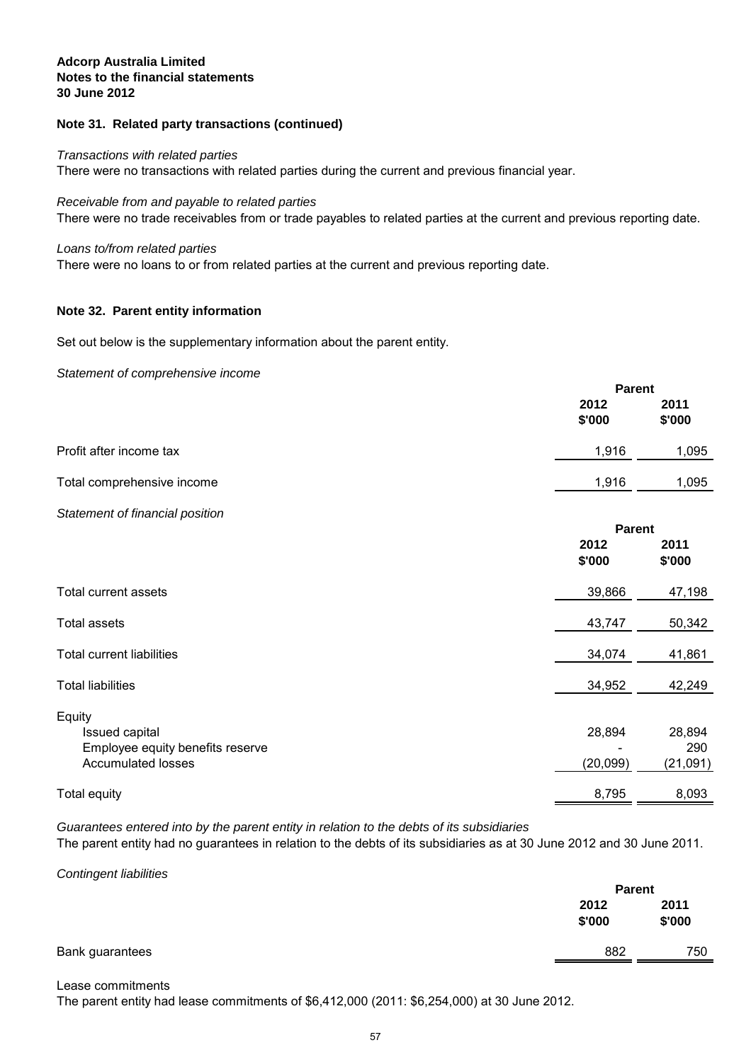**Adcorp Australia Limited**
**Notes to the financial statements**
**30 June 2012**

## Note 31. Related party transactions (continued)

*Transactions with related parties*

There were no transactions with related parties during the current and previous financial year.

*Receivable from and payable to related parties*

There were no trade receivables from or trade payables to related parties at the current and previous reporting date.

*Loans to/from related parties*

There were no loans to or from related parties at the current and previous reporting date.

## Note 32. Parent entity information

Set out below is the supplementary information about the parent entity.

*Statement of comprehensive income*

| | Parent | |
|---|---|---|
| | **2012 \$'000** | **2011 \$'000** |
| Profit after income tax | 1,916 | 1,095 |
| Total comprehensive income | 1,916 | 1,095 |

*Statement of financial position*

| | Parent | |
|---|---|---|
| | **2012 \$'000** | **2011 \$'000** |
| Total current assets | 39,866 | 47,198 |
| Total assets | 43,747 | 50,342 |
| Total current liabilities | 34,074 | 41,861 |
| Total liabilities | 34,952 | 42,249 |
| Equity | | |
| Issued capital | 28,894 | 28,894 |
| Employee equity benefits reserve | - | 290 |
| Accumulated losses | (20,099) | (21,091) |
| Total equity | 8,795 | 8,093 |

*Guarantees entered into by the parent entity in relation to the debts of its subsidiaries*

The parent entity had no guarantees in relation to the debts of its subsidiaries as at 30 June 2012 and 30 June 2011.

*Contingent liabilities*

| | Parent | |
|---|---|---|
| | **2012 \$'000** | **2011 \$'000** |
| Bank guarantees | 882 | 750 |

Lease commitments

The parent entity had lease commitments of \$6,412,000 (2011: \$6,254,000) at 30 June 2012.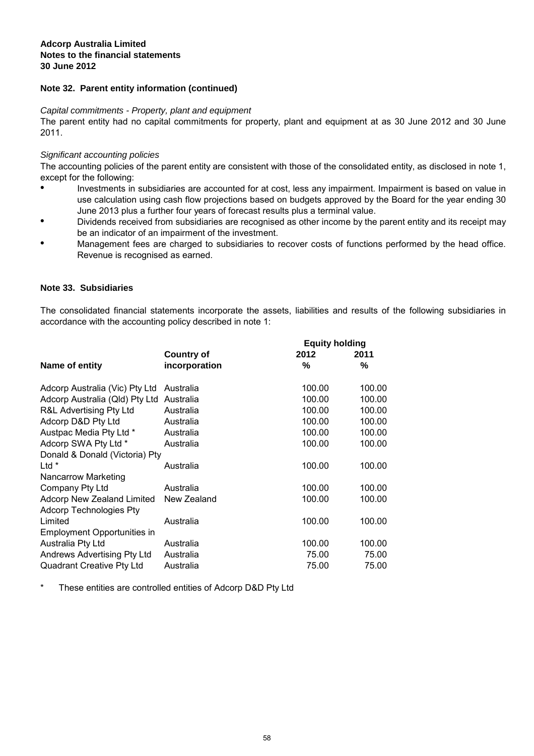**Adcorp Australia Limited**
**Notes to the financial statements**
**30 June 2012**

## Note 32. Parent entity information (continued)

*Capital commitments - Property, plant and equipment*

The parent entity had no capital commitments for property, plant and equipment at as 30 June 2012 and 30 June 2011.

*Significant accounting policies*

The accounting policies of the parent entity are consistent with those of the consolidated entity, as disclosed in note 1, except for the following:

- Investments in subsidiaries are accounted for at cost, less any impairment. Impairment is based on value in use calculation using cash flow projections based on budgets approved by the Board for the year ending 30 June 2013 plus a further four years of forecast results plus a terminal value.
- Dividends received from subsidiaries are recognised as other income by the parent entity and its receipt may be an indicator of an impairment of the investment.
- Management fees are charged to subsidiaries to recover costs of functions performed by the head office. Revenue is recognised as earned.

## Note 33. Subsidiaries

The consolidated financial statements incorporate the assets, liabilities and results of the following subsidiaries in accordance with the accounting policy described in note 1:

| | | Equity holding | |
|---|---|---|---|
| Name of entity | Country of incorporation | 2012 % | 2011 % |
| Adcorp Australia (Vic) Pty Ltd | Australia | 100.00 | 100.00 |
| Adcorp Australia (Qld) Pty Ltd | Australia | 100.00 | 100.00 |
| R&L Advertising Pty Ltd | Australia | 100.00 | 100.00 |
| Adcorp D&D Pty Ltd | Australia | 100.00 | 100.00 |
| Austpac Media Pty Ltd * | Australia | 100.00 | 100.00 |
| Adcorp SWA Pty Ltd * | Australia | 100.00 | 100.00 |
| Donald & Donald (Victoria) Pty Ltd * | Australia | 100.00 | 100.00 |
| Nancarrow Marketing Company Pty Ltd | Australia | 100.00 | 100.00 |
| Adcorp New Zealand Limited | New Zealand | 100.00 | 100.00 |
| Adcorp Technologies Pty Limited | Australia | 100.00 | 100.00 |
| Employment Opportunities in Australia Pty Ltd | Australia | 100.00 | 100.00 |
| Andrews Advertising Pty Ltd | Australia | 75.00 | 75.00 |
| Quadrant Creative Pty Ltd | Australia | 75.00 | 75.00 |

\* These entities are controlled entities of Adcorp D&D Pty Ltd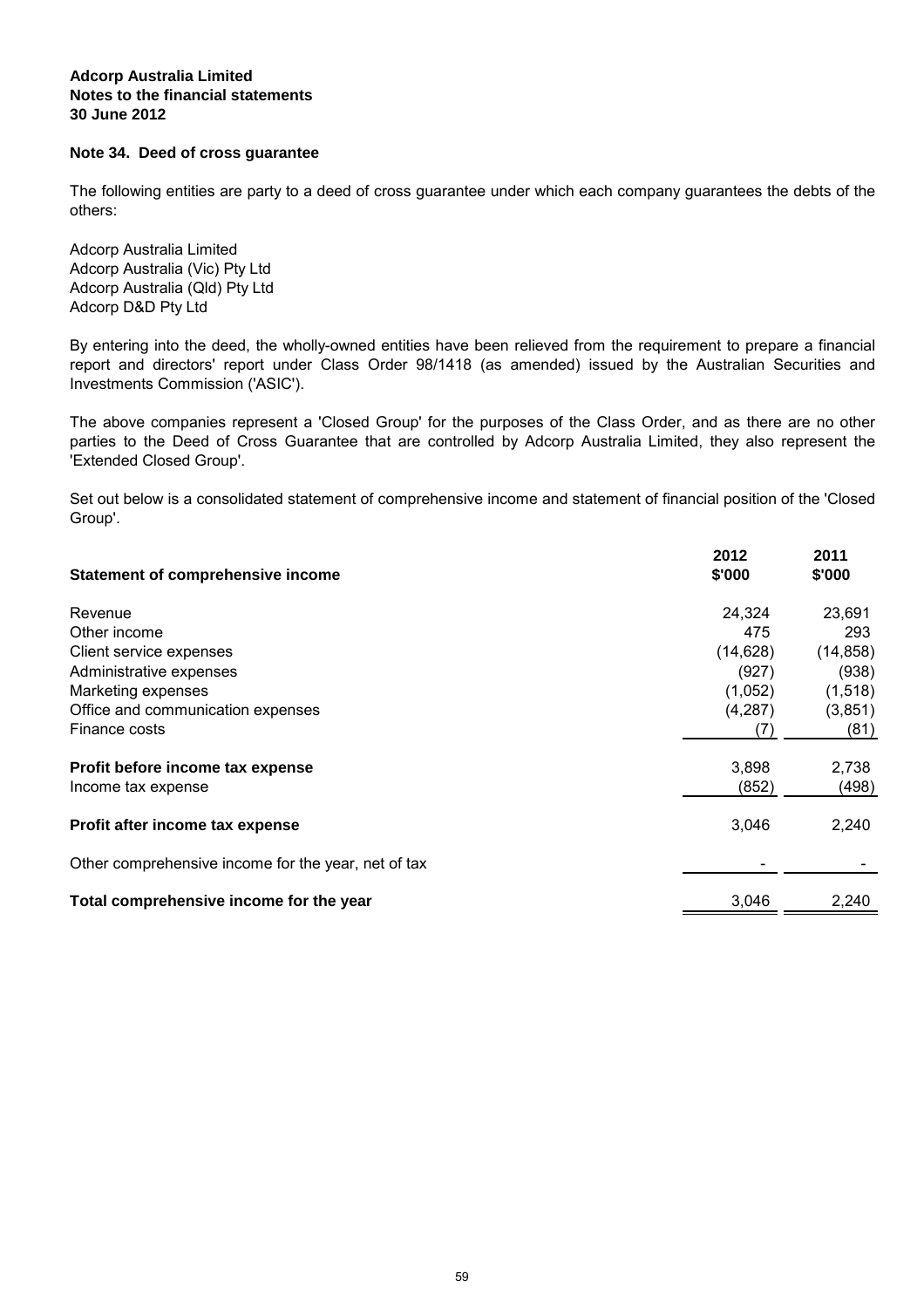**Adcorp Australia Limited**
**Notes to the financial statements**
**30 June 2012**

## Note 34. Deed of cross guarantee

The following entities are party to a deed of cross guarantee under which each company guarantees the debts of the others:

Adcorp Australia Limited
Adcorp Australia (Vic) Pty Ltd
Adcorp Australia (Qld) Pty Ltd
Adcorp D&D Pty Ltd

By entering into the deed, the wholly-owned entities have been relieved from the requirement to prepare a financial report and directors' report under Class Order 98/1418 (as amended) issued by the Australian Securities and Investments Commission ('ASIC').

The above companies represent a 'Closed Group' for the purposes of the Class Order, and as there are no other parties to the Deed of Cross Guarantee that are controlled by Adcorp Australia Limited, they also represent the 'Extended Closed Group'.

Set out below is a consolidated statement of comprehensive income and statement of financial position of the 'Closed Group'.

| **Statement of comprehensive income** | **2012 $'000** | **2011 $'000** |
|---|---|---|
| Revenue | 24,324 | 23,691 |
| Other income | 475 | 293 |
| Client service expenses | (14,628) | (14,858) |
| Administrative expenses | (927) | (938) |
| Marketing expenses | (1,052) | (1,518) |
| Office and communication expenses | (4,287) | (3,851) |
| Finance costs | (7) | (81) |
| **Profit before income tax expense** | 3,898 | 2,738 |
| Income tax expense | (852) | (498) |
| **Profit after income tax expense** | 3,046 | 2,240 |
| Other comprehensive income for the year, net of tax | - | - |
| **Total comprehensive income for the year** | 3,046 | 2,240 |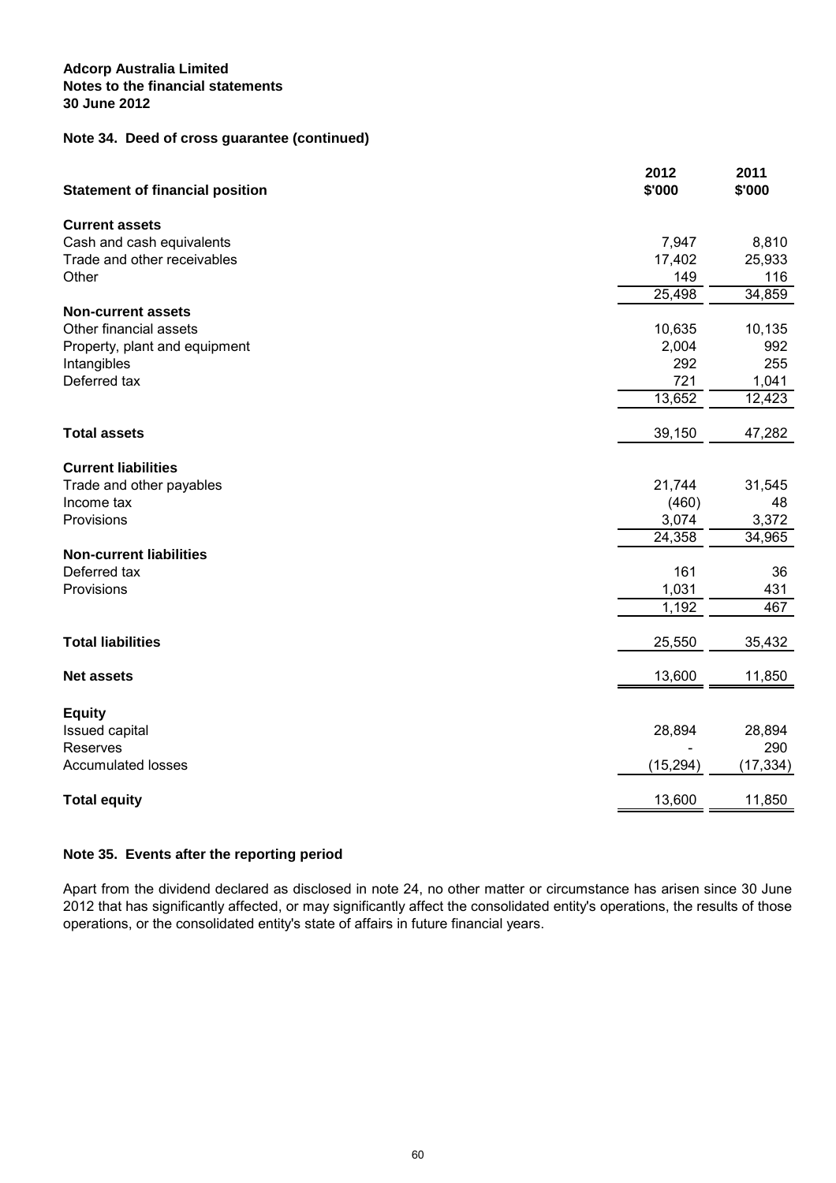**Adcorp Australia Limited**
**Notes to the financial statements**
**30 June 2012**

## Note 34. Deed of cross guarantee (continued)

| Statement of financial position | 2012 $'000 | 2011 $'000 |
|---|---|---|
| **Current assets** | | |
| Cash and cash equivalents | 7,947 | 8,810 |
| Trade and other receivables | 17,402 | 25,933 |
| Other | 149 | 116 |
| | 25,498 | 34,859 |
| **Non-current assets** | | |
| Other financial assets | 10,635 | 10,135 |
| Property, plant and equipment | 2,004 | 992 |
| Intangibles | 292 | 255 |
| Deferred tax | 721 | 1,041 |
| | 13,652 | 12,423 |
| **Total assets** | 39,150 | 47,282 |
| **Current liabilities** | | |
| Trade and other payables | 21,744 | 31,545 |
| Income tax | (460) | 48 |
| Provisions | 3,074 | 3,372 |
| | 24,358 | 34,965 |
| **Non-current liabilities** | | |
| Deferred tax | 161 | 36 |
| Provisions | 1,031 | 431 |
| | 1,192 | 467 |
| **Total liabilities** | 25,550 | 35,432 |
| **Net assets** | 13,600 | 11,850 |
| **Equity** | | |
| Issued capital | 28,894 | 28,894 |
| Reserves | - | 290 |
| Accumulated losses | (15,294) | (17,334) |
| **Total equity** | 13,600 | 11,850 |

## Note 35. Events after the reporting period

Apart from the dividend declared as disclosed in note 24, no other matter or circumstance has arisen since 30 June 2012 that has significantly affected, or may significantly affect the consolidated entity's operations, the results of those operations, or the consolidated entity's state of affairs in future financial years.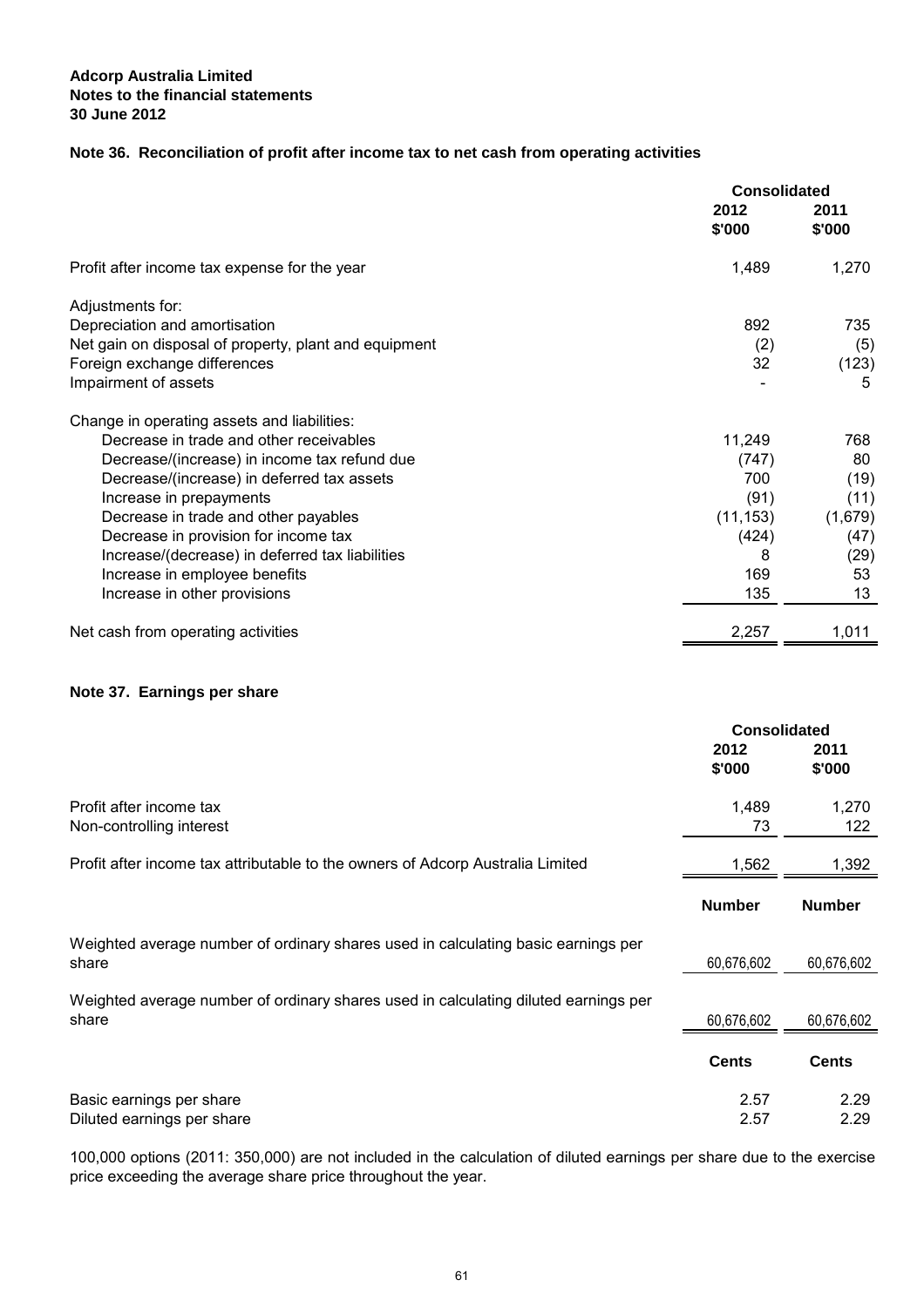**Adcorp Australia Limited**
**Notes to the financial statements**
**30 June 2012**

## Note 36. Reconciliation of profit after income tax to net cash from operating activities

| | Consolidated | |
|---|---|---|
| | 2012 $'000 | 2011 $'000 |
| Profit after income tax expense for the year | 1,489 | 1,270 |
| Adjustments for: | | |
| Depreciation and amortisation | 892 | 735 |
| Net gain on disposal of property, plant and equipment | (2) | (5) |
| Foreign exchange differences | 32 | (123) |
| Impairment of assets | - | 5 |
| Change in operating assets and liabilities: | | |
| Decrease in trade and other receivables | 11,249 | 768 |
| Decrease/(increase) in income tax refund due | (747) | 80 |
| Decrease/(increase) in deferred tax assets | 700 | (19) |
| Increase in prepayments | (91) | (11) |
| Decrease in trade and other payables | (11,153) | (1,679) |
| Decrease in provision for income tax | (424) | (47) |
| Increase/(decrease) in deferred tax liabilities | 8 | (29) |
| Increase in employee benefits | 169 | 53 |
| Increase in other provisions | 135 | 13 |
| Net cash from operating activities | 2,257 | 1,011 |

## Note 37. Earnings per share

| | Consolidated | |
|---|---|---|
| | 2012 $'000 | 2011 $'000 |
| Profit after income tax | 1,489 | 1,270 |
| Non-controlling interest | 73 | 122 |
| Profit after income tax attributable to the owners of Adcorp Australia Limited | 1,562 | 1,392 |
| | **Number** | **Number** |
| Weighted average number of ordinary shares used in calculating basic earnings per share | 60,676,602 | 60,676,602 |
| Weighted average number of ordinary shares used in calculating diluted earnings per share | 60,676,602 | 60,676,602 |
| | **Cents** | **Cents** |
| Basic earnings per share | 2.57 | 2.29 |
| Diluted earnings per share | 2.57 | 2.29 |

100,000 options (2011: 350,000) are not included in the calculation of diluted earnings per share due to the exercise price exceeding the average share price throughout the year.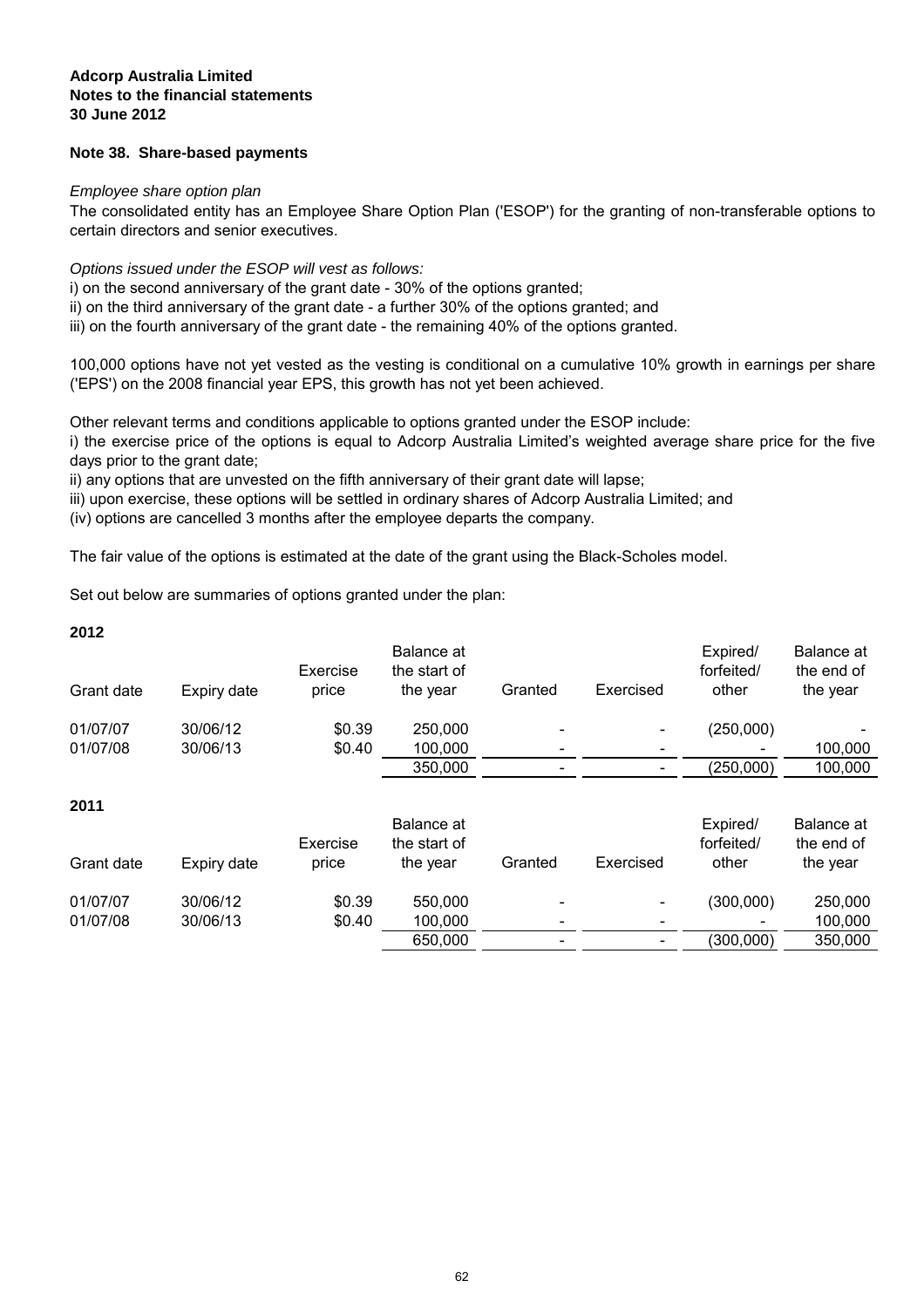**Adcorp Australia Limited**
**Notes to the financial statements**
**30 June 2012**

## Note 38. Share-based payments

*Employee share option plan*

The consolidated entity has an Employee Share Option Plan ('ESOP') for the granting of non-transferable options to certain directors and senior executives.

*Options issued under the ESOP will vest as follows:*

i) on the second anniversary of the grant date - 30% of the options granted;
ii) on the third anniversary of the grant date - a further 30% of the options granted; and
iii) on the fourth anniversary of the grant date - the remaining 40% of the options granted.

100,000 options have not yet vested as the vesting is conditional on a cumulative 10% growth in earnings per share ('EPS') on the 2008 financial year EPS, this growth has not yet been achieved.

Other relevant terms and conditions applicable to options granted under the ESOP include:

i) the exercise price of the options is equal to Adcorp Australia Limited's weighted average share price for the five days prior to the grant date;
ii) any options that are unvested on the fifth anniversary of their grant date will lapse;
iii) upon exercise, these options will be settled in ordinary shares of Adcorp Australia Limited; and
(iv) options are cancelled 3 months after the employee departs the company.

The fair value of the options is estimated at the date of the grant using the Black-Scholes model.

Set out below are summaries of options granted under the plan:

**2012**

| Grant date | Expiry date | Exercise price | Balance at the start of the year | Granted | Exercised | Expired/ forfeited/ other | Balance at the end of the year |
|---|---|---|---|---|---|---|---|
| 01/07/07 | 30/06/12 | $0.39 | 250,000 | - | - | (250,000) | - |
| 01/07/08 | 30/06/13 | $0.40 | 100,000 | - | - | - | 100,000 |
| | | | 350,000 | - | - | (250,000) | 100,000 |

**2011**

| Grant date | Expiry date | Exercise price | Balance at the start of the year | Granted | Exercised | Expired/ forfeited/ other | Balance at the end of the year |
|---|---|---|---|---|---|---|---|
| 01/07/07 | 30/06/12 | $0.39 | 550,000 | - | - | (300,000) | 250,000 |
| 01/07/08 | 30/06/13 | $0.40 | 100,000 | - | - | - | 100,000 |
| | | | 650,000 | - | - | (300,000) | 350,000 |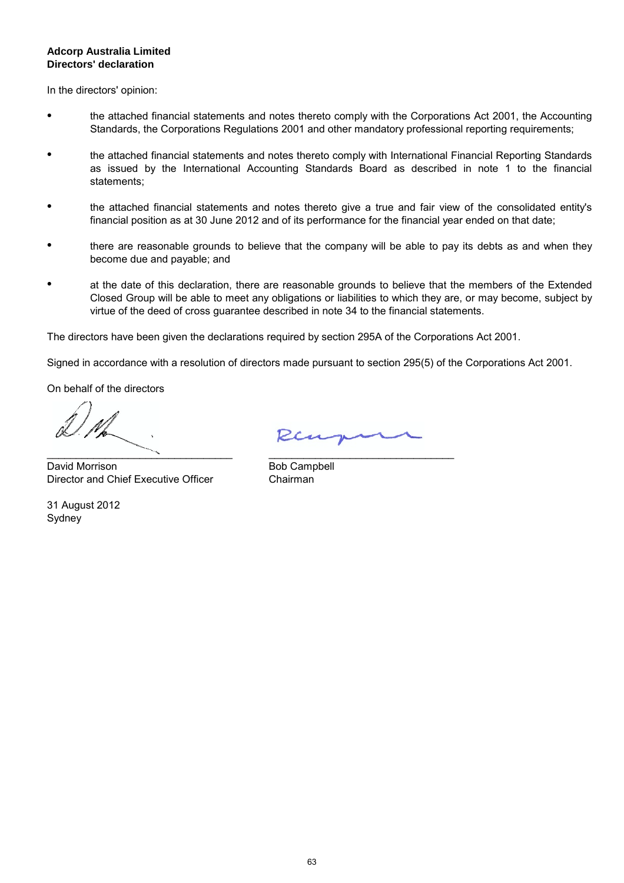**Adcorp Australia Limited**
**Directors' declaration**

In the directors' opinion:

- the attached financial statements and notes thereto comply with the Corporations Act 2001, the Accounting Standards, the Corporations Regulations 2001 and other mandatory professional reporting requirements;
- the attached financial statements and notes thereto comply with International Financial Reporting Standards as issued by the International Accounting Standards Board as described in note 1 to the financial statements;
- the attached financial statements and notes thereto give a true and fair view of the consolidated entity's financial position as at 30 June 2012 and of its performance for the financial year ended on that date;
- there are reasonable grounds to believe that the company will be able to pay its debts as and when they become due and payable; and
- at the date of this declaration, there are reasonable grounds to believe that the members of the Extended Closed Group will be able to meet any obligations or liabilities to which they are, or may become, subject by virtue of the deed of cross guarantee described in note 34 to the financial statements.

The directors have been given the declarations required by section 295A of the Corporations Act 2001.

Signed in accordance with a resolution of directors made pursuant to section 295(5) of the Corporations Act 2001.

On behalf of the directors

David Morrison
Director and Chief Executive Officer

Bob Campbell
Chairman

31 August 2012
Sydney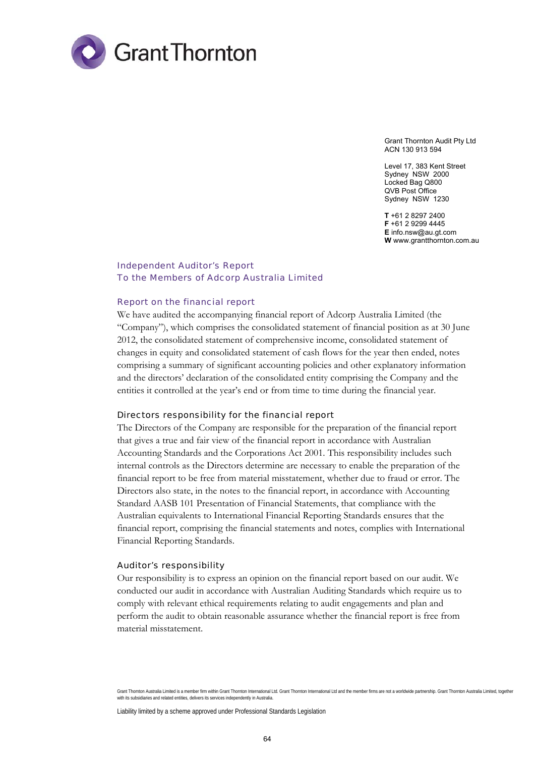Grant Thornton

Grant Thornton Audit Pty Ltd
ACN 130 913 594

Level 17, 383 Kent Street
Sydney NSW 2000
Locked Bag Q800
QVB Post Office
Sydney NSW 1230

**T** +61 2 8297 2400
**F** +61 2 9299 4445
**E** info.nsw@au.gt.com
**W** www.grantthornton.com.au

## Independent Auditor's Report
## To the Members of Adcorp Australia Limited

### Report on the financial report

We have audited the accompanying financial report of Adcorp Australia Limited (the "Company"), which comprises the consolidated statement of financial position as at 30 June 2012, the consolidated statement of comprehensive income, consolidated statement of changes in equity and consolidated statement of cash flows for the year then ended, notes comprising a summary of significant accounting policies and other explanatory information and the directors' declaration of the consolidated entity comprising the Company and the entities it controlled at the year's end or from time to time during the financial year.

### Directors responsibility for the financial report

The Directors of the Company are responsible for the preparation of the financial report that gives a true and fair view of the financial report in accordance with Australian Accounting Standards and the Corporations Act 2001. This responsibility includes such internal controls as the Directors determine are necessary to enable the preparation of the financial report to be free from material misstatement, whether due to fraud or error. The Directors also state, in the notes to the financial report, in accordance with Accounting Standard AASB 101 Presentation of Financial Statements, that compliance with the Australian equivalents to International Financial Reporting Standards ensures that the financial report, comprising the financial statements and notes, complies with International Financial Reporting Standards.

### Auditor's responsibility

Our responsibility is to express an opinion on the financial report based on our audit. We conducted our audit in accordance with Australian Auditing Standards which require us to comply with relevant ethical requirements relating to audit engagements and plan and perform the audit to obtain reasonable assurance whether the financial report is free from material misstatement.

Grant Thornton Australia Limited is a member firm within Grant Thornton International Ltd. Grant Thornton International Ltd and the member firms are not a worldwide partnership. Grant Thornton Australia Limited, together with its subsidiaries and related entities, delivers its services independently in Australia.

Liability limited by a scheme approved under Professional Standards Legislation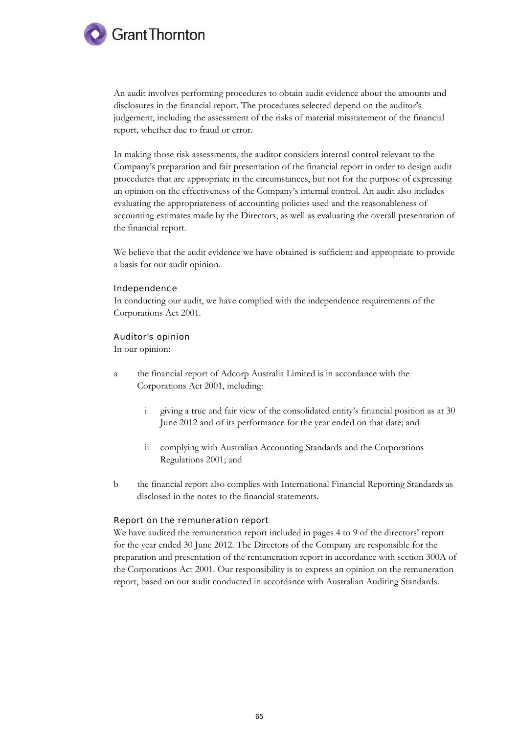An audit involves performing procedures to obtain audit evidence about the amounts and disclosures in the financial report. The procedures selected depend on the auditor's judgement, including the assessment of the risks of material misstatement of the financial report, whether due to fraud or error.

In making those risk assessments, the auditor considers internal control relevant to the Company's preparation and fair presentation of the financial report in order to design audit procedures that are appropriate in the circumstances, but not for the purpose of expressing an opinion on the effectiveness of the Company's internal control. An audit also includes evaluating the appropriateness of accounting policies used and the reasonableness of accounting estimates made by the Directors, as well as evaluating the overall presentation of the financial report.

We believe that the audit evidence we have obtained is sufficient and appropriate to provide a basis for our audit opinion.

### Independence

In conducting our audit, we have complied with the independence requirements of the Corporations Act 2001.

### Auditor's opinion

In our opinion:

a the financial report of Adcorp Australia Limited is in accordance with the Corporations Act 2001, including:

   i giving a true and fair view of the consolidated entity's financial position as at 30 June 2012 and of its performance for the year ended on that date; and

   ii complying with Australian Accounting Standards and the Corporations Regulations 2001; and

b the financial report also complies with International Financial Reporting Standards as disclosed in the notes to the financial statements.

### Report on the remuneration report

We have audited the remuneration report included in pages 4 to 9 of the directors' report for the year ended 30 June 2012. The Directors of the Company are responsible for the preparation and presentation of the remuneration report in accordance with section 300A of the Corporations Act 2001. Our responsibility is to express an opinion on the remuneration report, based on our audit conducted in accordance with Australian Auditing Standards.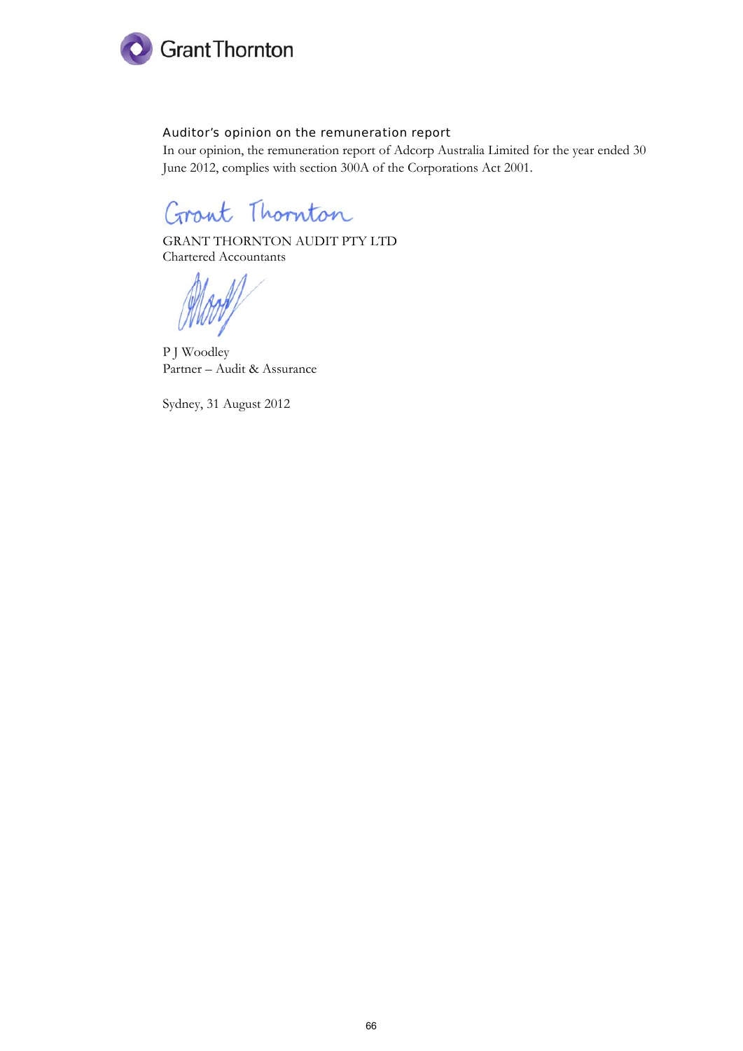### Auditor's opinion on the remuneration report

In our opinion, the remuneration report of Adcorp Australia Limited for the year ended 30 June 2012, complies with section 300A of the Corporations Act 2001.

Grant Thornton

GRANT THORNTON AUDIT PTY LTD
Chartered Accountants

P J Woodley
Partner – Audit & Assurance

Sydney, 31 August 2012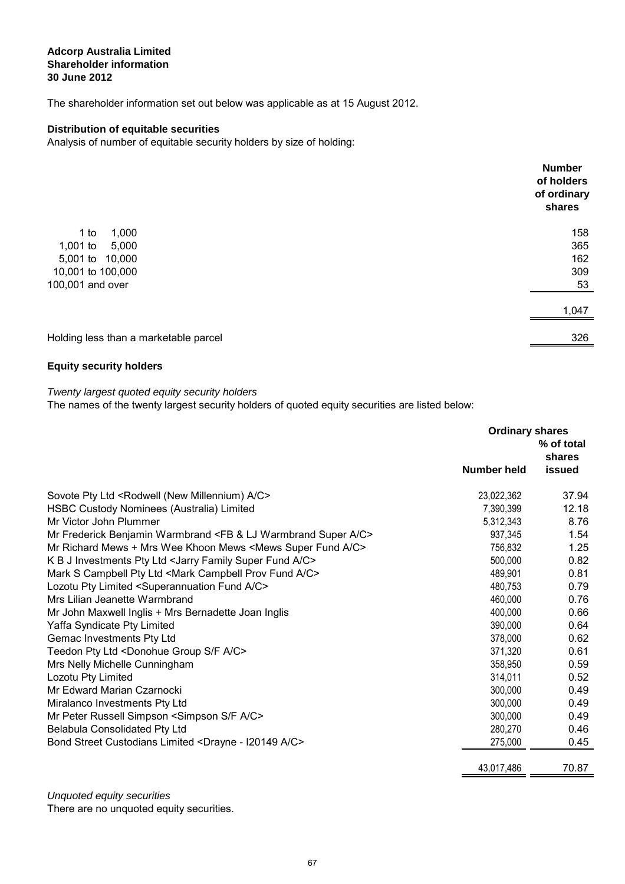**Adcorp Australia Limited**
**Shareholder information**
**30 June 2012**

The shareholder information set out below was applicable as at 15 August 2012.

**Distribution of equitable securities**

Analysis of number of equitable security holders by size of holding:

| | Number of holders of ordinary shares |
|---|---|
| 1 to 1,000 | 158 |
| 1,001 to 5,000 | 365 |
| 5,001 to 10,000 | 162 |
| 10,001 to 100,000 | 309 |
| 100,001 and over | 53 |
| | 1,047 |
| Holding less than a marketable parcel | 326 |

**Equity security holders**

*Twenty largest quoted equity security holders*

The names of the twenty largest security holders of quoted equity securities are listed below:

| | Ordinary shares | |
|---|---|---|
| | Number held | % of total shares issued |
| Sovote Pty Ltd <Rodwell (New Millennium) A/C> | 23,022,362 | 37.94 |
| HSBC Custody Nominees (Australia) Limited | 7,390,399 | 12.18 |
| Mr Victor John Plummer | 5,312,343 | 8.76 |
| Mr Frederick Benjamin Warmbrand <FB & LJ Warmbrand Super A/C> | 937,345 | 1.54 |
| Mr Richard Mews + Mrs Wee Khoon Mews <Mews Super Fund A/C> | 756,832 | 1.25 |
| K B J Investments Pty Ltd <Jarry Family Super Fund A/C> | 500,000 | 0.82 |
| Mark S Campbell Pty Ltd <Mark Campbell Prov Fund A/C> | 489,901 | 0.81 |
| Lozotu Pty Limited <Superannuation Fund A/C> | 480,753 | 0.79 |
| Mrs Lilian Jeanette Warmbrand | 460,000 | 0.76 |
| Mr John Maxwell Inglis + Mrs Bernadette Joan Inglis | 400,000 | 0.66 |
| Yaffa Syndicate Pty Limited | 390,000 | 0.64 |
| Gemac Investments Pty Ltd | 378,000 | 0.62 |
| Teedon Pty Ltd <Donohue Group S/F A/C> | 371,320 | 0.61 |
| Mrs Nelly Michelle Cunningham | 358,950 | 0.59 |
| Lozotu Pty Limited | 314,011 | 0.52 |
| Mr Edward Marian Czarnocki | 300,000 | 0.49 |
| Miralanco Investments Pty Ltd | 300,000 | 0.49 |
| Mr Peter Russell Simpson <Simpson S/F A/C> | 300,000 | 0.49 |
| Belabula Consolidated Pty Ltd | 280,270 | 0.46 |
| Bond Street Custodians Limited <Drayne - I20149 A/C> | 275,000 | 0.45 |
| | 43,017,486 | 70.87 |

*Unquoted equity securities*

There are no unquoted equity securities.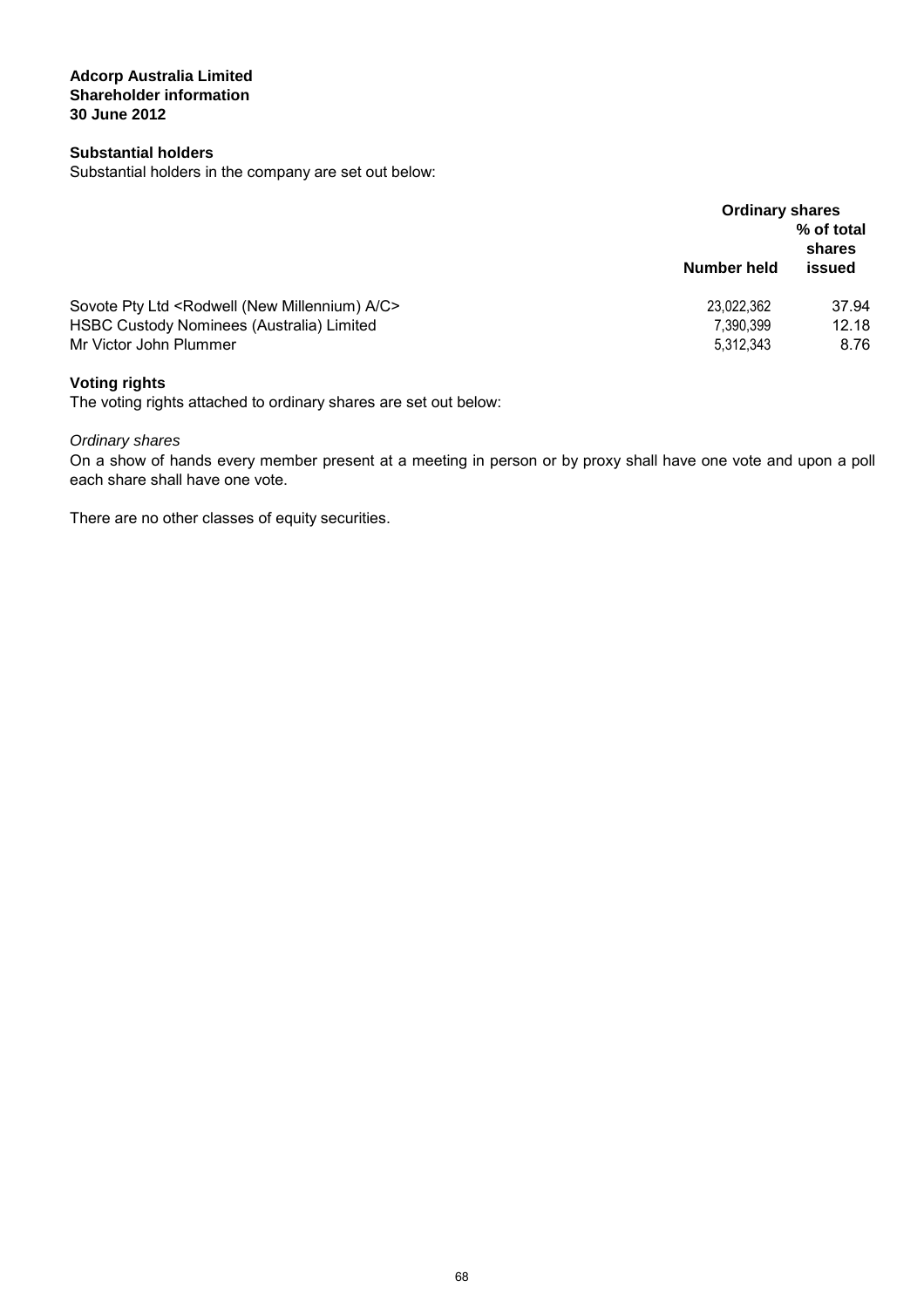**Adcorp Australia Limited**
**Shareholder information**
**30 June 2012**

**Substantial holders**

Substantial holders in the company are set out below:

| | Ordinary shares | |
|---|---|---|
| | Number held | % of total shares issued |
| Sovote Pty Ltd <Rodwell (New Millennium) A/C> | 23,022,362 | 37.94 |
| HSBC Custody Nominees (Australia) Limited | 7,390,399 | 12.18 |
| Mr Victor John Plummer | 5,312,343 | 8.76 |

**Voting rights**

The voting rights attached to ordinary shares are set out below:

*Ordinary shares*

On a show of hands every member present at a meeting in person or by proxy shall have one vote and upon a poll each share shall have one vote.

There are no other classes of equity securities.